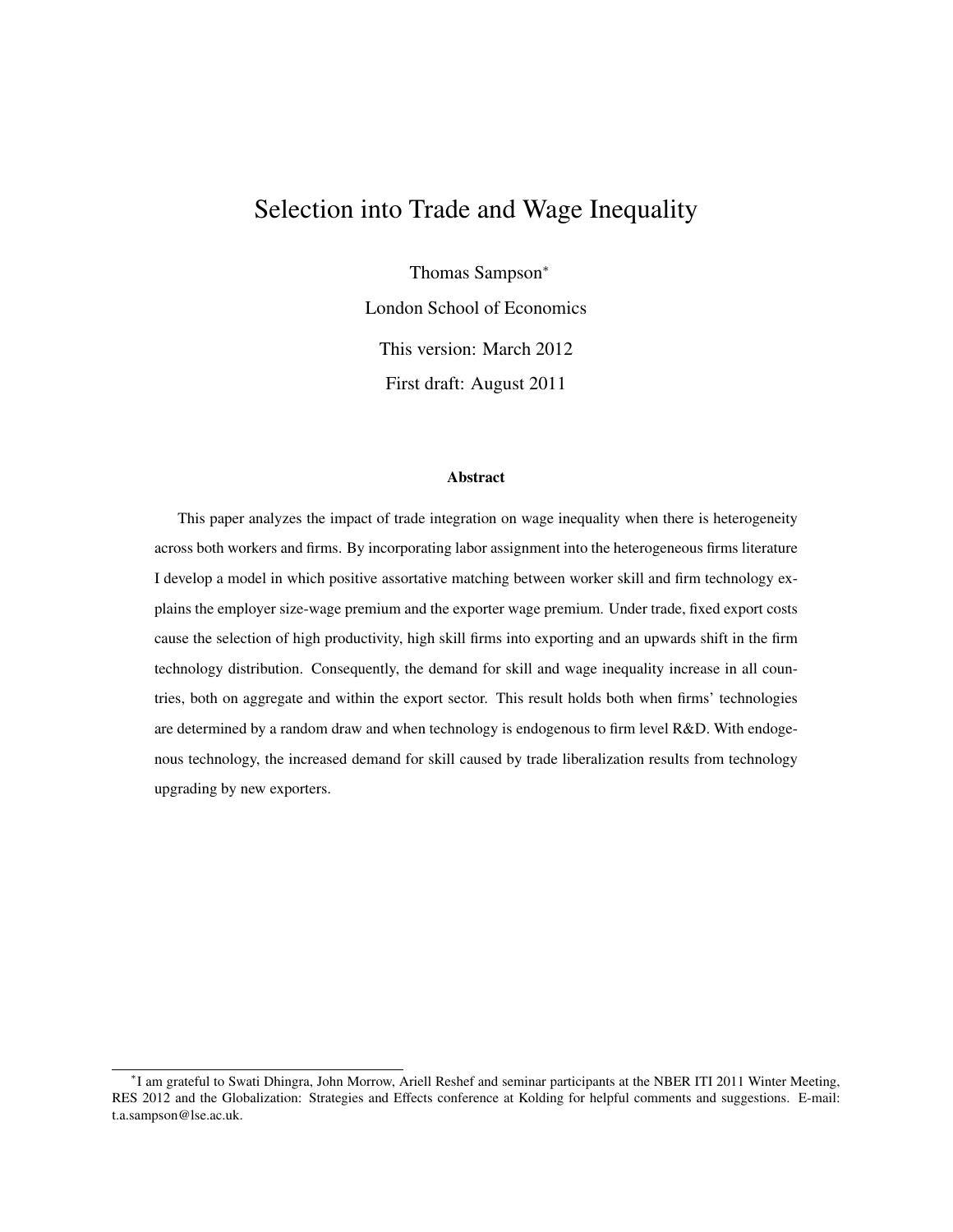# Selection into Trade and Wage Inequality

Thomas Sampson[*]

London School of Economics

This version: March 2012

First draft: August 2011

### Abstract

This paper analyzes the impact of trade integration on wage inequality when there is heterogeneity across both workers and firms. By incorporating labor assignment into the heterogeneous firms literature I develop a model in which positive assortative matching between worker skill and firm technology explains the employer size-wage premium and the exporter wage premium. Under trade, fixed export costs cause the selection of high productivity, high skill firms into exporting and an upwards shift in the firm technology distribution. Consequently, the demand for skill and wage inequality increase in all countries, both on aggregate and within the export sector. This result holds both when firms' technologies are determined by a random draw and when technology is endogenous to firm level R&D. With endogenous technology, the increased demand for skill caused by trade liberalization results from technology upgrading by new exporters.

[*] I am grateful to Swati Dhingra, John Morrow, Ariell Reshef and seminar participants at the NBER ITI 2011 Winter Meeting, RES 2012 and the Globalization: Strategies and Effects conference at Kolding for helpful comments and suggestions. E-mail: t.a.sampson@lse.ac.uk.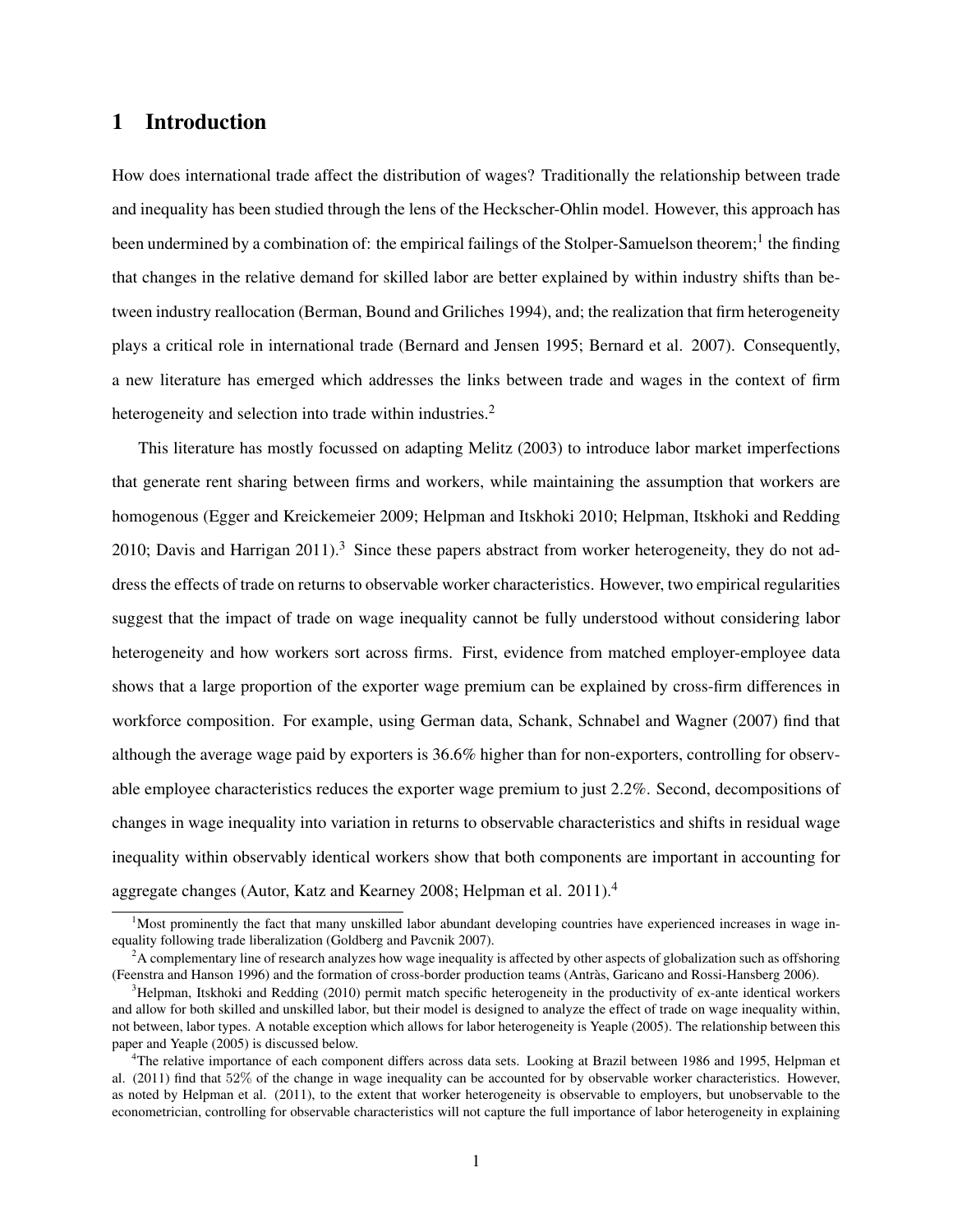# 1 Introduction

How does international trade affect the distribution of wages? Traditionally the relationship between trade and inequality has been studied through the lens of the Heckscher-Ohlin model. However, this approach has been undermined by a combination of: the empirical failings of the Stolper-Samuelson theorem;[1] the finding that changes in the relative demand for skilled labor are better explained by within industry shifts than between industry reallocation (Berman, Bound and Griliches 1994), and; the realization that firm heterogeneity plays a critical role in international trade (Bernard and Jensen 1995; Bernard et al. 2007). Consequently, a new literature has emerged which addresses the links between trade and wages in the context of firm heterogeneity and selection into trade within industries.[2]

This literature has mostly focussed on adapting Melitz (2003) to introduce labor market imperfections that generate rent sharing between firms and workers, while maintaining the assumption that workers are homogenous (Egger and Kreickemeier 2009; Helpman and Itskhoki 2010; Helpman, Itskhoki and Redding 2010; Davis and Harrigan 2011).[3] Since these papers abstract from worker heterogeneity, they do not address the effects of trade on returns to observable worker characteristics. However, two empirical regularities suggest that the impact of trade on wage inequality cannot be fully understood without considering labor heterogeneity and how workers sort across firms. First, evidence from matched employer-employee data shows that a large proportion of the exporter wage premium can be explained by cross-firm differences in workforce composition. For example, using German data, Schank, Schnabel and Wagner (2007) find that although the average wage paid by exporters is 36.6% higher than for non-exporters, controlling for observable employee characteristics reduces the exporter wage premium to just 2.2%. Second, decompositions of changes in wage inequality into variation in returns to observable characteristics and shifts in residual wage inequality within observably identical workers show that both components are important in accounting for aggregate changes (Autor, Katz and Kearney 2008; Helpman et al. 2011).[4]

[1] Most prominently the fact that many unskilled labor abundant developing countries have experienced increases in wage inequality following trade liberalization (Goldberg and Pavcnik 2007).

[2] A complementary line of research analyzes how wage inequality is affected by other aspects of globalization such as offshoring (Feenstra and Hanson 1996) and the formation of cross-border production teams (Antràs, Garicano and Rossi-Hansberg 2006).

[3] Helpman, Itskhoki and Redding (2010) permit match specific heterogeneity in the productivity of ex-ante identical workers and allow for both skilled and unskilled labor, but their model is designed to analyze the effect of trade on wage inequality within, not between, labor types. A notable exception which allows for labor heterogeneity is Yeaple (2005). The relationship between this paper and Yeaple (2005) is discussed below.

[4] The relative importance of each component differs across data sets. Looking at Brazil between 1986 and 1995, Helpman et al. (2011) find that 52% of the change in wage inequality can be accounted for by observable worker characteristics. However, as noted by Helpman et al. (2011), to the extent that worker heterogeneity is observable to employers, but unobservable to the econometrician, controlling for observable characteristics will not capture the full importance of labor heterogeneity in explaining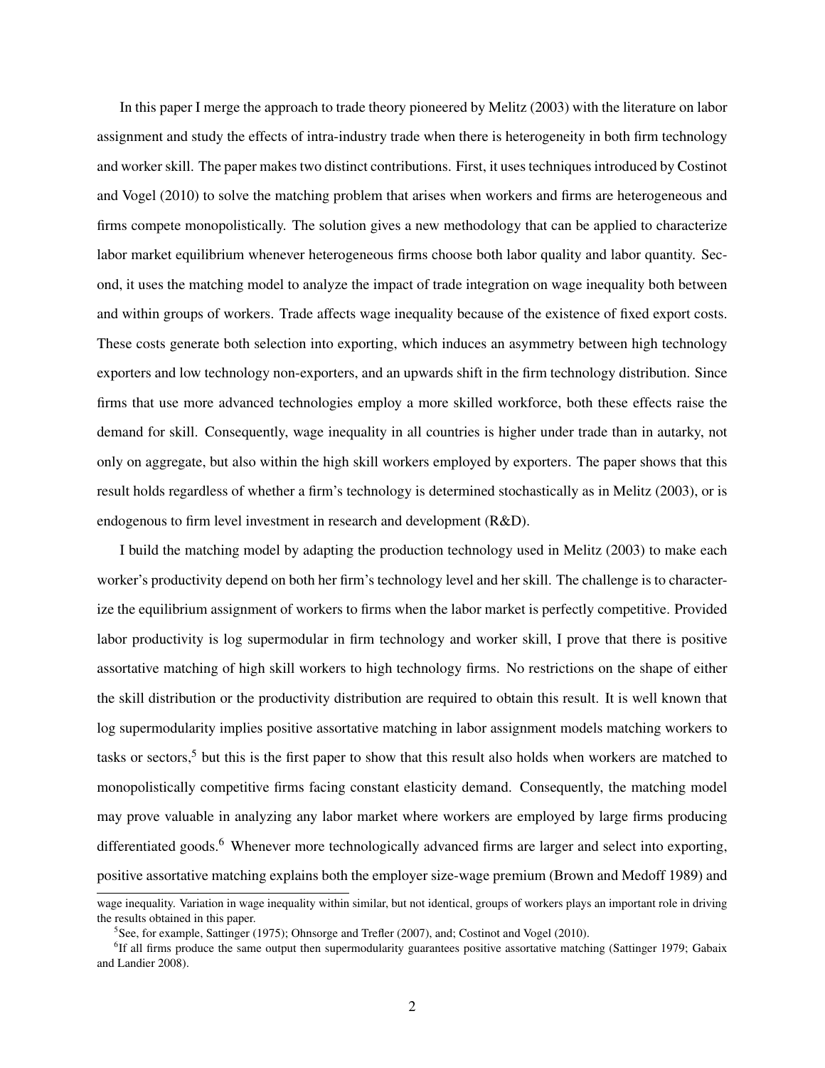In this paper I merge the approach to trade theory pioneered by Melitz (2003) with the literature on labor assignment and study the effects of intra-industry trade when there is heterogeneity in both firm technology and worker skill. The paper makes two distinct contributions. First, it uses techniques introduced by Costinot and Vogel (2010) to solve the matching problem that arises when workers and firms are heterogeneous and firms compete monopolistically. The solution gives a new methodology that can be applied to characterize labor market equilibrium whenever heterogeneous firms choose both labor quality and labor quantity. Second, it uses the matching model to analyze the impact of trade integration on wage inequality both between and within groups of workers. Trade affects wage inequality because of the existence of fixed export costs. These costs generate both selection into exporting, which induces an asymmetry between high technology exporters and low technology non-exporters, and an upwards shift in the firm technology distribution. Since firms that use more advanced technologies employ a more skilled workforce, both these effects raise the demand for skill. Consequently, wage inequality in all countries is higher under trade than in autarky, not only on aggregate, but also within the high skill workers employed by exporters. The paper shows that this result holds regardless of whether a firm's technology is determined stochastically as in Melitz (2003), or is endogenous to firm level investment in research and development (R&D).

I build the matching model by adapting the production technology used in Melitz (2003) to make each worker's productivity depend on both her firm's technology level and her skill. The challenge is to characterize the equilibrium assignment of workers to firms when the labor market is perfectly competitive. Provided labor productivity is log supermodular in firm technology and worker skill, I prove that there is positive assortative matching of high skill workers to high technology firms. No restrictions on the shape of either the skill distribution or the productivity distribution are required to obtain this result. It is well known that log supermodularity implies positive assortative matching in labor assignment models matching workers to tasks or sectors,[5] but this is the first paper to show that this result also holds when workers are matched to monopolistically competitive firms facing constant elasticity demand. Consequently, the matching model may prove valuable in analyzing any labor market where workers are employed by large firms producing differentiated goods.[6] Whenever more technologically advanced firms are larger and select into exporting, positive assortative matching explains both the employer size-wage premium (Brown and Medoff 1989) and

wage inequality. Variation in wage inequality within similar, but not identical, groups of workers plays an important role in driving the results obtained in this paper.

[5] See, for example, Sattinger (1975); Ohnsorge and Trefler (2007), and; Costinot and Vogel (2010).

[6] If all firms produce the same output then supermodularity guarantees positive assortative matching (Sattinger 1979; Gabaix and Landier 2008).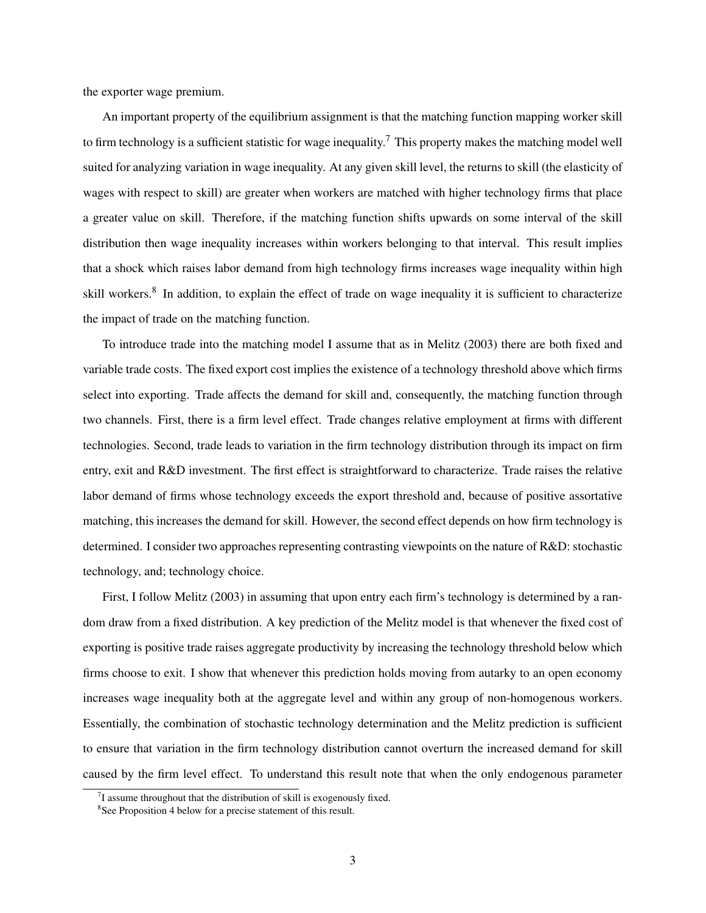the exporter wage premium.

An important property of the equilibrium assignment is that the matching function mapping worker skill to firm technology is a sufficient statistic for wage inequality.[7] This property makes the matching model well suited for analyzing variation in wage inequality. At any given skill level, the returns to skill (the elasticity of wages with respect to skill) are greater when workers are matched with higher technology firms that place a greater value on skill. Therefore, if the matching function shifts upwards on some interval of the skill distribution then wage inequality increases within workers belonging to that interval. This result implies that a shock which raises labor demand from high technology firms increases wage inequality within high skill workers.[8] In addition, to explain the effect of trade on wage inequality it is sufficient to characterize the impact of trade on the matching function.

To introduce trade into the matching model I assume that as in Melitz (2003) there are both fixed and variable trade costs. The fixed export cost implies the existence of a technology threshold above which firms select into exporting. Trade affects the demand for skill and, consequently, the matching function through two channels. First, there is a firm level effect. Trade changes relative employment at firms with different technologies. Second, trade leads to variation in the firm technology distribution through its impact on firm entry, exit and R&D investment. The first effect is straightforward to characterize. Trade raises the relative labor demand of firms whose technology exceeds the export threshold and, because of positive assortative matching, this increases the demand for skill. However, the second effect depends on how firm technology is determined. I consider two approaches representing contrasting viewpoints on the nature of R&D: stochastic technology, and; technology choice.

First, I follow Melitz (2003) in assuming that upon entry each firm's technology is determined by a random draw from a fixed distribution. A key prediction of the Melitz model is that whenever the fixed cost of exporting is positive trade raises aggregate productivity by increasing the technology threshold below which firms choose to exit. I show that whenever this prediction holds moving from autarky to an open economy increases wage inequality both at the aggregate level and within any group of non-homogenous workers. Essentially, the combination of stochastic technology determination and the Melitz prediction is sufficient to ensure that variation in the firm technology distribution cannot overturn the increased demand for skill caused by the firm level effect. To understand this result note that when the only endogenous parameter

[7] I assume throughout that the distribution of skill is exogenously fixed.

[8] See Proposition 4 below for a precise statement of this result.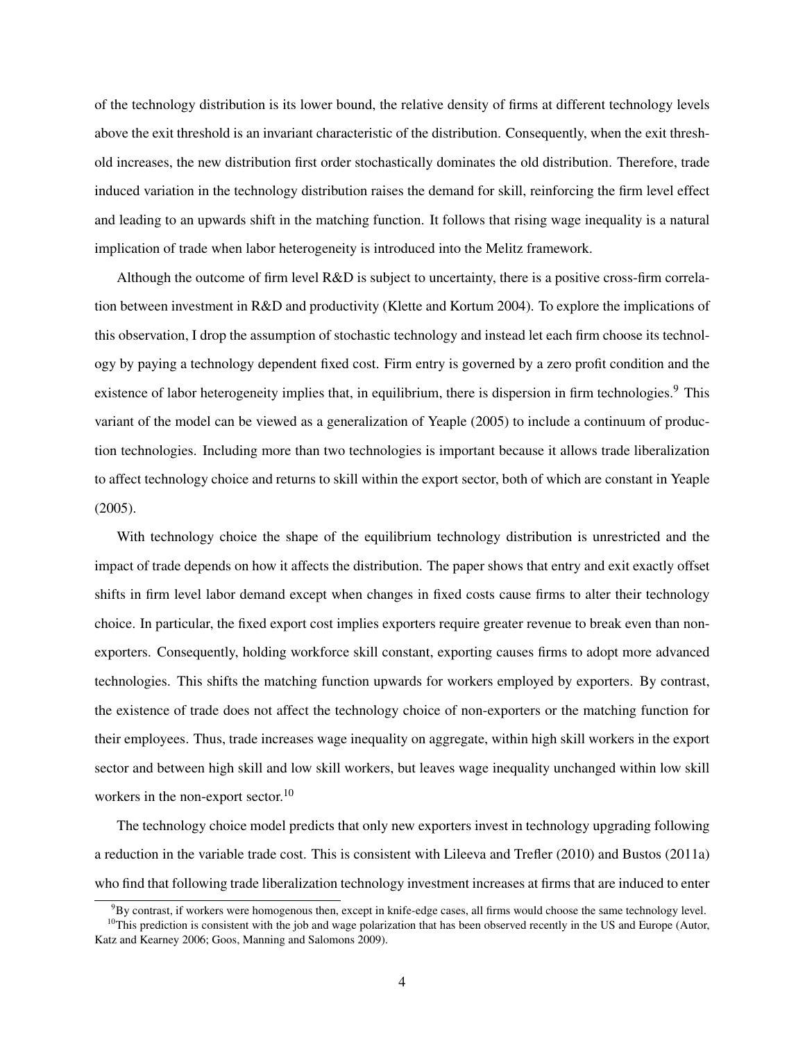of the technology distribution is its lower bound, the relative density of firms at different technology levels above the exit threshold is an invariant characteristic of the distribution. Consequently, when the exit threshold increases, the new distribution first order stochastically dominates the old distribution. Therefore, trade induced variation in the technology distribution raises the demand for skill, reinforcing the firm level effect and leading to an upwards shift in the matching function. It follows that rising wage inequality is a natural implication of trade when labor heterogeneity is introduced into the Melitz framework.

Although the outcome of firm level R&D is subject to uncertainty, there is a positive cross-firm correlation between investment in R&D and productivity (Klette and Kortum 2004). To explore the implications of this observation, I drop the assumption of stochastic technology and instead let each firm choose its technology by paying a technology dependent fixed cost. Firm entry is governed by a zero profit condition and the existence of labor heterogeneity implies that, in equilibrium, there is dispersion in firm technologies.[9] This variant of the model can be viewed as a generalization of Yeaple (2005) to include a continuum of production technologies. Including more than two technologies is important because it allows trade liberalization to affect technology choice and returns to skill within the export sector, both of which are constant in Yeaple (2005).

With technology choice the shape of the equilibrium technology distribution is unrestricted and the impact of trade depends on how it affects the distribution. The paper shows that entry and exit exactly offset shifts in firm level labor demand except when changes in fixed costs cause firms to alter their technology choice. In particular, the fixed export cost implies exporters require greater revenue to break even than non-exporters. Consequently, holding workforce skill constant, exporting causes firms to adopt more advanced technologies. This shifts the matching function upwards for workers employed by exporters. By contrast, the existence of trade does not affect the technology choice of non-exporters or the matching function for their employees. Thus, trade increases wage inequality on aggregate, within high skill workers in the export sector and between high skill and low skill workers, but leaves wage inequality unchanged within low skill workers in the non-export sector.[10]

The technology choice model predicts that only new exporters invest in technology upgrading following a reduction in the variable trade cost. This is consistent with Lileeva and Trefler (2010) and Bustos (2011a) who find that following trade liberalization technology investment increases at firms that are induced to enter

[9] By contrast, if workers were homogenous then, except in knife-edge cases, all firms would choose the same technology level.

[10] This prediction is consistent with the job and wage polarization that has been observed recently in the US and Europe (Autor, Katz and Kearney 2006; Goos, Manning and Salomons 2009).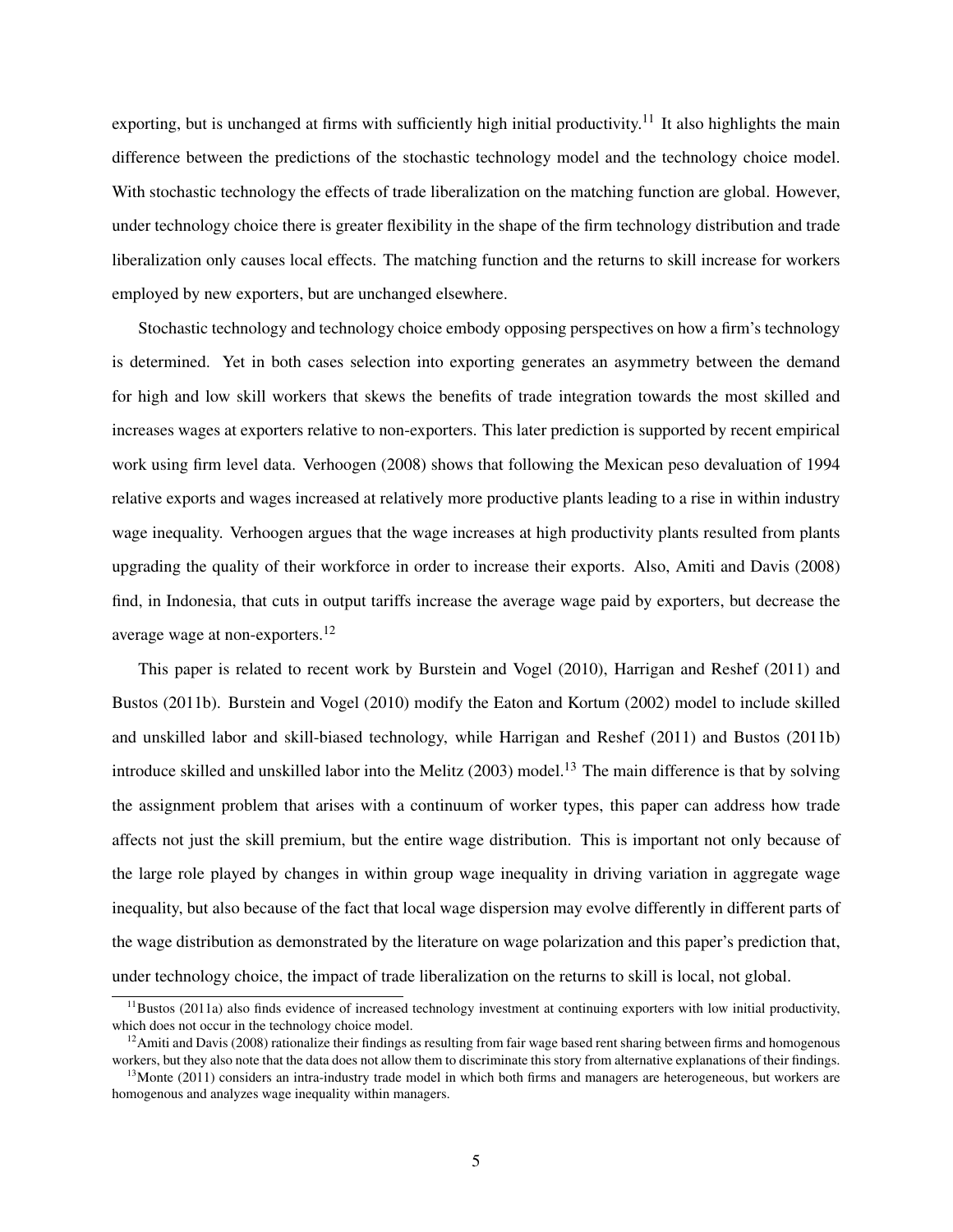exporting, but is unchanged at firms with sufficiently high initial productivity.[11] It also highlights the main difference between the predictions of the stochastic technology model and the technology choice model. With stochastic technology the effects of trade liberalization on the matching function are global. However, under technology choice there is greater flexibility in the shape of the firm technology distribution and trade liberalization only causes local effects. The matching function and the returns to skill increase for workers employed by new exporters, but are unchanged elsewhere.

Stochastic technology and technology choice embody opposing perspectives on how a firm's technology is determined. Yet in both cases selection into exporting generates an asymmetry between the demand for high and low skill workers that skews the benefits of trade integration towards the most skilled and increases wages at exporters relative to non-exporters. This later prediction is supported by recent empirical work using firm level data. Verhoogen (2008) shows that following the Mexican peso devaluation of 1994 relative exports and wages increased at relatively more productive plants leading to a rise in within industry wage inequality. Verhoogen argues that the wage increases at high productivity plants resulted from plants upgrading the quality of their workforce in order to increase their exports. Also, Amiti and Davis (2008) find, in Indonesia, that cuts in output tariffs increase the average wage paid by exporters, but decrease the average wage at non-exporters.[12]

This paper is related to recent work by Burstein and Vogel (2010), Harrigan and Reshef (2011) and Bustos (2011b). Burstein and Vogel (2010) modify the Eaton and Kortum (2002) model to include skilled and unskilled labor and skill-biased technology, while Harrigan and Reshef (2011) and Bustos (2011b) introduce skilled and unskilled labor into the Melitz (2003) model.[13] The main difference is that by solving the assignment problem that arises with a continuum of worker types, this paper can address how trade affects not just the skill premium, but the entire wage distribution. This is important not only because of the large role played by changes in within group wage inequality in driving variation in aggregate wage inequality, but also because of the fact that local wage dispersion may evolve differently in different parts of the wage distribution as demonstrated by the literature on wage polarization and this paper's prediction that, under technology choice, the impact of trade liberalization on the returns to skill is local, not global.

[11] Bustos (2011a) also finds evidence of increased technology investment at continuing exporters with low initial productivity, which does not occur in the technology choice model.

[12] Amiti and Davis (2008) rationalize their findings as resulting from fair wage based rent sharing between firms and homogenous workers, but they also note that the data does not allow them to discriminate this story from alternative explanations of their findings.

[13] Monte (2011) considers an intra-industry trade model in which both firms and managers are heterogeneous, but workers are homogenous and analyzes wage inequality within managers.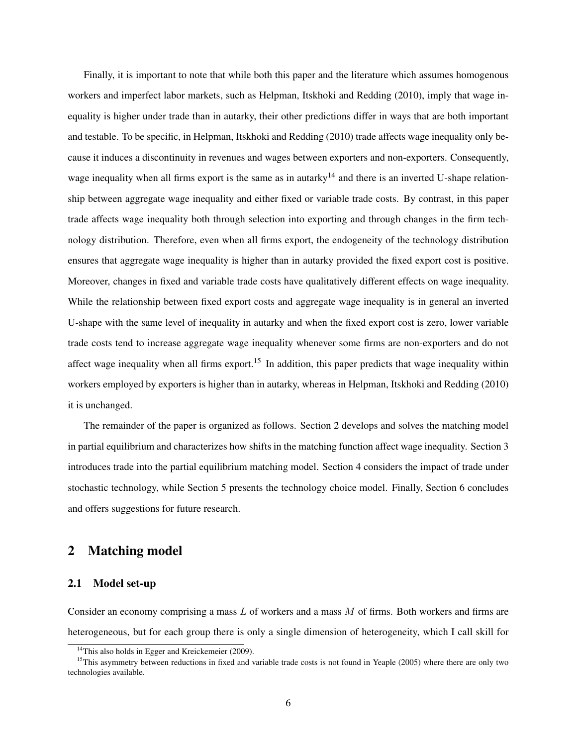Finally, it is important to note that while both this paper and the literature which assumes homogenous workers and imperfect labor markets, such as Helpman, Itskhoki and Redding (2010), imply that wage inequality is higher under trade than in autarky, their other predictions differ in ways that are both important and testable. To be specific, in Helpman, Itskhoki and Redding (2010) trade affects wage inequality only because it induces a discontinuity in revenues and wages between exporters and non-exporters. Consequently, wage inequality when all firms export is the same as in autarky[14] and there is an inverted U-shape relationship between aggregate wage inequality and either fixed or variable trade costs. By contrast, in this paper trade affects wage inequality both through selection into exporting and through changes in the firm technology distribution. Therefore, even when all firms export, the endogeneity of the technology distribution ensures that aggregate wage inequality is higher than in autarky provided the fixed export cost is positive. Moreover, changes in fixed and variable trade costs have qualitatively different effects on wage inequality. While the relationship between fixed export costs and aggregate wage inequality is in general an inverted U-shape with the same level of inequality in autarky and when the fixed export cost is zero, lower variable trade costs tend to increase aggregate wage inequality whenever some firms are non-exporters and do not affect wage inequality when all firms export.[15] In addition, this paper predicts that wage inequality within workers employed by exporters is higher than in autarky, whereas in Helpman, Itskhoki and Redding (2010) it is unchanged.

The remainder of the paper is organized as follows. Section 2 develops and solves the matching model in partial equilibrium and characterizes how shifts in the matching function affect wage inequality. Section 3 introduces trade into the partial equilibrium matching model. Section 4 considers the impact of trade under stochastic technology, while Section 5 presents the technology choice model. Finally, Section 6 concludes and offers suggestions for future research.

## 2 Matching model

### 2.1 Model set-up

Consider an economy comprising a mass $L$ of workers and a mass $M$ of firms. Both workers and firms are heterogeneous, but for each group there is only a single dimension of heterogeneity, which I call skill for

[14] This also holds in Egger and Kreickemeier (2009).

[15] This asymmetry between reductions in fixed and variable trade costs is not found in Yeaple (2005) where there are only two technologies available.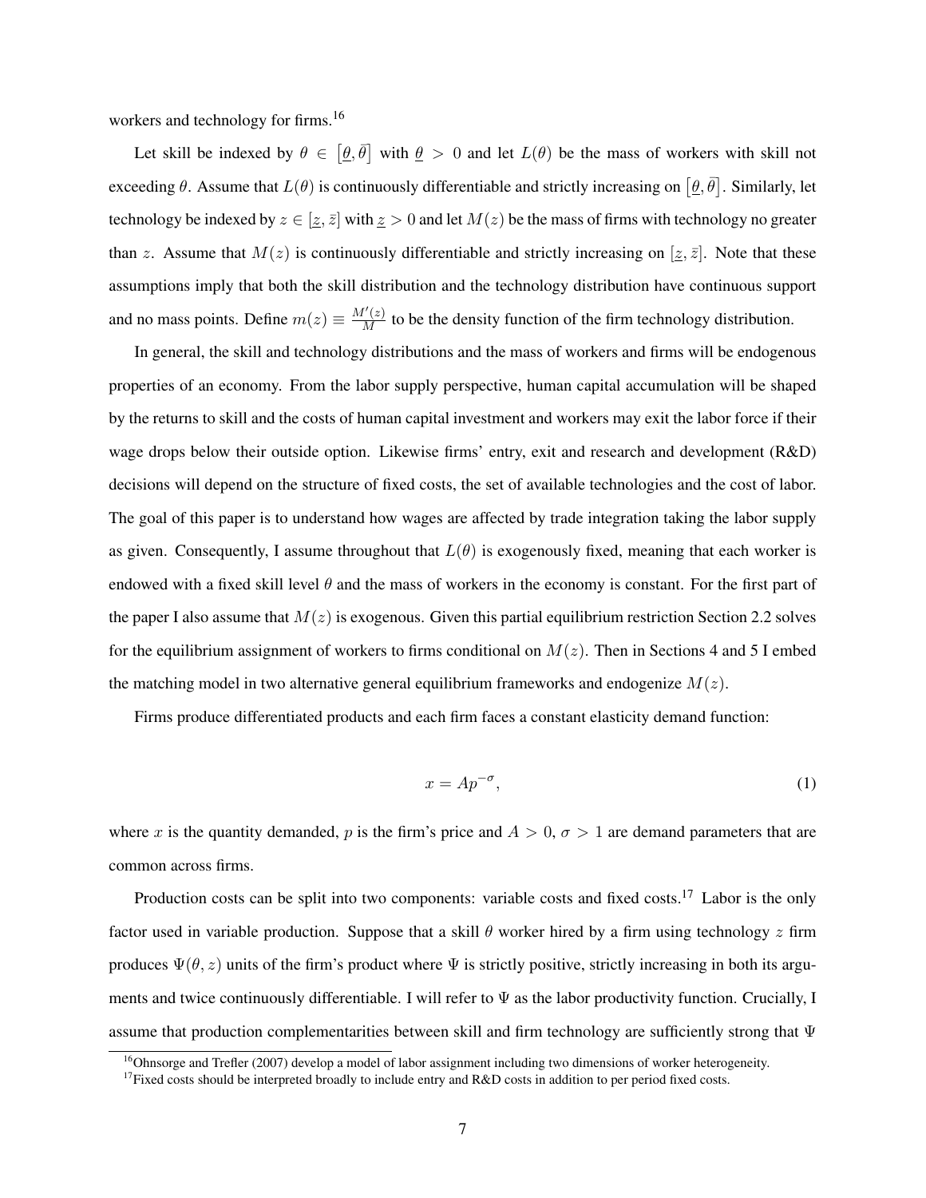workers and technology for firms.[16]

Let skill be indexed by $\theta \in [\underline{\theta}, \bar{\theta}]$ with $\underline{\theta} > 0$ and let $L(\theta)$ be the mass of workers with skill not exceeding $\theta$. Assume that $L(\theta)$ is continuously differentiable and strictly increasing on $[\underline{\theta}, \bar{\theta}]$. Similarly, let technology be indexed by $z \in [\underline{z}, \bar{z}]$ with $\underline{z} > 0$ and let $M(z)$ be the mass of firms with technology no greater than $z$. Assume that $M(z)$ is continuously differentiable and strictly increasing on $[\underline{z}, \bar{z}]$. Note that these assumptions imply that both the skill distribution and the technology distribution have continuous support and no mass points. Define $m(z) \equiv \frac{M'(z)}{M}$ to be the density function of the firm technology distribution.

In general, the skill and technology distributions and the mass of workers and firms will be endogenous properties of an economy. From the labor supply perspective, human capital accumulation will be shaped by the returns to skill and the costs of human capital investment and workers may exit the labor force if their wage drops below their outside option. Likewise firms' entry, exit and research and development (R&D) decisions will depend on the structure of fixed costs, the set of available technologies and the cost of labor. The goal of this paper is to understand how wages are affected by trade integration taking the labor supply as given. Consequently, I assume throughout that $L(\theta)$ is exogenously fixed, meaning that each worker is endowed with a fixed skill level $\theta$ and the mass of workers in the economy is constant. For the first part of the paper I also assume that $M(z)$ is exogenous. Given this partial equilibrium restriction Section 2.2 solves for the equilibrium assignment of workers to firms conditional on $M(z)$. Then in Sections 4 and 5 I embed the matching model in two alternative general equilibrium frameworks and endogenize $M(z)$.

Firms produce differentiated products and each firm faces a constant elasticity demand function:

$$x = Ap^{-\sigma}, \tag{1}$$

where $x$ is the quantity demanded, $p$ is the firm's price and $A > 0$, $\sigma > 1$ are demand parameters that are common across firms.

Production costs can be split into two components: variable costs and fixed costs.[17] Labor is the only factor used in variable production. Suppose that a skill $\theta$ worker hired by a firm using technology $z$ firm produces $\Psi(\theta, z)$ units of the firm's product where $\Psi$ is strictly positive, strictly increasing in both its arguments and twice continuously differentiable. I will refer to $\Psi$ as the labor productivity function. Crucially, I assume that production complementarities between skill and firm technology are sufficiently strong that $\Psi$

[16] Ohnsorge and Trefler (2007) develop a model of labor assignment including two dimensions of worker heterogeneity.

[17] Fixed costs should be interpreted broadly to include entry and R&D costs in addition to per period fixed costs.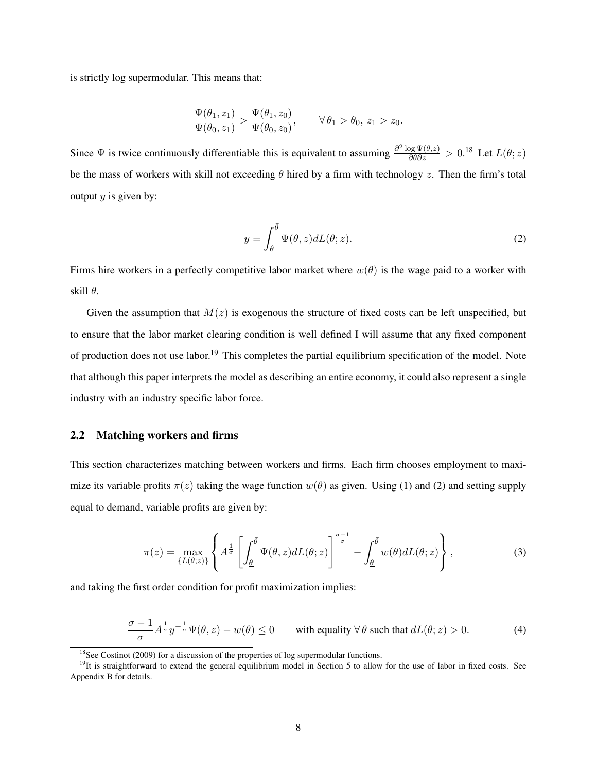is strictly log supermodular. This means that:

$$\frac{\Psi(\theta_1, z_1)}{\Psi(\theta_0, z_1)} > \frac{\Psi(\theta_1, z_0)}{\Psi(\theta_0, z_0)}, \qquad \forall\, \theta_1 > \theta_0,\ z_1 > z_0.$$

Since $\Psi$ is twice continuously differentiable this is equivalent to assuming $\frac{\partial^2 \log \Psi(\theta,z)}{\partial\theta\partial z} > 0$.[18] Let $L(\theta; z)$ be the mass of workers with skill not exceeding $\theta$ hired by a firm with technology $z$. Then the firm's total output $y$ is given by:

$$y = \int_{\underline{\theta}}^{\bar{\theta}} \Psi(\theta, z) dL(\theta; z). \tag{2}$$

Firms hire workers in a perfectly competitive labor market where $w(\theta)$ is the wage paid to a worker with skill $\theta$.

Given the assumption that $M(z)$ is exogenous the structure of fixed costs can be left unspecified, but to ensure that the labor market clearing condition is well defined I will assume that any fixed component of production does not use labor.[19] This completes the partial equilibrium specification of the model. Note that although this paper interprets the model as describing an entire economy, it could also represent a single industry with an industry specific labor force.

## 2.2 Matching workers and firms

This section characterizes matching between workers and firms. Each firm chooses employment to maximize its variable profits $\pi(z)$ taking the wage function $w(\theta)$ as given. Using (1) and (2) and setting supply equal to demand, variable profits are given by:

$$\pi(z) = \max_{\{L(\theta;z)\}} \left\{ A^{\frac{1}{\sigma}} \left[ \int_{\underline{\theta}}^{\bar{\theta}} \Psi(\theta, z) dL(\theta; z) \right]^{\frac{\sigma-1}{\sigma}} - \int_{\underline{\theta}}^{\bar{\theta}} w(\theta) dL(\theta; z) \right\}, \tag{3}$$

and taking the first order condition for profit maximization implies:

$$\frac{\sigma-1}{\sigma} A^{\frac{1}{\sigma}} y^{-\frac{1}{\sigma}} \Psi(\theta, z) - w(\theta) \leq 0 \qquad \text{with equality } \forall\, \theta \text{ such that } dL(\theta; z) > 0. \tag{4}$$

[18] See Costinot (2009) for a discussion of the properties of log supermodular functions.

[19] It is straightforward to extend the general equilibrium model in Section 5 to allow for the use of labor in fixed costs. See Appendix B for details.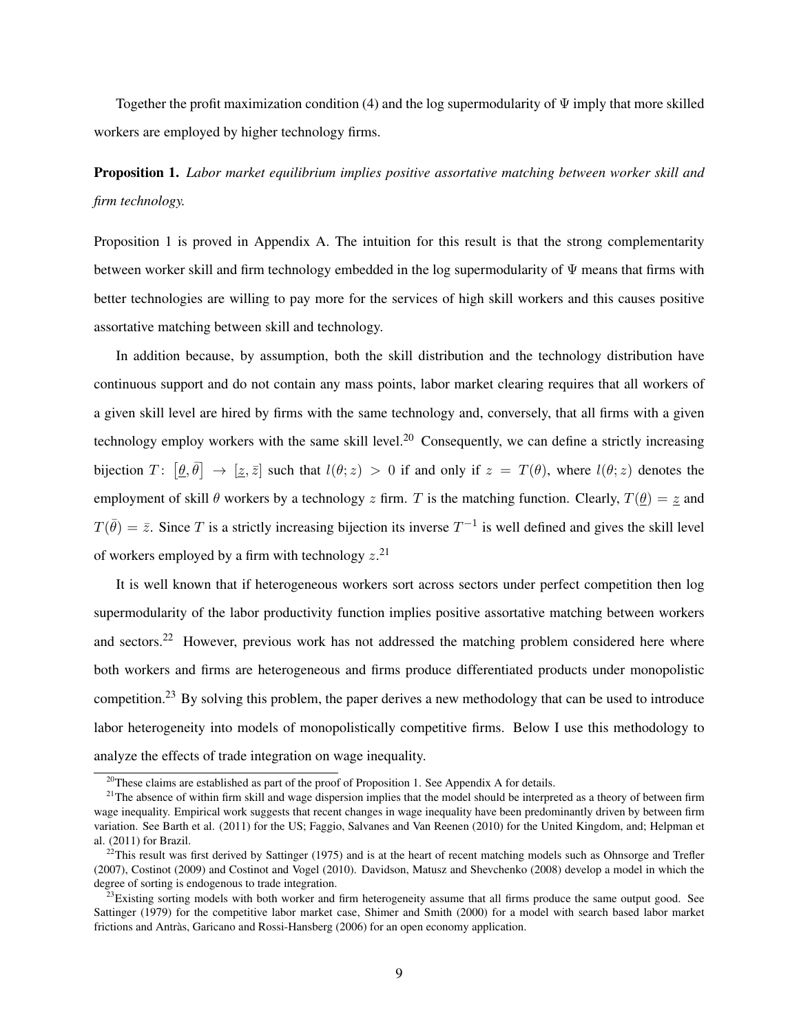Together the profit maximization condition (4) and the log supermodularity of $\Psi$ imply that more skilled workers are employed by higher technology firms.

**Proposition 1.** *Labor market equilibrium implies positive assortative matching between worker skill and firm technology.*

Proposition 1 is proved in Appendix A. The intuition for this result is that the strong complementarity between worker skill and firm technology embedded in the log supermodularity of $\Psi$ means that firms with better technologies are willing to pay more for the services of high skill workers and this causes positive assortative matching between skill and technology.

In addition because, by assumption, both the skill distribution and the technology distribution have continuous support and do not contain any mass points, labor market clearing requires that all workers of a given skill level are hired by firms with the same technology and, conversely, that all firms with a given technology employ workers with the same skill level.[20] Consequently, we can define a strictly increasing bijection $T\colon \left[\underline{\theta}, \bar{\theta}\right] \rightarrow \left[\underline{z}, \bar{z}\right]$ such that $l(\theta; z) > 0$ if and only if $z = T(\theta)$, where $l(\theta; z)$ denotes the employment of skill $\theta$ workers by a technology $z$ firm. $T$ is the matching function. Clearly, $T(\underline{\theta}) = \underline{z}$ and $T(\bar{\theta}) = \bar{z}$. Since $T$ is a strictly increasing bijection its inverse $T^{-1}$ is well defined and gives the skill level of workers employed by a firm with technology $z$.[21]

It is well known that if heterogeneous workers sort across sectors under perfect competition then log supermodularity of the labor productivity function implies positive assortative matching between workers and sectors.[22] However, previous work has not addressed the matching problem considered here where both workers and firms are heterogeneous and firms produce differentiated products under monopolistic competition.[23] By solving this problem, the paper derives a new methodology that can be used to introduce labor heterogeneity into models of monopolistically competitive firms. Below I use this methodology to analyze the effects of trade integration on wage inequality.

---

[20] These claims are established as part of the proof of Proposition 1. See Appendix A for details.

[21] The absence of within firm skill and wage dispersion implies that the model should be interpreted as a theory of between firm wage inequality. Empirical work suggests that recent changes in wage inequality have been predominantly driven by between firm variation. See Barth et al. (2011) for the US; Faggio, Salvanes and Van Reenen (2010) for the United Kingdom, and; Helpman et al. (2011) for Brazil.

[22] This result was first derived by Sattinger (1975) and is at the heart of recent matching models such as Ohnsorge and Trefler (2007), Costinot (2009) and Costinot and Vogel (2010). Davidson, Matusz and Shevchenko (2008) develop a model in which the degree of sorting is endogenous to trade integration.

[23] Existing sorting models with both worker and firm heterogeneity assume that all firms produce the same output good. See Sattinger (1979) for the competitive labor market case, Shimer and Smith (2000) for a model with search based labor market frictions and Antràs, Garicano and Rossi-Hansberg (2006) for an open economy application.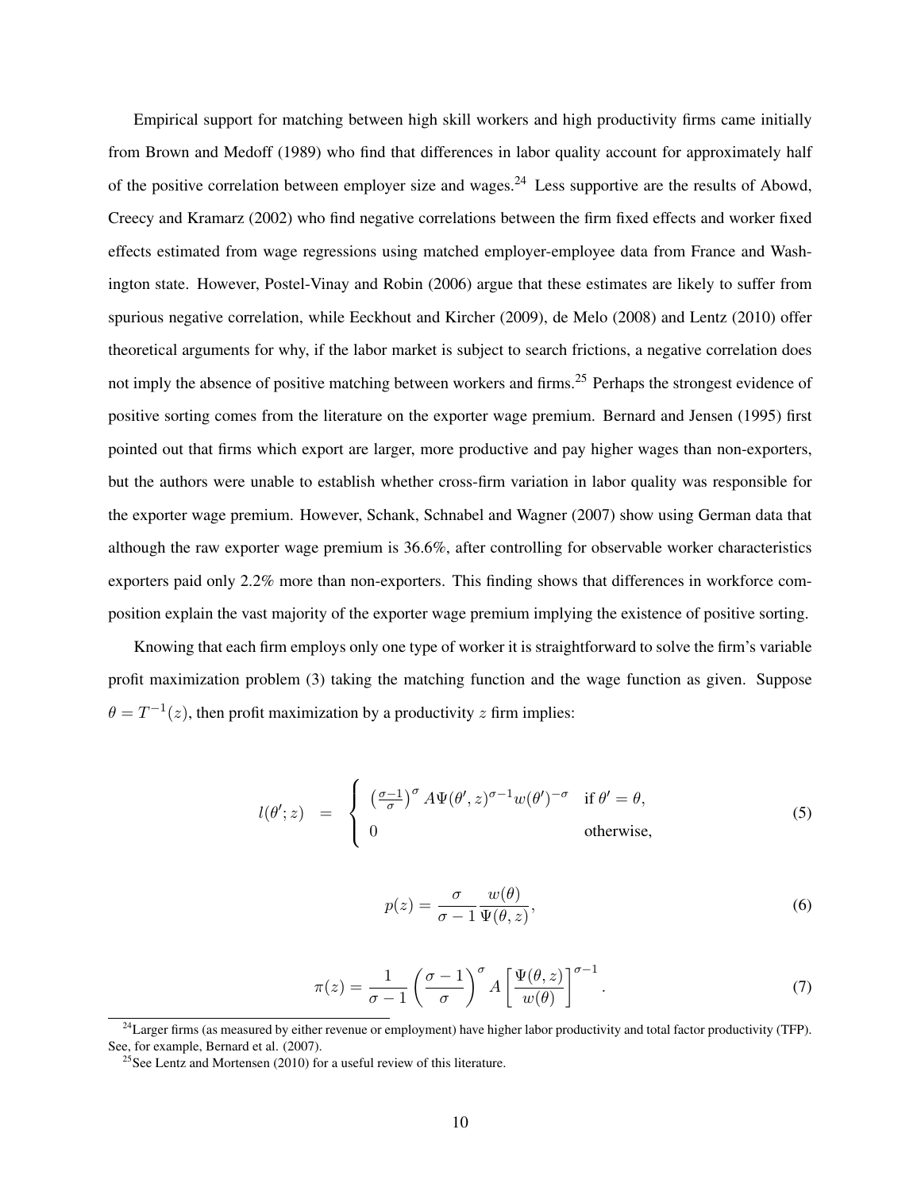Empirical support for matching between high skill workers and high productivity firms came initially from Brown and Medoff (1989) who find that differences in labor quality account for approximately half of the positive correlation between employer size and wages.[24] Less supportive are the results of Abowd, Creecy and Kramarz (2002) who find negative correlations between the firm fixed effects and worker fixed effects estimated from wage regressions using matched employer-employee data from France and Washington state. However, Postel-Vinay and Robin (2006) argue that these estimates are likely to suffer from spurious negative correlation, while Eeckhout and Kircher (2009), de Melo (2008) and Lentz (2010) offer theoretical arguments for why, if the labor market is subject to search frictions, a negative correlation does not imply the absence of positive matching between workers and firms.[25] Perhaps the strongest evidence of positive sorting comes from the literature on the exporter wage premium. Bernard and Jensen (1995) first pointed out that firms which export are larger, more productive and pay higher wages than non-exporters, but the authors were unable to establish whether cross-firm variation in labor quality was responsible for the exporter wage premium. However, Schank, Schnabel and Wagner (2007) show using German data that although the raw exporter wage premium is 36.6%, after controlling for observable worker characteristics exporters paid only 2.2% more than non-exporters. This finding shows that differences in workforce composition explain the vast majority of the exporter wage premium implying the existence of positive sorting.

Knowing that each firm employs only one type of worker it is straightforward to solve the firm's variable profit maximization problem (3) taking the matching function and the wage function as given. Suppose $\theta = T^{-1}(z)$, then profit maximization by a productivity $z$ firm implies:

$$l(\theta'; z) = \begin{cases} \left(\frac{\sigma-1}{\sigma}\right)^{\sigma} A\Psi(\theta', z)^{\sigma-1} w(\theta')^{-\sigma} & \text{if } \theta' = \theta, \\ 0 & \text{otherwise,} \end{cases} \tag{5}$$

$$p(z) = \frac{\sigma}{\sigma-1} \frac{w(\theta)}{\Psi(\theta, z)}, \tag{6}$$

$$\pi(z) = \frac{1}{\sigma-1} \left(\frac{\sigma-1}{\sigma}\right)^{\sigma} A \left[\frac{\Psi(\theta, z)}{w(\theta)}\right]^{\sigma-1}. \tag{7}$$

[24] Larger firms (as measured by either revenue or employment) have higher labor productivity and total factor productivity (TFP). See, for example, Bernard et al. (2007).

[25] See Lentz and Mortensen (2010) for a useful review of this literature.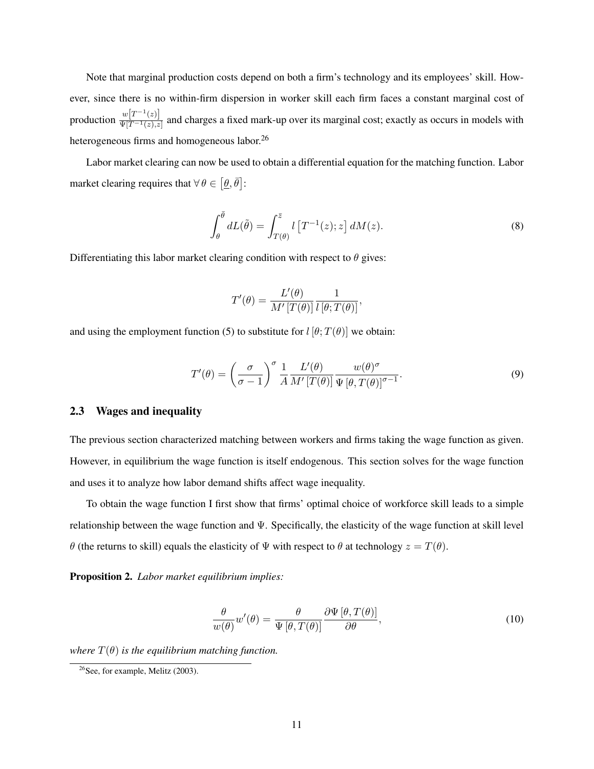Note that marginal production costs depend on both a firm's technology and its employees' skill. However, since there is no within-firm dispersion in worker skill each firm faces a constant marginal cost of production $\frac{w\left[T^{-1}(z)\right]}{\Psi\left[T^{-1}(z),z\right]}$ and charges a fixed mark-up over its marginal cost; exactly as occurs in models with heterogeneous firms and homogeneous labor.[26]

Labor market clearing can now be used to obtain a differential equation for the matching function. Labor market clearing requires that $\forall\, \theta \in \left[\underline{\theta}, \bar{\theta}\right]$:

$$\int_{\theta}^{\bar{\theta}} dL(\tilde{\theta}) = \int_{T(\theta)}^{\bar{z}} l\left[T^{-1}(z); z\right] dM(z). \tag{8}$$

Differentiating this labor market clearing condition with respect to $\theta$ gives:

$$T'(\theta) = \frac{L'(\theta)}{M'\left[T(\theta)\right]} \frac{1}{l\left[\theta; T(\theta)\right]},$$

and using the employment function (5) to substitute for $l\left[\theta; T(\theta)\right]$ we obtain:

$$T'(\theta) = \left(\frac{\sigma}{\sigma - 1}\right)^{\sigma} \frac{1}{A} \frac{L'(\theta)}{M'\left[T(\theta)\right]} \frac{w(\theta)^{\sigma}}{\Psi\left[\theta, T(\theta)\right]^{\sigma - 1}}. \tag{9}$$

## 2.3 Wages and inequality

The previous section characterized matching between workers and firms taking the wage function as given. However, in equilibrium the wage function is itself endogenous. This section solves for the wage function and uses it to analyze how labor demand shifts affect wage inequality.

To obtain the wage function I first show that firms' optimal choice of workforce skill leads to a simple relationship between the wage function and $\Psi$. Specifically, the elasticity of the wage function at skill level $\theta$ (the returns to skill) equals the elasticity of $\Psi$ with respect to $\theta$ at technology $z = T(\theta)$.

**Proposition 2.** *Labor market equilibrium implies:*

$$\frac{\theta}{w(\theta)} w'(\theta) = \frac{\theta}{\Psi\left[\theta, T(\theta)\right]} \frac{\partial \Psi\left[\theta, T(\theta)\right]}{\partial \theta}, \tag{10}$$

*where $T(\theta)$ is the equilibrium matching function.*

[26] See, for example, Melitz (2003).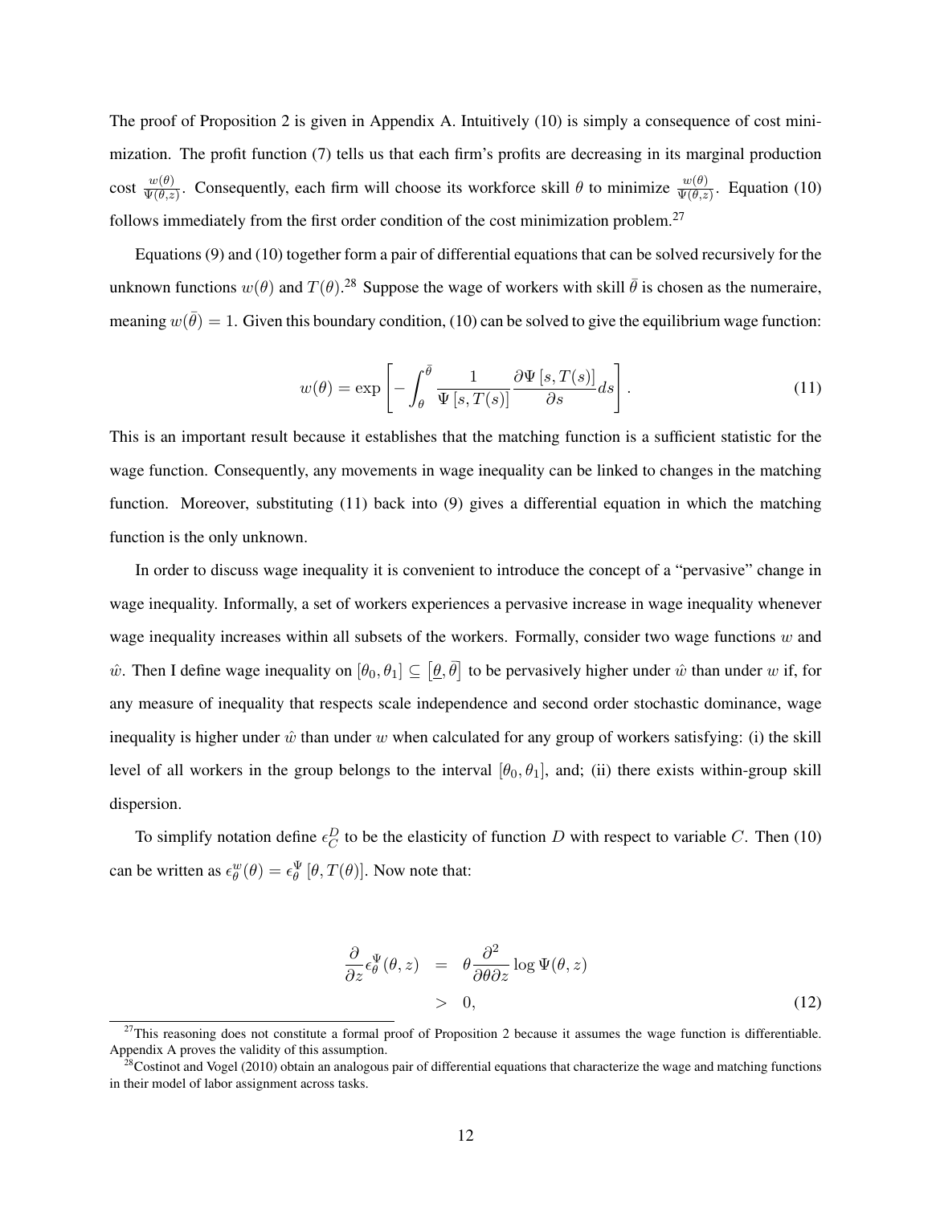The proof of Proposition 2 is given in Appendix A. Intuitively (10) is simply a consequence of cost minimization. The profit function (7) tells us that each firm's profits are decreasing in its marginal production cost $\frac{w(\theta)}{\Psi(\theta,z)}$. Consequently, each firm will choose its workforce skill $\theta$ to minimize $\frac{w(\theta)}{\Psi(\theta,z)}$. Equation (10) follows immediately from the first order condition of the cost minimization problem.[27]

Equations (9) and (10) together form a pair of differential equations that can be solved recursively for the unknown functions $w(\theta)$ and $T(\theta)$.[28] Suppose the wage of workers with skill $\bar{\theta}$ is chosen as the numeraire, meaning $w(\bar{\theta}) = 1$. Given this boundary condition, (10) can be solved to give the equilibrium wage function:

$$w(\theta) = \exp\left[-\int_{\theta}^{\bar{\theta}} \frac{1}{\Psi[s, T(s)]} \frac{\partial \Psi[s, T(s)]}{\partial s} ds\right]. \tag{11}$$

This is an important result because it establishes that the matching function is a sufficient statistic for the wage function. Consequently, any movements in wage inequality can be linked to changes in the matching function. Moreover, substituting (11) back into (9) gives a differential equation in which the matching function is the only unknown.

In order to discuss wage inequality it is convenient to introduce the concept of a "pervasive" change in wage inequality. Informally, a set of workers experiences a pervasive increase in wage inequality whenever wage inequality increases within all subsets of the workers. Formally, consider two wage functions $w$ and $\hat{w}$. Then I define wage inequality on $[\theta_0, \theta_1] \subseteq \left[\underline{\theta}, \bar{\theta}\right]$ to be pervasively higher under $\hat{w}$ than under $w$ if, for any measure of inequality that respects scale independence and second order stochastic dominance, wage inequality is higher under $\hat{w}$ than under $w$ when calculated for any group of workers satisfying: (i) the skill level of all workers in the group belongs to the interval $[\theta_0, \theta_1]$, and; (ii) there exists within-group skill dispersion.

To simplify notation define $\epsilon_C^D$ to be the elasticity of function $D$ with respect to variable $C$. Then (10) can be written as $\epsilon_\theta^w(\theta) = \epsilon_\theta^\Psi[\theta, T(\theta)]$. Now note that:

$$\begin{aligned} \frac{\partial}{\partial z} \epsilon_\theta^\Psi(\theta, z) &= \theta \frac{\partial^2}{\partial \theta \partial z} \log \Psi(\theta, z) \\ &> 0, \end{aligned} \tag{12}$$

[27] This reasoning does not constitute a formal proof of Proposition 2 because it assumes the wage function is differentiable. Appendix A proves the validity of this assumption.

[28] Costinot and Vogel (2010) obtain an analogous pair of differential equations that characterize the wage and matching functions in their model of labor assignment across tasks.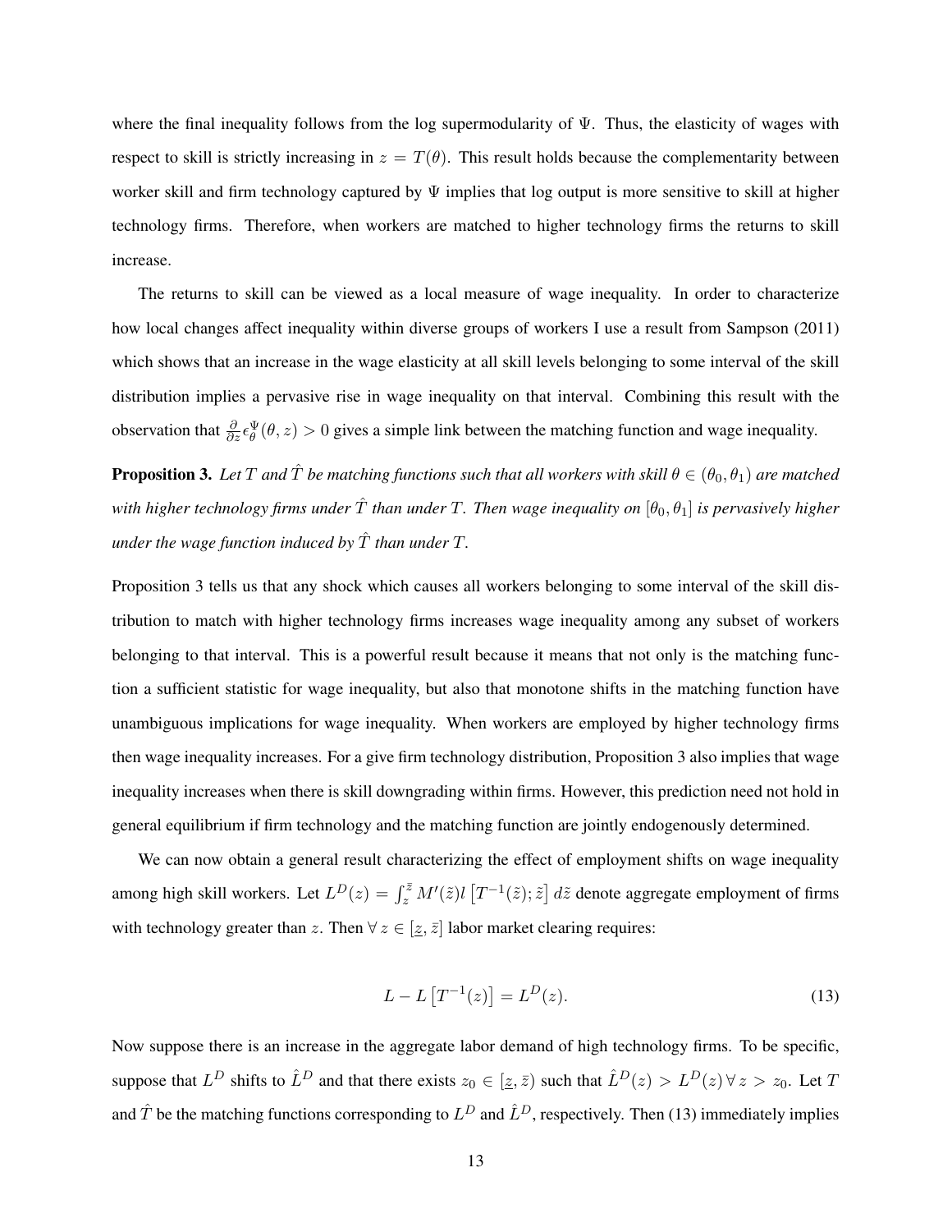where the final inequality follows from the log supermodularity of $\Psi$. Thus, the elasticity of wages with respect to skill is strictly increasing in $z = T(\theta)$. This result holds because the complementarity between worker skill and firm technology captured by $\Psi$ implies that log output is more sensitive to skill at higher technology firms. Therefore, when workers are matched to higher technology firms the returns to skill increase.

The returns to skill can be viewed as a local measure of wage inequality. In order to characterize how local changes affect inequality within diverse groups of workers I use a result from Sampson (2011) which shows that an increase in the wage elasticity at all skill levels belonging to some interval of the skill distribution implies a pervasive rise in wage inequality on that interval. Combining this result with the observation that $\frac{\partial}{\partial z}\epsilon_{\theta}^{\Psi}(\theta, z) > 0$ gives a simple link between the matching function and wage inequality.

**Proposition 3.** *Let $T$ and $\hat{T}$ be matching functions such that all workers with skill $\theta \in (\theta_0, \theta_1)$ are matched with higher technology firms under $\hat{T}$ than under $T$. Then wage inequality on $[\theta_0, \theta_1]$ is pervasively higher under the wage function induced by $\hat{T}$ than under $T$.*

Proposition 3 tells us that any shock which causes all workers belonging to some interval of the skill distribution to match with higher technology firms increases wage inequality among any subset of workers belonging to that interval. This is a powerful result because it means that not only is the matching function a sufficient statistic for wage inequality, but also that monotone shifts in the matching function have unambiguous implications for wage inequality. When workers are employed by higher technology firms then wage inequality increases. For a give firm technology distribution, Proposition 3 also implies that wage inequality increases when there is skill downgrading within firms. However, this prediction need not hold in general equilibrium if firm technology and the matching function are jointly endogenously determined.

We can now obtain a general result characterizing the effect of employment shifts on wage inequality among high skill workers. Let $L^D(z) = \int_z^{\bar{z}} M'(\tilde{z}) l\left[T^{-1}(\tilde{z}); \tilde{z}\right] d\tilde{z}$ denote aggregate employment of firms with technology greater than $z$. Then $\forall\, z \in [\underline{z}, \bar{z}]$ labor market clearing requires:

$$L - L\left[T^{-1}(z)\right] = L^D(z). \tag{13}$$

Now suppose there is an increase in the aggregate labor demand of high technology firms. To be specific, suppose that $L^D$ shifts to $\hat{L}^D$ and that there exists $z_0 \in [\underline{z}, \bar{z})$ such that $\hat{L}^D(z) > L^D(z) \,\forall\, z > z_0$. Let $T$ and $\hat{T}$ be the matching functions corresponding to $L^D$ and $\hat{L}^D$, respectively. Then (13) immediately implies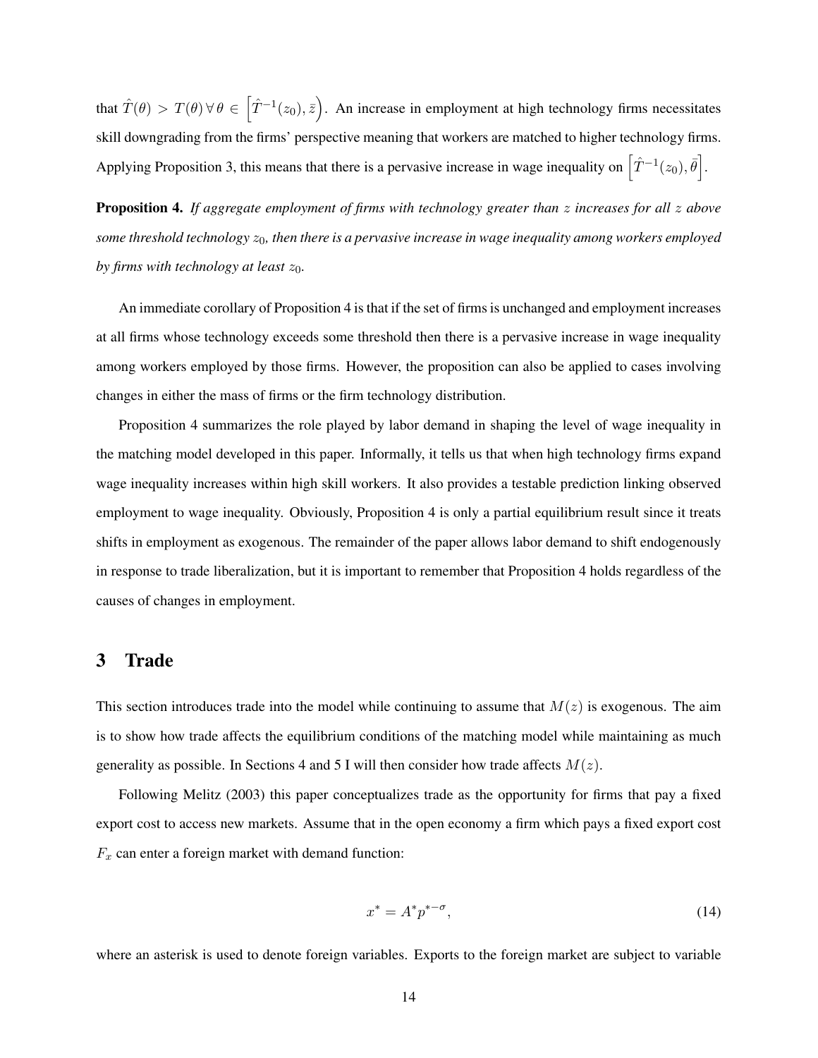that $\hat{T}(\theta) > T(\theta) \, \forall \, \theta \in \left[\hat{T}^{-1}(z_0), \bar{z}\right)$. An increase in employment at high technology firms necessitates skill downgrading from the firms' perspective meaning that workers are matched to higher technology firms. Applying Proposition 3, this means that there is a pervasive increase in wage inequality on $\left[\hat{T}^{-1}(z_0), \bar{\theta}\right]$.

**Proposition 4.** *If aggregate employment of firms with technology greater than $z$ increases for all $z$ above some threshold technology $z_0$, then there is a pervasive increase in wage inequality among workers employed by firms with technology at least $z_0$.*

An immediate corollary of Proposition 4 is that if the set of firms is unchanged and employment increases at all firms whose technology exceeds some threshold then there is a pervasive increase in wage inequality among workers employed by those firms. However, the proposition can also be applied to cases involving changes in either the mass of firms or the firm technology distribution.

Proposition 4 summarizes the role played by labor demand in shaping the level of wage inequality in the matching model developed in this paper. Informally, it tells us that when high technology firms expand wage inequality increases within high skill workers. It also provides a testable prediction linking observed employment to wage inequality. Obviously, Proposition 4 is only a partial equilibrium result since it treats shifts in employment as exogenous. The remainder of the paper allows labor demand to shift endogenously in response to trade liberalization, but it is important to remember that Proposition 4 holds regardless of the causes of changes in employment.

## 3 Trade

This section introduces trade into the model while continuing to assume that $M(z)$ is exogenous. The aim is to show how trade affects the equilibrium conditions of the matching model while maintaining as much generality as possible. In Sections 4 and 5 I will then consider how trade affects $M(z)$.

Following Melitz (2003) this paper conceptualizes trade as the opportunity for firms that pay a fixed export cost to access new markets. Assume that in the open economy a firm which pays a fixed export cost $F_x$ can enter a foreign market with demand function:

$$x^* = A^* p^{*-\sigma}, \tag{14}$$

where an asterisk is used to denote foreign variables. Exports to the foreign market are subject to variable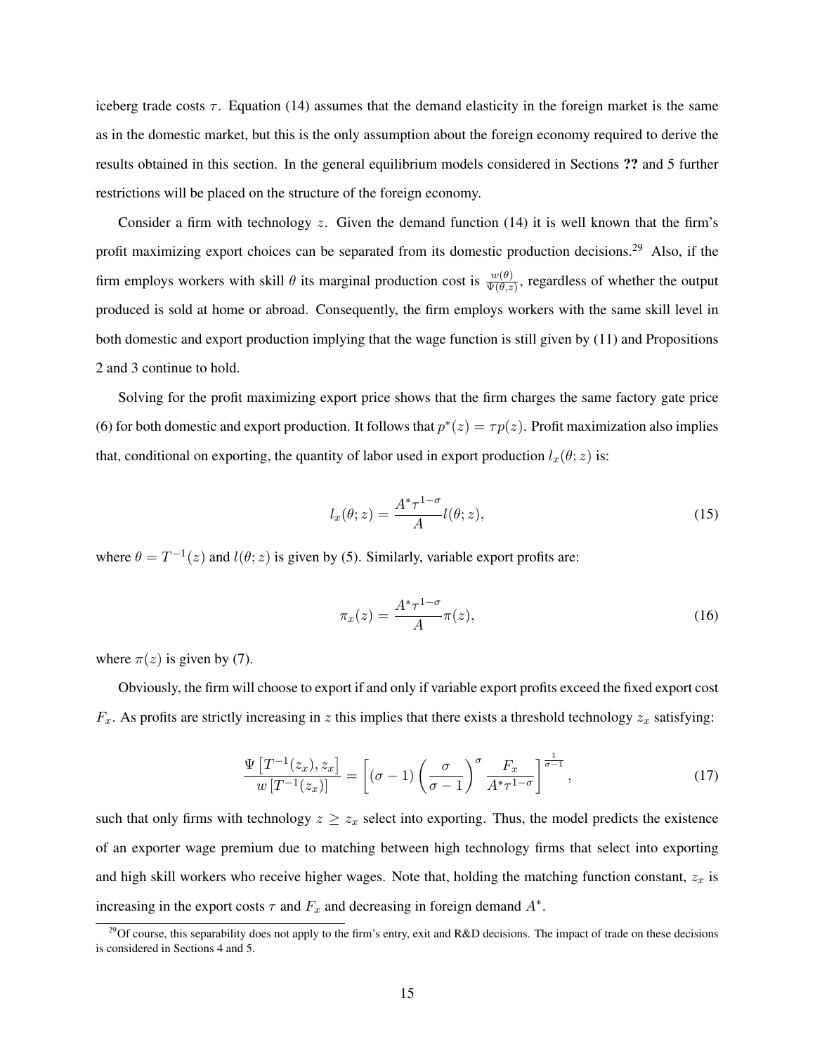iceberg trade costs $\tau$. Equation (14) assumes that the demand elasticity in the foreign market is the same as in the domestic market, but this is the only assumption about the foreign economy required to derive the results obtained in this section. In the general equilibrium models considered in Sections **??** and 5 further restrictions will be placed on the structure of the foreign economy.

Consider a firm with technology $z$. Given the demand function (14) it is well known that the firm's profit maximizing export choices can be separated from its domestic production decisions.[29] Also, if the firm employs workers with skill $\theta$ its marginal production cost is $\frac{w(\theta)}{\Psi(\theta,z)}$, regardless of whether the output produced is sold at home or abroad. Consequently, the firm employs workers with the same skill level in both domestic and export production implying that the wage function is still given by (11) and Propositions 2 and 3 continue to hold.

Solving for the profit maximizing export price shows that the firm charges the same factory gate price (6) for both domestic and export production. It follows that $p^*(z) = \tau p(z)$. Profit maximization also implies that, conditional on exporting, the quantity of labor used in export production $l_x(\theta; z)$ is:

$$l_x(\theta; z) = \frac{A^* \tau^{1-\sigma}}{A} l(\theta; z), \tag{15}$$

where $\theta = T^{-1}(z)$ and $l(\theta; z)$ is given by (5). Similarly, variable export profits are:

$$\pi_x(z) = \frac{A^* \tau^{1-\sigma}}{A} \pi(z), \tag{16}$$

where $\pi(z)$ is given by (7).

Obviously, the firm will choose to export if and only if variable export profits exceed the fixed export cost $F_x$. As profits are strictly increasing in $z$ this implies that there exists a threshold technology $z_x$ satisfying:

$$\frac{\Psi\left[T^{-1}(z_x), z_x\right]}{w\left[T^{-1}(z_x)\right]} = \left[(\sigma - 1)\left(\frac{\sigma}{\sigma - 1}\right)^{\sigma} \frac{F_x}{A^* \tau^{1-\sigma}}\right]^{\frac{1}{\sigma-1}}, \tag{17}$$

such that only firms with technology $z \geq z_x$ select into exporting. Thus, the model predicts the existence of an exporter wage premium due to matching between high technology firms that select into exporting and high skill workers who receive higher wages. Note that, holding the matching function constant, $z_x$ is increasing in the export costs $\tau$ and $F_x$ and decreasing in foreign demand $A^*$.

[29] Of course, this separability does not apply to the firm's entry, exit and R&D decisions. The impact of trade on these decisions is considered in Sections 4 and 5.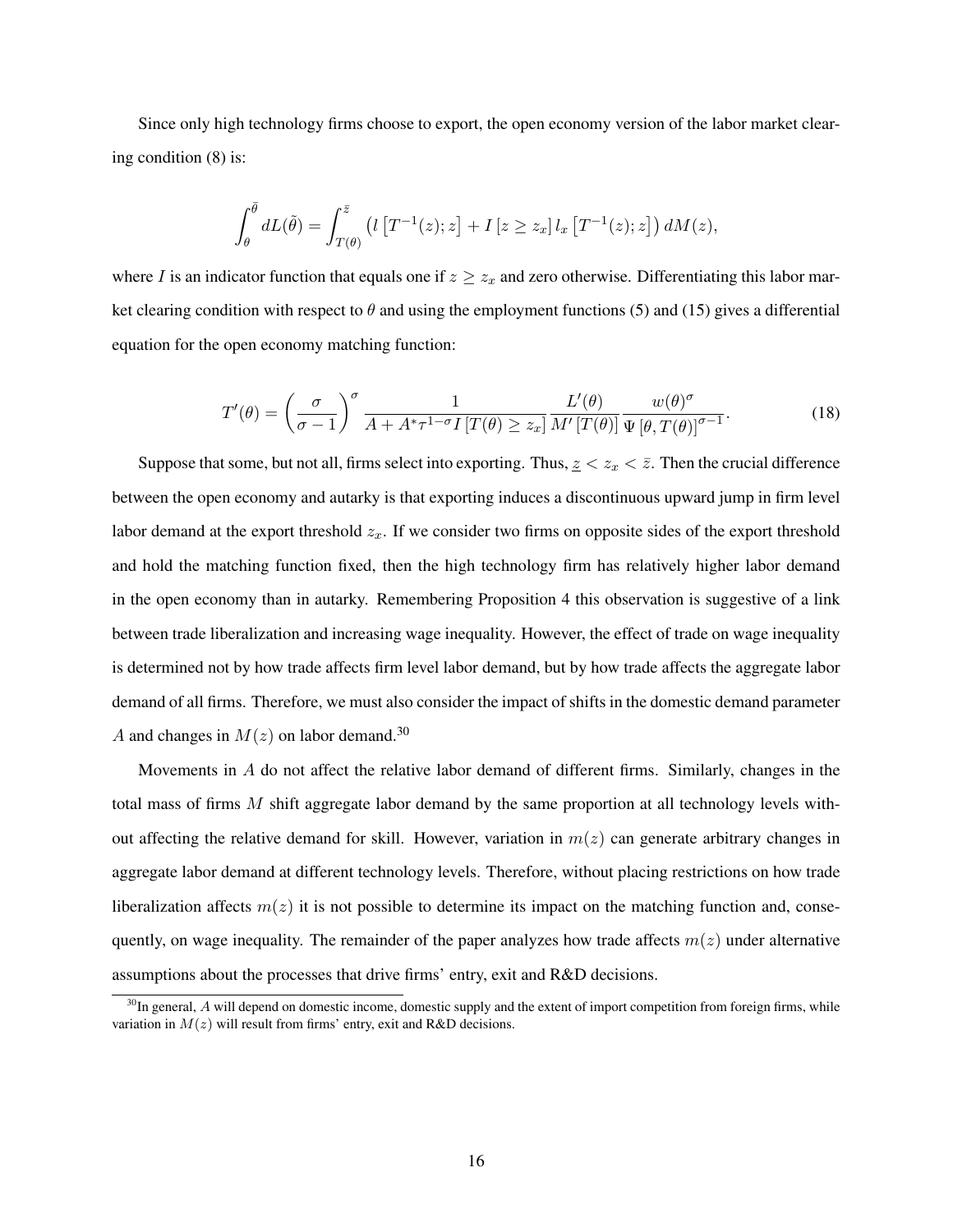Since only high technology firms choose to export, the open economy version of the labor market clearing condition (8) is:

$$\int_{\theta}^{\bar{\theta}} dL(\tilde{\theta}) = \int_{T(\theta)}^{\bar{z}} \left( l\left[T^{-1}(z); z\right] + I\left[z \geq z_x\right] l_x \left[T^{-1}(z); z\right] \right) dM(z),$$

where $I$ is an indicator function that equals one if $z \geq z_x$ and zero otherwise. Differentiating this labor market clearing condition with respect to $\theta$ and using the employment functions (5) and (15) gives a differential equation for the open economy matching function:

$$T'(\theta) = \left( \frac{\sigma}{\sigma - 1} \right)^{\sigma} \frac{1}{A + A^{*}\tau^{1-\sigma} I\left[T(\theta) \geq z_x\right]} \frac{L'(\theta)}{M'\left[T(\theta)\right]} \frac{w(\theta)^{\sigma}}{\Psi\left[\theta, T(\theta)\right]^{\sigma-1}}. \tag{18}$$

Suppose that some, but not all, firms select into exporting. Thus, $\underline{z} < z_x < \bar{z}$. Then the crucial difference between the open economy and autarky is that exporting induces a discontinuous upward jump in firm level labor demand at the export threshold $z_x$. If we consider two firms on opposite sides of the export threshold and hold the matching function fixed, then the high technology firm has relatively higher labor demand in the open economy than in autarky. Remembering Proposition 4 this observation is suggestive of a link between trade liberalization and increasing wage inequality. However, the effect of trade on wage inequality is determined not by how trade affects firm level labor demand, but by how trade affects the aggregate labor demand of all firms. Therefore, we must also consider the impact of shifts in the domestic demand parameter $A$ and changes in $M(z)$ on labor demand.[30]

Movements in $A$ do not affect the relative labor demand of different firms. Similarly, changes in the total mass of firms $M$ shift aggregate labor demand by the same proportion at all technology levels without affecting the relative demand for skill. However, variation in $m(z)$ can generate arbitrary changes in aggregate labor demand at different technology levels. Therefore, without placing restrictions on how trade liberalization affects $m(z)$ it is not possible to determine its impact on the matching function and, consequently, on wage inequality. The remainder of the paper analyzes how trade affects $m(z)$ under alternative assumptions about the processes that drive firms' entry, exit and R&D decisions.

[30] In general, $A$ will depend on domestic income, domestic supply and the extent of import competition from foreign firms, while variation in $M(z)$ will result from firms' entry, exit and R&D decisions.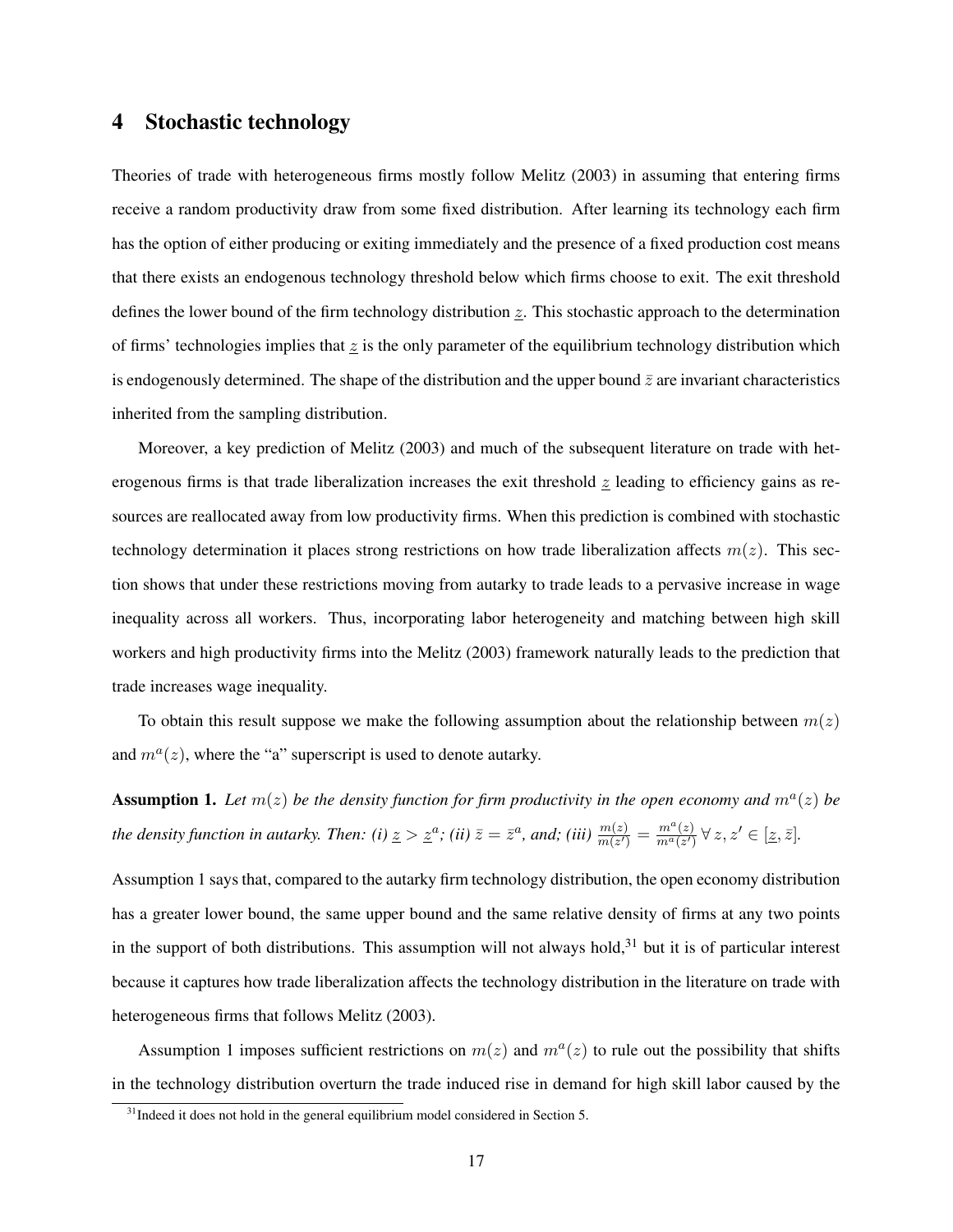# 4 Stochastic technology

Theories of trade with heterogeneous firms mostly follow Melitz (2003) in assuming that entering firms receive a random productivity draw from some fixed distribution. After learning its technology each firm has the option of either producing or exiting immediately and the presence of a fixed production cost means that there exists an endogenous technology threshold below which firms choose to exit. The exit threshold defines the lower bound of the firm technology distribution $\underline{z}$. This stochastic approach to the determination of firms' technologies implies that $\underline{z}$ is the only parameter of the equilibrium technology distribution which is endogenously determined. The shape of the distribution and the upper bound $\bar{z}$ are invariant characteristics inherited from the sampling distribution.

Moreover, a key prediction of Melitz (2003) and much of the subsequent literature on trade with heterogenous firms is that trade liberalization increases the exit threshold $\underline{z}$ leading to efficiency gains as resources are reallocated away from low productivity firms. When this prediction is combined with stochastic technology determination it places strong restrictions on how trade liberalization affects $m(z)$. This section shows that under these restrictions moving from autarky to trade leads to a pervasive increase in wage inequality across all workers. Thus, incorporating labor heterogeneity and matching between high skill workers and high productivity firms into the Melitz (2003) framework naturally leads to the prediction that trade increases wage inequality.

To obtain this result suppose we make the following assumption about the relationship between $m(z)$ and $m^a(z)$, where the "a" superscript is used to denote autarky.

**Assumption 1.** *Let $m(z)$ be the density function for firm productivity in the open economy and $m^a(z)$ be the density function in autarky. Then: (i) $\underline{z} > \underline{z}^a$; (ii) $\bar{z} = \bar{z}^a$, and; (iii) $\frac{m(z)}{m(z')} = \frac{m^a(z)}{m^a(z')}\ \forall\, z, z' \in [\underline{z}, \bar{z}]$.*

Assumption 1 says that, compared to the autarky firm technology distribution, the open economy distribution has a greater lower bound, the same upper bound and the same relative density of firms at any two points in the support of both distributions. This assumption will not always hold,[31] but it is of particular interest because it captures how trade liberalization affects the technology distribution in the literature on trade with heterogeneous firms that follows Melitz (2003).

Assumption 1 imposes sufficient restrictions on $m(z)$ and $m^a(z)$ to rule out the possibility that shifts in the technology distribution overturn the trade induced rise in demand for high skill labor caused by the

[31] Indeed it does not hold in the general equilibrium model considered in Section 5.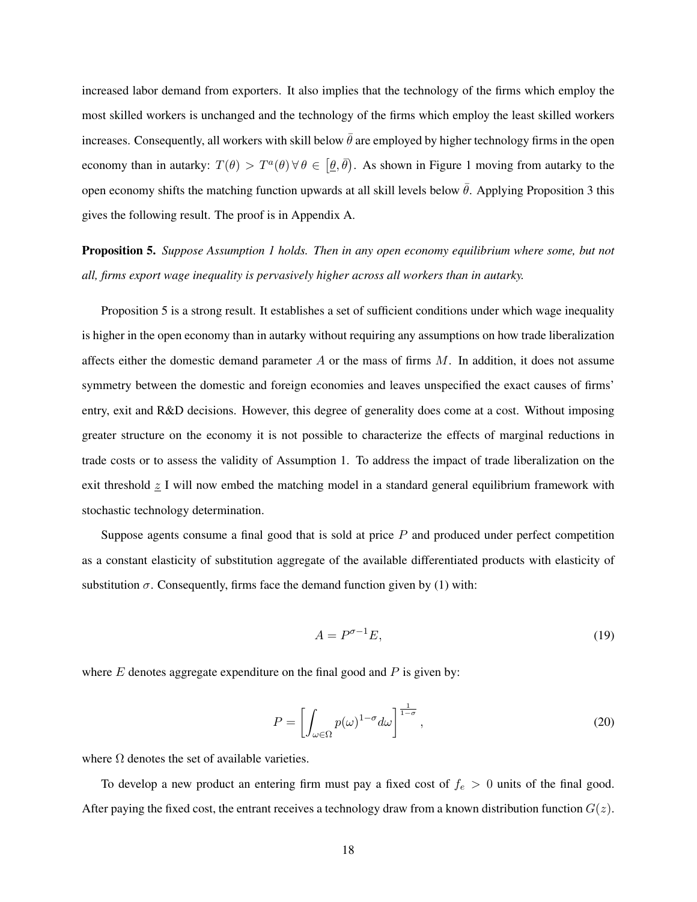increased labor demand from exporters. It also implies that the technology of the firms which employ the most skilled workers is unchanged and the technology of the firms which employ the least skilled workers increases. Consequently, all workers with skill below $\bar{\theta}$ are employed by higher technology firms in the open economy than in autarky: $T(\theta) > T^a(\theta) \, \forall \, \theta \in [\underline{\theta}, \bar{\theta})$. As shown in Figure 1 moving from autarky to the open economy shifts the matching function upwards at all skill levels below $\bar{\theta}$. Applying Proposition 3 this gives the following result. The proof is in Appendix A.

**Proposition 5.** *Suppose Assumption 1 holds. Then in any open economy equilibrium where some, but not all, firms export wage inequality is pervasively higher across all workers than in autarky.*

Proposition 5 is a strong result. It establishes a set of sufficient conditions under which wage inequality is higher in the open economy than in autarky without requiring any assumptions on how trade liberalization affects either the domestic demand parameter $A$ or the mass of firms $M$. In addition, it does not assume symmetry between the domestic and foreign economies and leaves unspecified the exact causes of firms' entry, exit and R&D decisions. However, this degree of generality does come at a cost. Without imposing greater structure on the economy it is not possible to characterize the effects of marginal reductions in trade costs or to assess the validity of Assumption 1. To address the impact of trade liberalization on the exit threshold $\underline{z}$ I will now embed the matching model in a standard general equilibrium framework with stochastic technology determination.

Suppose agents consume a final good that is sold at price $P$ and produced under perfect competition as a constant elasticity of substitution aggregate of the available differentiated products with elasticity of substitution $\sigma$. Consequently, firms face the demand function given by (1) with:

$$A = P^{\sigma-1}E, \tag{19}$$

where $E$ denotes aggregate expenditure on the final good and $P$ is given by:

$$P = \left[ \int_{\omega \in \Omega} p(\omega)^{1-\sigma} d\omega \right]^{\frac{1}{1-\sigma}}, \tag{20}$$

where $\Omega$ denotes the set of available varieties.

To develop a new product an entering firm must pay a fixed cost of $f_e > 0$ units of the final good. After paying the fixed cost, the entrant receives a technology draw from a known distribution function $G(z)$.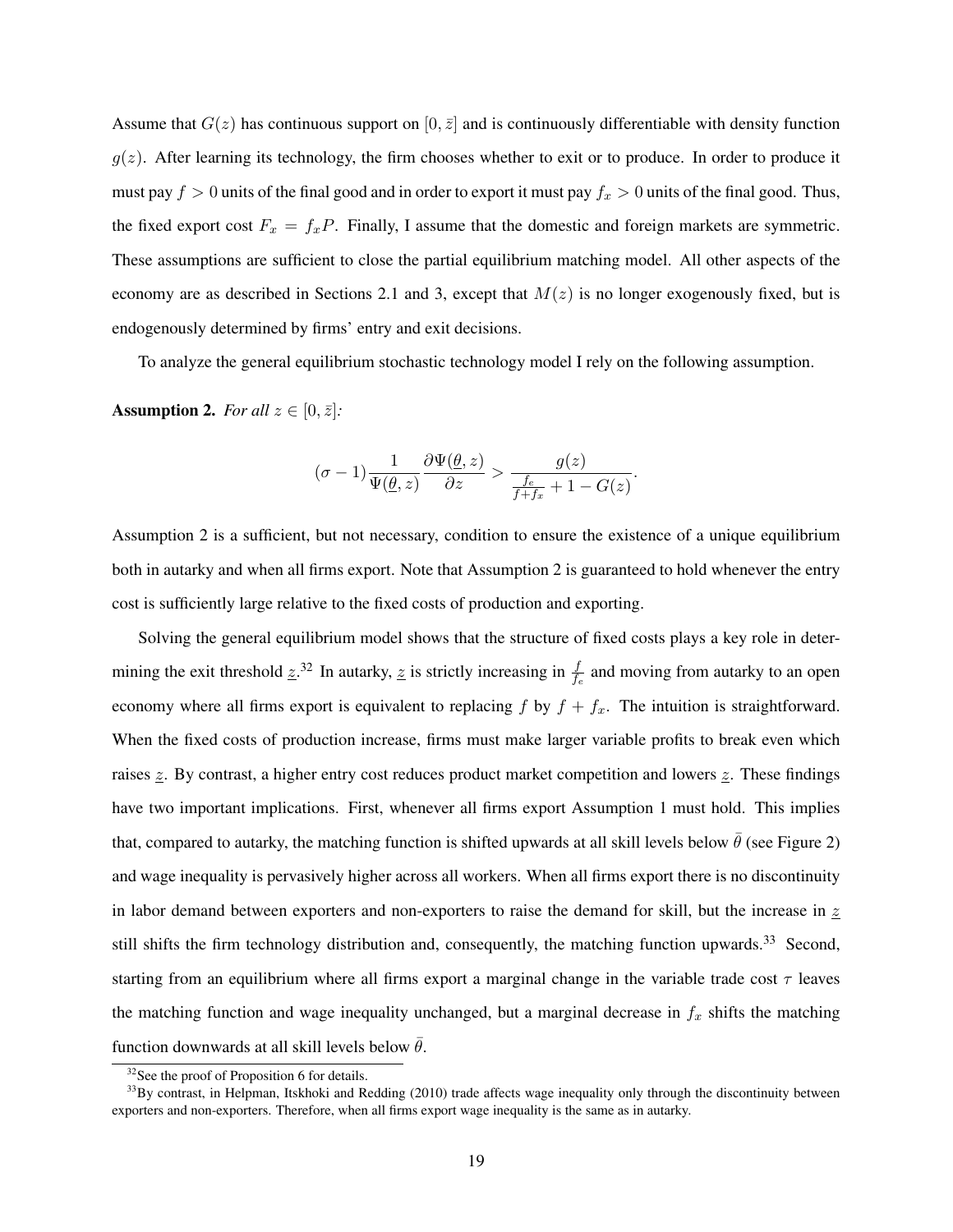Assume that $G(z)$ has continuous support on $[0, \bar{z}]$ and is continuously differentiable with density function $g(z)$. After learning its technology, the firm chooses whether to exit or to produce. In order to produce it must pay $f > 0$ units of the final good and in order to export it must pay $f_x > 0$ units of the final good. Thus, the fixed export cost $F_x = f_x P$. Finally, I assume that the domestic and foreign markets are symmetric. These assumptions are sufficient to close the partial equilibrium matching model. All other aspects of the economy are as described in Sections 2.1 and 3, except that $M(z)$ is no longer exogenously fixed, but is endogenously determined by firms' entry and exit decisions.

To analyze the general equilibrium stochastic technology model I rely on the following assumption.

**Assumption 2.** *For all* $z \in [0, \bar{z}]$*:*

$$(\sigma - 1)\frac{1}{\Psi(\underline{\theta}, z)}\frac{\partial \Psi(\underline{\theta}, z)}{\partial z} > \frac{g(z)}{\frac{f_e}{f+f_x} + 1 - G(z)}.$$

Assumption 2 is a sufficient, but not necessary, condition to ensure the existence of a unique equilibrium both in autarky and when all firms export. Note that Assumption 2 is guaranteed to hold whenever the entry cost is sufficiently large relative to the fixed costs of production and exporting.

Solving the general equilibrium model shows that the structure of fixed costs plays a key role in determining the exit threshold $\underline{z}$.[32] In autarky, $\underline{z}$ is strictly increasing in $\frac{f}{f_e}$ and moving from autarky to an open economy where all firms export is equivalent to replacing $f$ by $f + f_x$. The intuition is straightforward. When the fixed costs of production increase, firms must make larger variable profits to break even which raises $\underline{z}$. By contrast, a higher entry cost reduces product market competition and lowers $\underline{z}$. These findings have two important implications. First, whenever all firms export Assumption 1 must hold. This implies that, compared to autarky, the matching function is shifted upwards at all skill levels below $\bar{\theta}$ (see Figure 2) and wage inequality is pervasively higher across all workers. When all firms export there is no discontinuity in labor demand between exporters and non-exporters to raise the demand for skill, but the increase in $\underline{z}$ still shifts the firm technology distribution and, consequently, the matching function upwards.[33] Second, starting from an equilibrium where all firms export a marginal change in the variable trade cost $\tau$ leaves the matching function and wage inequality unchanged, but a marginal decrease in $f_x$ shifts the matching function downwards at all skill levels below $\bar{\theta}$.

[32] See the proof of Proposition 6 for details.

[33] By contrast, in Helpman, Itskhoki and Redding (2010) trade affects wage inequality only through the discontinuity between exporters and non-exporters. Therefore, when all firms export wage inequality is the same as in autarky.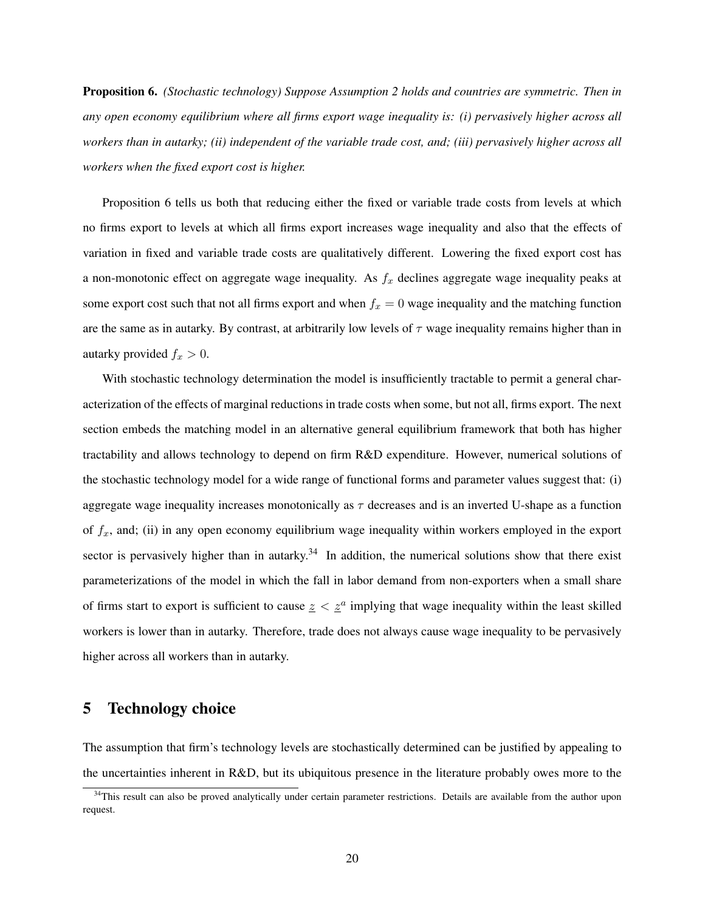**Proposition 6.** *(Stochastic technology) Suppose Assumption 2 holds and countries are symmetric. Then in any open economy equilibrium where all firms export wage inequality is: (i) pervasively higher across all workers than in autarky; (ii) independent of the variable trade cost, and; (iii) pervasively higher across all workers when the fixed export cost is higher.*

Proposition 6 tells us both that reducing either the fixed or variable trade costs from levels at which no firms export to levels at which all firms export increases wage inequality and also that the effects of variation in fixed and variable trade costs are qualitatively different. Lowering the fixed export cost has a non-monotonic effect on aggregate wage inequality. As $f_x$ declines aggregate wage inequality peaks at some export cost such that not all firms export and when $f_x = 0$ wage inequality and the matching function are the same as in autarky. By contrast, at arbitrarily low levels of $\tau$ wage inequality remains higher than in autarky provided $f_x > 0$.

With stochastic technology determination the model is insufficiently tractable to permit a general characterization of the effects of marginal reductions in trade costs when some, but not all, firms export. The next section embeds the matching model in an alternative general equilibrium framework that both has higher tractability and allows technology to depend on firm R&D expenditure. However, numerical solutions of the stochastic technology model for a wide range of functional forms and parameter values suggest that: (i) aggregate wage inequality increases monotonically as $\tau$ decreases and is an inverted U-shape as a function of $f_x$, and; (ii) in any open economy equilibrium wage inequality within workers employed in the export sector is pervasively higher than in autarky.[34] In addition, the numerical solutions show that there exist parameterizations of the model in which the fall in labor demand from non-exporters when a small share of firms start to export is sufficient to cause $\underline{z} < \underline{z}^a$ implying that wage inequality within the least skilled workers is lower than in autarky. Therefore, trade does not always cause wage inequality to be pervasively higher across all workers than in autarky.

## 5 Technology choice

The assumption that firm's technology levels are stochastically determined can be justified by appealing to the uncertainties inherent in R&D, but its ubiquitous presence in the literature probably owes more to the

[34] This result can also be proved analytically under certain parameter restrictions. Details are available from the author upon request.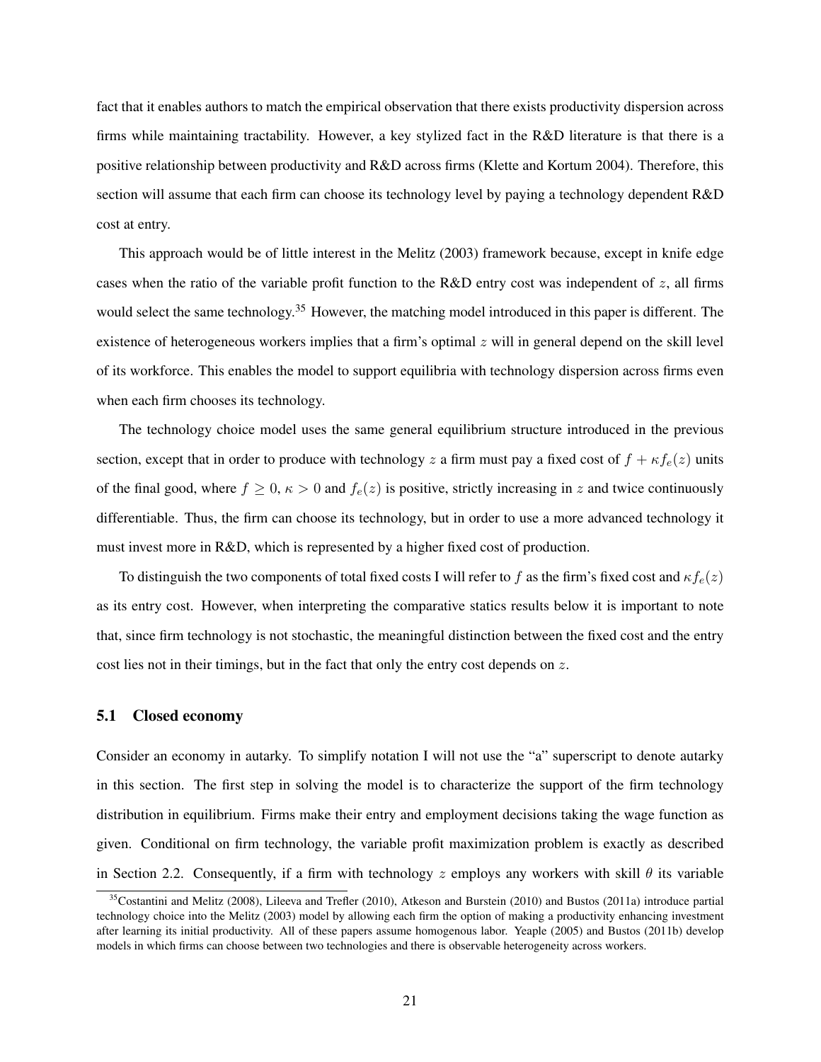fact that it enables authors to match the empirical observation that there exists productivity dispersion across firms while maintaining tractability. However, a key stylized fact in the R&D literature is that there is a positive relationship between productivity and R&D across firms (Klette and Kortum 2004). Therefore, this section will assume that each firm can choose its technology level by paying a technology dependent R&D cost at entry.

This approach would be of little interest in the Melitz (2003) framework because, except in knife edge cases when the ratio of the variable profit function to the R&D entry cost was independent of $z$, all firms would select the same technology.[35] However, the matching model introduced in this paper is different. The existence of heterogeneous workers implies that a firm's optimal $z$ will in general depend on the skill level of its workforce. This enables the model to support equilibria with technology dispersion across firms even when each firm chooses its technology.

The technology choice model uses the same general equilibrium structure introduced in the previous section, except that in order to produce with technology $z$ a firm must pay a fixed cost of $f + \kappa f_e(z)$ units of the final good, where $f \geq 0$, $\kappa > 0$ and $f_e(z)$ is positive, strictly increasing in $z$ and twice continuously differentiable. Thus, the firm can choose its technology, but in order to use a more advanced technology it must invest more in R&D, which is represented by a higher fixed cost of production.

To distinguish the two components of total fixed costs I will refer to $f$ as the firm's fixed cost and $\kappa f_e(z)$ as its entry cost. However, when interpreting the comparative statics results below it is important to note that, since firm technology is not stochastic, the meaningful distinction between the fixed cost and the entry cost lies not in their timings, but in the fact that only the entry cost depends on $z$.

## 5.1 Closed economy

Consider an economy in autarky. To simplify notation I will not use the "a" superscript to denote autarky in this section. The first step in solving the model is to characterize the support of the firm technology distribution in equilibrium. Firms make their entry and employment decisions taking the wage function as given. Conditional on firm technology, the variable profit maximization problem is exactly as described in Section 2.2. Consequently, if a firm with technology $z$ employs any workers with skill $\theta$ its variable

[35] Costantini and Melitz (2008), Lileeva and Trefler (2010), Atkeson and Burstein (2010) and Bustos (2011a) introduce partial technology choice into the Melitz (2003) model by allowing each firm the option of making a productivity enhancing investment after learning its initial productivity. All of these papers assume homogenous labor. Yeaple (2005) and Bustos (2011b) develop models in which firms can choose between two technologies and there is observable heterogeneity across workers.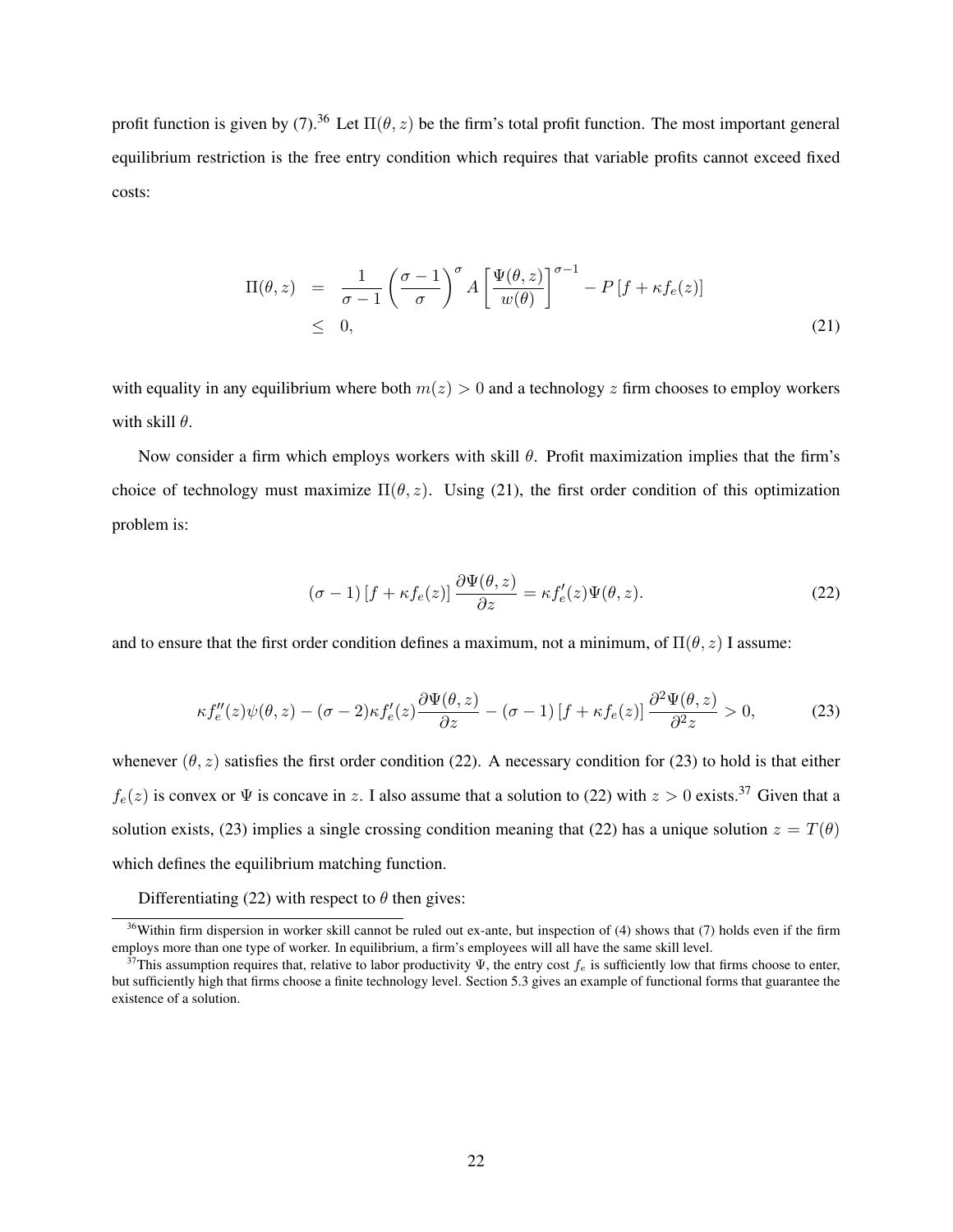profit function is given by (7).[36] Let $\Pi(\theta, z)$ be the firm's total profit function. The most important general equilibrium restriction is the free entry condition which requires that variable profits cannot exceed fixed costs:

$$
\begin{aligned}
\Pi(\theta, z) &= \frac{1}{\sigma - 1}\left(\frac{\sigma - 1}{\sigma}\right)^{\sigma} A\left[\frac{\Psi(\theta, z)}{w(\theta)}\right]^{\sigma - 1} - P\left[f + \kappa f_e(z)\right] \\
&\leq 0,
\end{aligned}
\tag{21}
$$

with equality in any equilibrium where both $m(z) > 0$ and a technology $z$ firm chooses to employ workers with skill $\theta$.

Now consider a firm which employs workers with skill $\theta$. Profit maximization implies that the firm's choice of technology must maximize $\Pi(\theta, z)$. Using (21), the first order condition of this optimization problem is:

$$
(\sigma - 1)\left[f + \kappa f_e(z)\right]\frac{\partial \Psi(\theta, z)}{\partial z} = \kappa f_e'(z)\Psi(\theta, z). \tag{22}
$$

and to ensure that the first order condition defines a maximum, not a minimum, of $\Pi(\theta, z)$ I assume:

$$
\kappa f_e''(z)\psi(\theta, z) - (\sigma - 2)\kappa f_e'(z)\frac{\partial \Psi(\theta, z)}{\partial z} - (\sigma - 1)\left[f + \kappa f_e(z)\right]\frac{\partial^2 \Psi(\theta, z)}{\partial^2 z} > 0, \tag{23}
$$

whenever $(\theta, z)$ satisfies the first order condition (22). A necessary condition for (23) to hold is that either $f_e(z)$ is convex or $\Psi$ is concave in $z$. I also assume that a solution to (22) with $z > 0$ exists.[37] Given that a solution exists, (23) implies a single crossing condition meaning that (22) has a unique solution $z = T(\theta)$ which defines the equilibrium matching function.

Differentiating (22) with respect to $\theta$ then gives:

[36] Within firm dispersion in worker skill cannot be ruled out ex-ante, but inspection of (4) shows that (7) holds even if the firm employs more than one type of worker. In equilibrium, a firm's employees will all have the same skill level.

[37] This assumption requires that, relative to labor productivity $\Psi$, the entry cost $f_e$ is sufficiently low that firms choose to enter, but sufficiently high that firms choose a finite technology level. Section 5.3 gives an example of functional forms that guarantee the existence of a solution.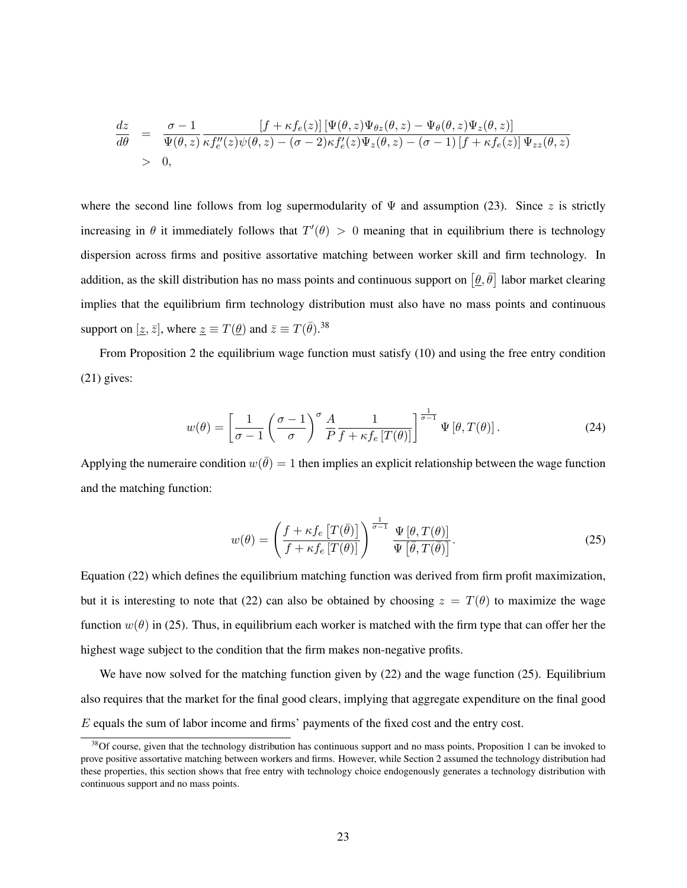$$
\begin{aligned}
\frac{dz}{d\theta} &= \frac{\sigma-1}{\Psi(\theta,z)} \frac{[f+\kappa f_e(z)]\left[\Psi(\theta,z)\Psi_{\theta z}(\theta,z)-\Psi_\theta(\theta,z)\Psi_z(\theta,z)\right]}{\kappa f_e''(z)\psi(\theta,z)-(\sigma-2)\kappa f_e'(z)\Psi_z(\theta,z)-(\sigma-1)\left[f+\kappa f_e(z)\right]\Psi_{zz}(\theta,z)} \\
&> 0,
\end{aligned}
$$

where the second line follows from log supermodularity of $\Psi$ and assumption (23). Since $z$ is strictly increasing in $\theta$ it immediately follows that $T'(\theta) > 0$ meaning that in equilibrium there is technology dispersion across firms and positive assortative matching between worker skill and firm technology. In addition, as the skill distribution has no mass points and continuous support on $\left[\underline{\theta},\bar{\theta}\right]$ labor market clearing implies that the equilibrium firm technology distribution must also have no mass points and continuous support on $[\underline{z},\bar{z}]$, where $\underline{z} \equiv T(\underline{\theta})$ and $\bar{z} \equiv T(\bar{\theta})$.[38]

From Proposition 2 the equilibrium wage function must satisfy (10) and using the free entry condition (21) gives:

$$
w(\theta) = \left[\frac{1}{\sigma-1}\left(\frac{\sigma-1}{\sigma}\right)^{\sigma} \frac{A}{P} \frac{1}{f+\kappa f_e\left[T(\theta)\right]}\right]^{\frac{1}{\sigma-1}} \Psi\left[\theta, T(\theta)\right]. \tag{24}
$$

Applying the numeraire condition $w(\bar{\theta}) = 1$ then implies an explicit relationship between the wage function and the matching function:

$$
w(\theta) = \left(\frac{f+\kappa f_e\left[T(\bar{\theta})\right]}{f+\kappa f_e\left[T(\theta)\right]}\right)^{\frac{1}{\sigma-1}} \frac{\Psi\left[\theta, T(\theta)\right]}{\Psi\left[\bar{\theta}, T(\bar{\theta})\right]}. \tag{25}
$$

Equation (22) which defines the equilibrium matching function was derived from firm profit maximization, but it is interesting to note that (22) can also be obtained by choosing $z = T(\theta)$ to maximize the wage function $w(\theta)$ in (25). Thus, in equilibrium each worker is matched with the firm type that can offer her the highest wage subject to the condition that the firm makes non-negative profits.

We have now solved for the matching function given by (22) and the wage function (25). Equilibrium also requires that the market for the final good clears, implying that aggregate expenditure on the final good $E$ equals the sum of labor income and firms' payments of the fixed cost and the entry cost.

[38] Of course, given that the technology distribution has continuous support and no mass points, Proposition 1 can be invoked to prove positive assortative matching between workers and firms. However, while Section 2 assumed the technology distribution had these properties, this section shows that free entry with technology choice endogenously generates a technology distribution with continuous support and no mass points.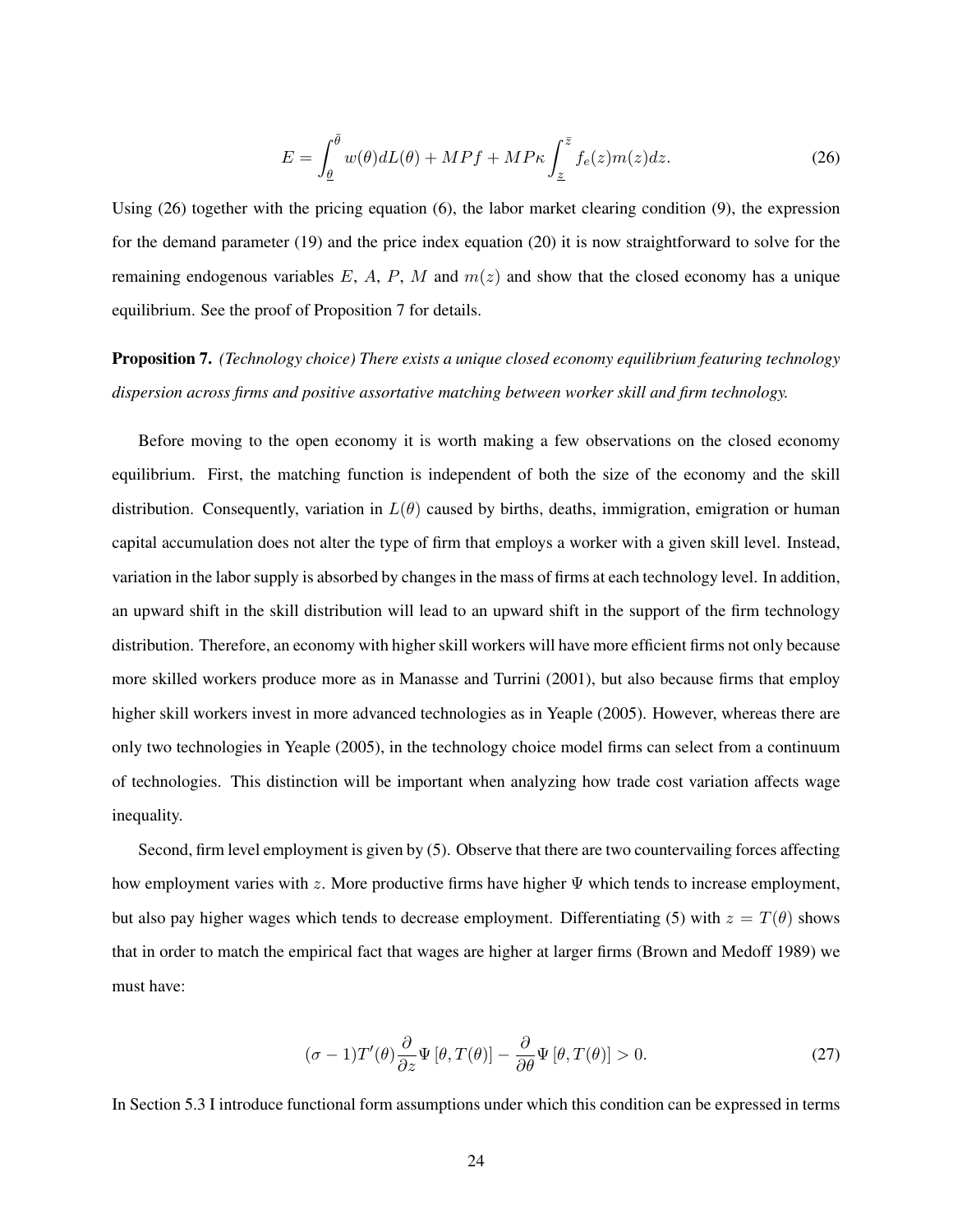$$E = \int_{\underline{\theta}}^{\bar{\theta}} w(\theta) dL(\theta) + MPf + MP\kappa \int_{\underline{z}}^{\bar{z}} f_e(z) m(z) dz. \tag{26}$$

Using (26) together with the pricing equation (6), the labor market clearing condition (9), the expression for the demand parameter (19) and the price index equation (20) it is now straightforward to solve for the remaining endogenous variables $E$, $A$, $P$, $M$ and $m(z)$ and show that the closed economy has a unique equilibrium. See the proof of Proposition 7 for details.

**Proposition 7.** *(Technology choice) There exists a unique closed economy equilibrium featuring technology dispersion across firms and positive assortative matching between worker skill and firm technology.*

Before moving to the open economy it is worth making a few observations on the closed economy equilibrium. First, the matching function is independent of both the size of the economy and the skill distribution. Consequently, variation in $L(\theta)$ caused by births, deaths, immigration, emigration or human capital accumulation does not alter the type of firm that employs a worker with a given skill level. Instead, variation in the labor supply is absorbed by changes in the mass of firms at each technology level. In addition, an upward shift in the skill distribution will lead to an upward shift in the support of the firm technology distribution. Therefore, an economy with higher skill workers will have more efficient firms not only because more skilled workers produce more as in Manasse and Turrini (2001), but also because firms that employ higher skill workers invest in more advanced technologies as in Yeaple (2005). However, whereas there are only two technologies in Yeaple (2005), in the technology choice model firms can select from a continuum of technologies. This distinction will be important when analyzing how trade cost variation affects wage inequality.

Second, firm level employment is given by (5). Observe that there are two countervailing forces affecting how employment varies with $z$. More productive firms have higher $\Psi$ which tends to increase employment, but also pay higher wages which tends to decrease employment. Differentiating (5) with $z = T(\theta)$ shows that in order to match the empirical fact that wages are higher at larger firms (Brown and Medoff 1989) we must have:

$$(\sigma - 1) T'(\theta) \frac{\partial}{\partial z} \Psi \left[\theta, T(\theta)\right] - \frac{\partial}{\partial \theta} \Psi \left[\theta, T(\theta)\right] > 0. \tag{27}$$

In Section 5.3 I introduce functional form assumptions under which this condition can be expressed in terms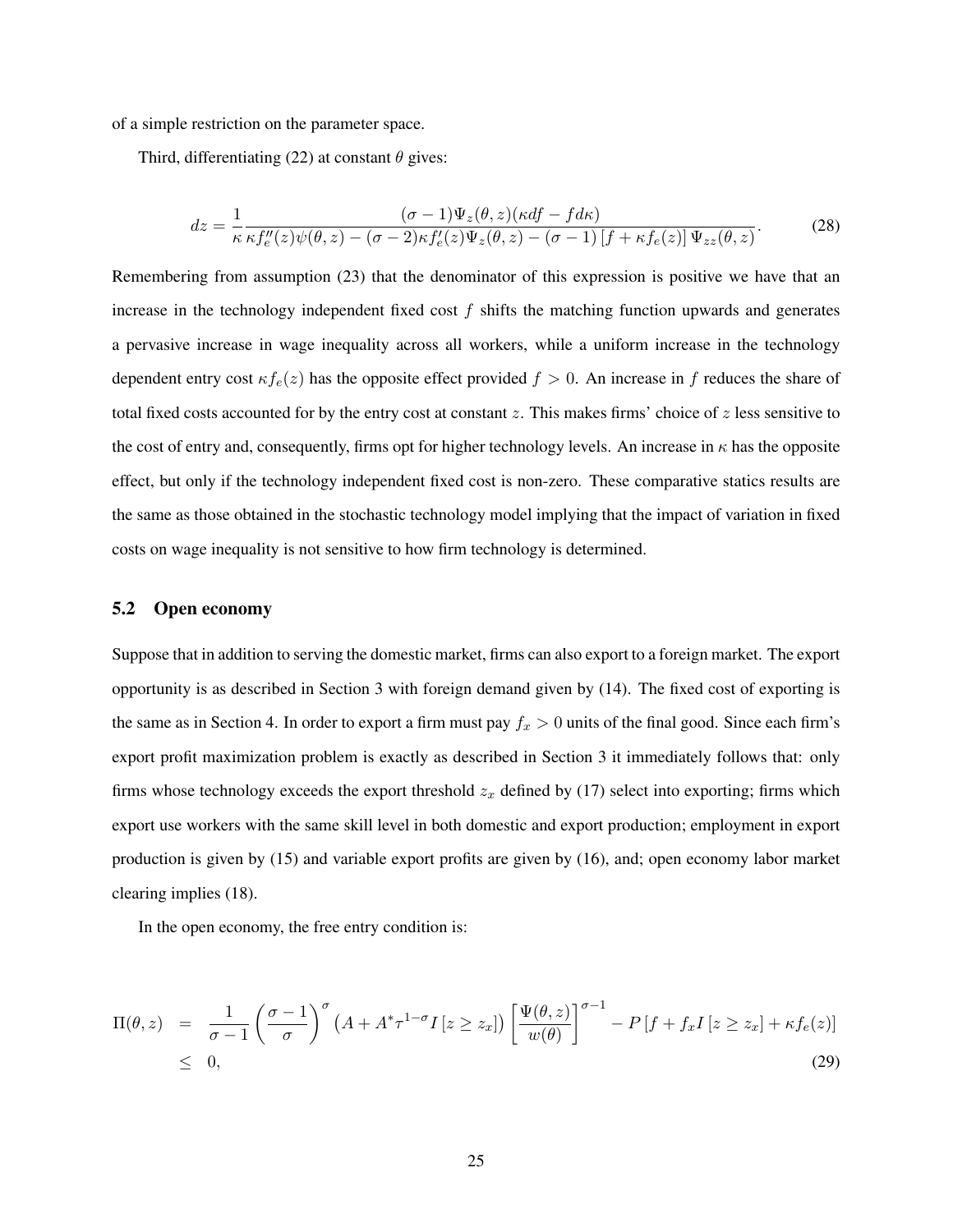of a simple restriction on the parameter space.

Third, differentiating (22) at constant $\theta$ gives:

$$dz = \frac{1}{\kappa}\frac{(\sigma-1)\Psi_z(\theta,z)(\kappa df - fd\kappa)}{\kappa f_e''(z)\psi(\theta,z) - (\sigma-2)\kappa f_e'(z)\Psi_z(\theta,z) - (\sigma-1)\left[f+\kappa f_e(z)\right]\Psi_{zz}(\theta,z)}. \tag{28}$$

Remembering from assumption (23) that the denominator of this expression is positive we have that an increase in the technology independent fixed cost $f$ shifts the matching function upwards and generates a pervasive increase in wage inequality across all workers, while a uniform increase in the technology dependent entry cost $\kappa f_e(z)$ has the opposite effect provided $f > 0$. An increase in $f$ reduces the share of total fixed costs accounted for by the entry cost at constant $z$. This makes firms' choice of $z$ less sensitive to the cost of entry and, consequently, firms opt for higher technology levels. An increase in $\kappa$ has the opposite effect, but only if the technology independent fixed cost is non-zero. These comparative statics results are the same as those obtained in the stochastic technology model implying that the impact of variation in fixed costs on wage inequality is not sensitive to how firm technology is determined.

## 5.2 Open economy

Suppose that in addition to serving the domestic market, firms can also export to a foreign market. The export opportunity is as described in Section 3 with foreign demand given by (14). The fixed cost of exporting is the same as in Section 4. In order to export a firm must pay $f_x > 0$ units of the final good. Since each firm's export profit maximization problem is exactly as described in Section 3 it immediately follows that: only firms whose technology exceeds the export threshold $z_x$ defined by (17) select into exporting; firms which export use workers with the same skill level in both domestic and export production; employment in export production is given by (15) and variable export profits are given by (16), and; open economy labor market clearing implies (18).

In the open economy, the free entry condition is:

$$\begin{aligned}\Pi(\theta,z) &= \frac{1}{\sigma-1}\left(\frac{\sigma-1}{\sigma}\right)^{\sigma}\left(A + A^*\tau^{1-\sigma}I\left[z \geq z_x\right]\right)\left[\frac{\Psi(\theta,z)}{w(\theta)}\right]^{\sigma-1} - P\left[f + f_x I\left[z \geq z_x\right] + \kappa f_e(z)\right] \\ &\leq 0,\end{aligned} \tag{29}$$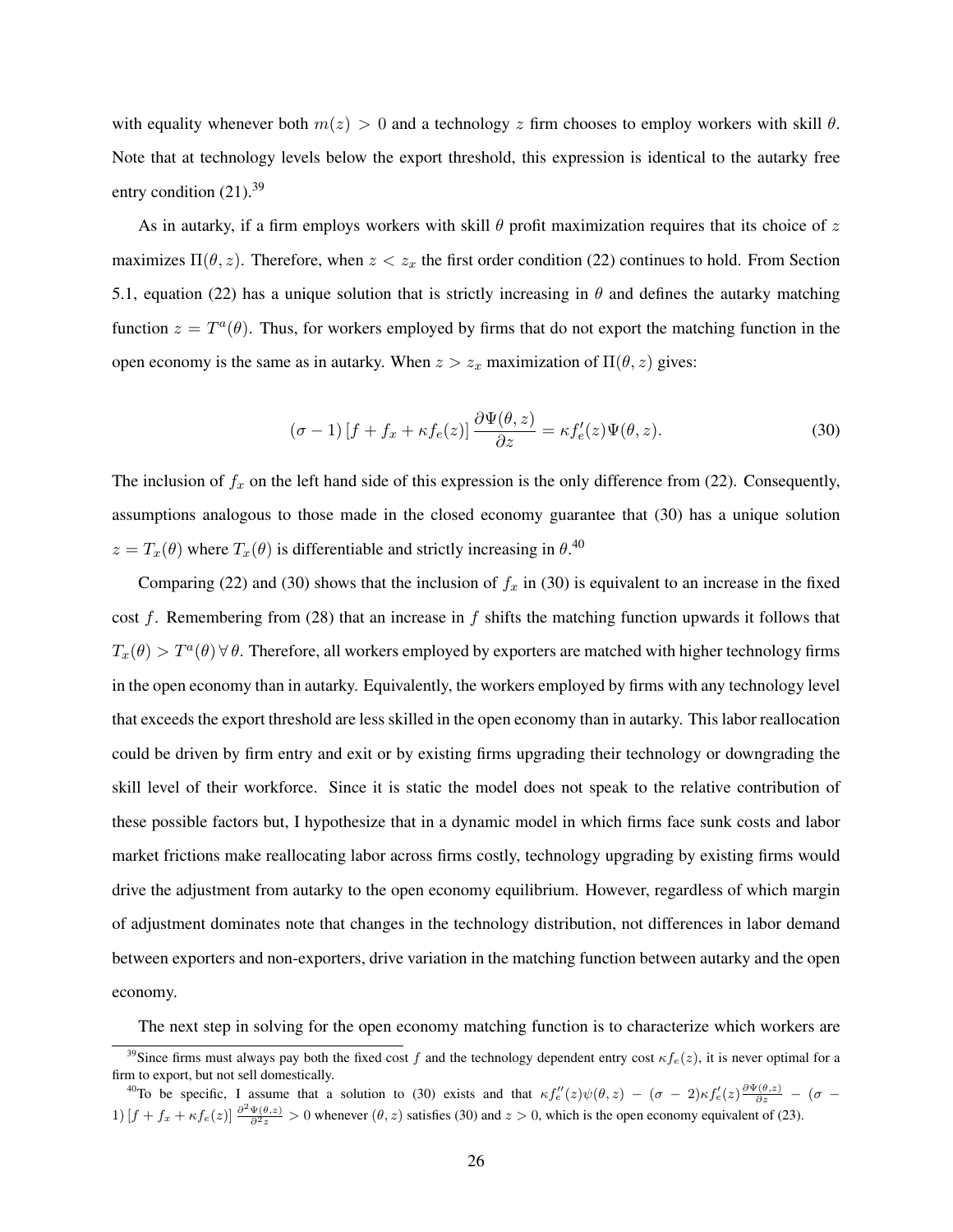with equality whenever both $m(z) > 0$ and a technology $z$ firm chooses to employ workers with skill $\theta$. Note that at technology levels below the export threshold, this expression is identical to the autarky free entry condition (21).[39]

As in autarky, if a firm employs workers with skill $\theta$ profit maximization requires that its choice of $z$ maximizes $\Pi(\theta, z)$. Therefore, when $z < z_x$ the first order condition (22) continues to hold. From Section 5.1, equation (22) has a unique solution that is strictly increasing in $\theta$ and defines the autarky matching function $z = T^a(\theta)$. Thus, for workers employed by firms that do not export the matching function in the open economy is the same as in autarky. When $z > z_x$ maximization of $\Pi(\theta, z)$ gives:

$$(\sigma - 1)\left[f + f_x + \kappa f_e(z)\right]\frac{\partial \Psi(\theta, z)}{\partial z} = \kappa f_e'(z)\Psi(\theta, z). \tag{30}$$

The inclusion of $f_x$ on the left hand side of this expression is the only difference from (22). Consequently, assumptions analogous to those made in the closed economy guarantee that (30) has a unique solution $z = T_x(\theta)$ where $T_x(\theta)$ is differentiable and strictly increasing in $\theta$.[40]

Comparing (22) and (30) shows that the inclusion of $f_x$ in (30) is equivalent to an increase in the fixed cost $f$. Remembering from (28) that an increase in $f$ shifts the matching function upwards it follows that $T_x(\theta) > T^a(\theta)\,\forall\,\theta$. Therefore, all workers employed by exporters are matched with higher technology firms in the open economy than in autarky. Equivalently, the workers employed by firms with any technology level that exceeds the export threshold are less skilled in the open economy than in autarky. This labor reallocation could be driven by firm entry and exit or by existing firms upgrading their technology or downgrading the skill level of their workforce. Since it is static the model does not speak to the relative contribution of these possible factors but, I hypothesize that in a dynamic model in which firms face sunk costs and labor market frictions make reallocating labor across firms costly, technology upgrading by existing firms would drive the adjustment from autarky to the open economy equilibrium. However, regardless of which margin of adjustment dominates note that changes in the technology distribution, not differences in labor demand between exporters and non-exporters, drive variation in the matching function between autarky and the open economy.

The next step in solving for the open economy matching function is to characterize which workers are

---

[39] Since firms must always pay both the fixed cost $f$ and the technology dependent entry cost $\kappa f_e(z)$, it is never optimal for a firm to export, but not sell domestically.

[40] To be specific, I assume that a solution to (30) exists and that $\kappa f_e''(z)\psi(\theta, z) - (\sigma - 2)\kappa f_e'(z)\frac{\partial \Psi(\theta,z)}{\partial z} - (\sigma - 1)\left[f + f_x + \kappa f_e(z)\right]\frac{\partial^2 \Psi(\theta,z)}{\partial^2 z} > 0$ whenever $(\theta, z)$ satisfies (30) and $z > 0$, which is the open economy equivalent of (23).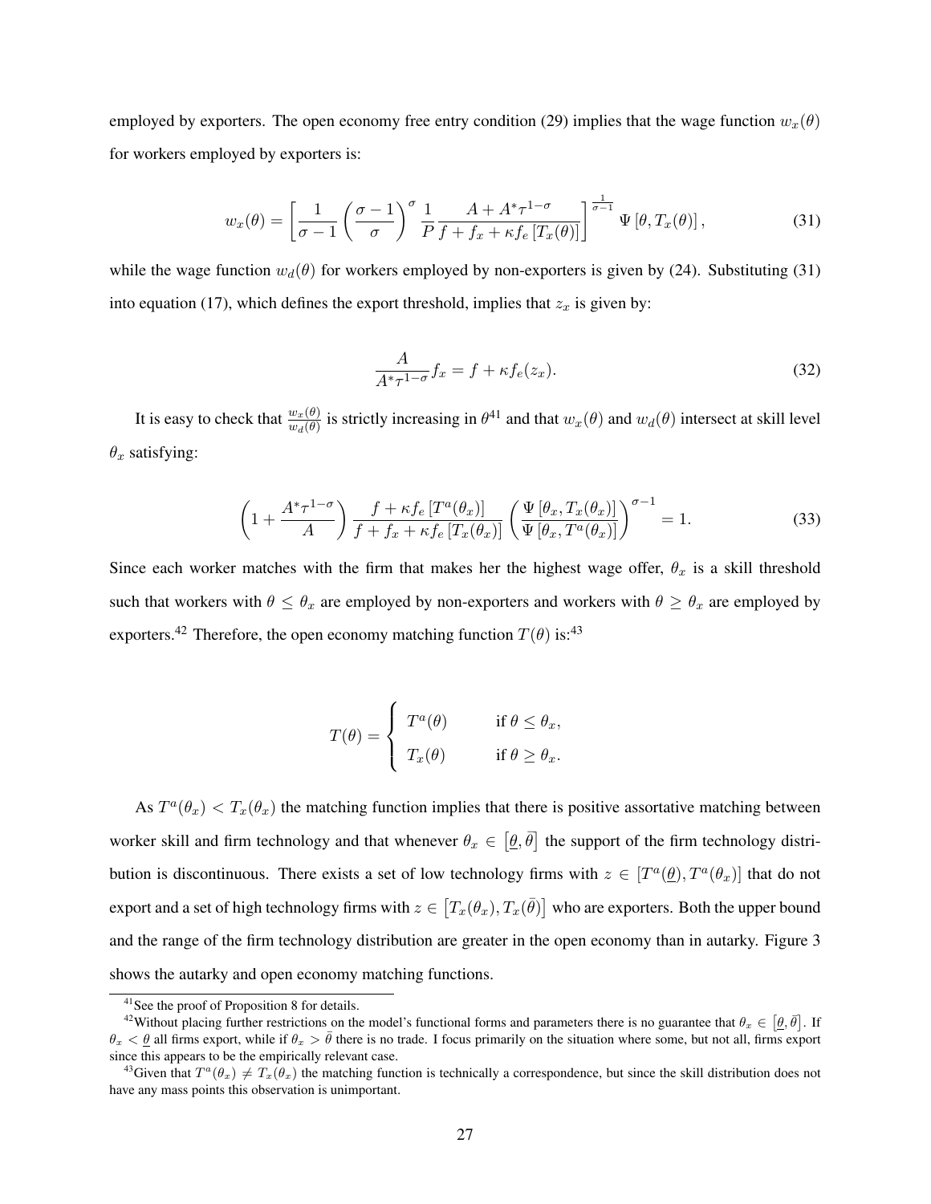employed by exporters. The open economy free entry condition (29) implies that the wage function $w_x(\theta)$ for workers employed by exporters is:

$$w_x(\theta) = \left[ \frac{1}{\sigma - 1} \left( \frac{\sigma - 1}{\sigma} \right)^{\sigma} \frac{1}{P} \frac{A + A^* \tau^{1-\sigma}}{f + f_x + \kappa f_e \left[ T_x(\theta) \right]} \right]^{\frac{1}{\sigma-1}} \Psi \left[ \theta, T_x(\theta) \right], \tag{31}$$

while the wage function $w_d(\theta)$ for workers employed by non-exporters is given by (24). Substituting (31) into equation (17), which defines the export threshold, implies that $z_x$ is given by:

$$\frac{A}{A^* \tau^{1-\sigma}} f_x = f + \kappa f_e(z_x). \tag{32}$$

It is easy to check that $\frac{w_x(\theta)}{w_d(\theta)}$ is strictly increasing in $\theta$[41] and that $w_x(\theta)$ and $w_d(\theta)$ intersect at skill level $\theta_x$ satisfying:

$$\left( 1 + \frac{A^* \tau^{1-\sigma}}{A} \right) \frac{f + \kappa f_e \left[ T^a(\theta_x) \right]}{f + f_x + \kappa f_e \left[ T_x(\theta_x) \right]} \left( \frac{\Psi \left[ \theta_x, T_x(\theta_x) \right]}{\Psi \left[ \theta_x, T^a(\theta_x) \right]} \right)^{\sigma - 1} = 1. \tag{33}$$

Since each worker matches with the firm that makes her the highest wage offer, $\theta_x$ is a skill threshold such that workers with $\theta \leq \theta_x$ are employed by non-exporters and workers with $\theta \geq \theta_x$ are employed by exporters.[42] Therefore, the open economy matching function $T(\theta)$ is:[43]

$$T(\theta) = \begin{cases} T^a(\theta) & \text{if } \theta \leq \theta_x, \\ T_x(\theta) & \text{if } \theta \geq \theta_x. \end{cases}$$

As $T^a(\theta_x) < T_x(\theta_x)$ the matching function implies that there is positive assortative matching between worker skill and firm technology and that whenever $\theta_x \in \left[\underline{\theta}, \bar{\theta}\right]$ the support of the firm technology distribution is discontinuous. There exists a set of low technology firms with $z \in [T^a(\underline{\theta}), T^a(\theta_x)]$ that do not export and a set of high technology firms with $z \in \left[T_x(\theta_x), T_x(\bar{\theta})\right]$ who are exporters. Both the upper bound and the range of the firm technology distribution are greater in the open economy than in autarky. Figure 3 shows the autarky and open economy matching functions.

[41] See the proof of Proposition 8 for details.

[42] Without placing further restrictions on the model's functional forms and parameters there is no guarantee that $\theta_x \in \left[\underline{\theta}, \bar{\theta}\right]$. If $\theta_x < \underline{\theta}$ all firms export, while if $\theta_x > \bar{\theta}$ there is no trade. I focus primarily on the situation where some, but not all, firms export since this appears to be the empirically relevant case.

[43] Given that $T^a(\theta_x) \neq T_x(\theta_x)$ the matching function is technically a correspondence, but since the skill distribution does not have any mass points this observation is unimportant.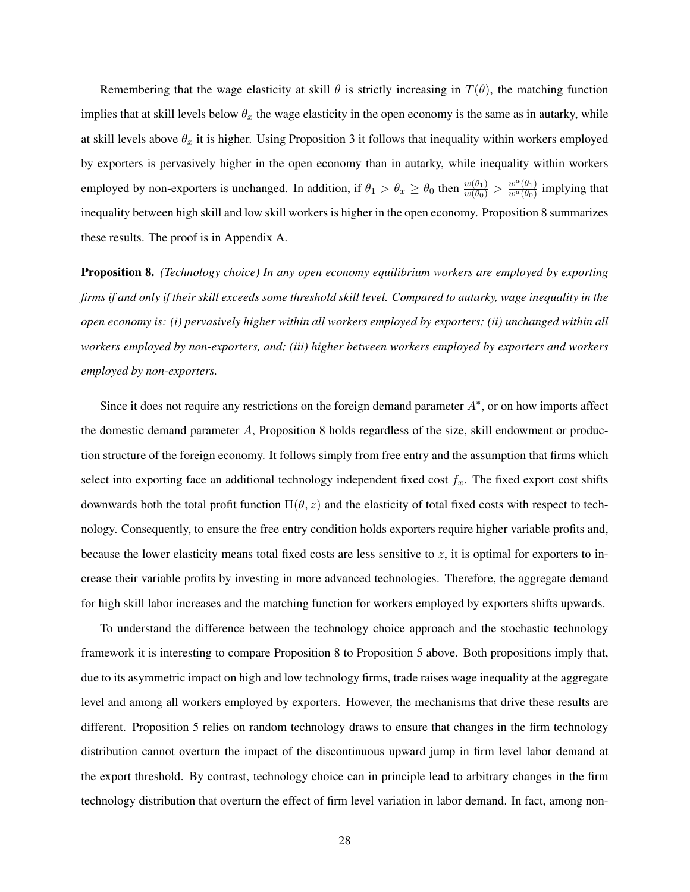Remembering that the wage elasticity at skill $\theta$ is strictly increasing in $T(\theta)$, the matching function implies that at skill levels below $\theta_x$ the wage elasticity in the open economy is the same as in autarky, while at skill levels above $\theta_x$ it is higher. Using Proposition 3 it follows that inequality within workers employed by exporters is pervasively higher in the open economy than in autarky, while inequality within workers employed by non-exporters is unchanged. In addition, if $\theta_1 > \theta_x \geq \theta_0$ then $\frac{w(\theta_1)}{w(\theta_0)} > \frac{w^a(\theta_1)}{w^a(\theta_0)}$ implying that inequality between high skill and low skill workers is higher in the open economy. Proposition 8 summarizes these results. The proof is in Appendix A.

**Proposition 8.** *(Technology choice) In any open economy equilibrium workers are employed by exporting firms if and only if their skill exceeds some threshold skill level. Compared to autarky, wage inequality in the open economy is: (i) pervasively higher within all workers employed by exporters; (ii) unchanged within all workers employed by non-exporters, and; (iii) higher between workers employed by exporters and workers employed by non-exporters.*

Since it does not require any restrictions on the foreign demand parameter $A^*$, or on how imports affect the domestic demand parameter $A$, Proposition 8 holds regardless of the size, skill endowment or production structure of the foreign economy. It follows simply from free entry and the assumption that firms which select into exporting face an additional technology independent fixed cost $f_x$. The fixed export cost shifts downwards both the total profit function $\Pi(\theta, z)$ and the elasticity of total fixed costs with respect to technology. Consequently, to ensure the free entry condition holds exporters require higher variable profits and, because the lower elasticity means total fixed costs are less sensitive to $z$, it is optimal for exporters to increase their variable profits by investing in more advanced technologies. Therefore, the aggregate demand for high skill labor increases and the matching function for workers employed by exporters shifts upwards.

To understand the difference between the technology choice approach and the stochastic technology framework it is interesting to compare Proposition 8 to Proposition 5 above. Both propositions imply that, due to its asymmetric impact on high and low technology firms, trade raises wage inequality at the aggregate level and among all workers employed by exporters. However, the mechanisms that drive these results are different. Proposition 5 relies on random technology draws to ensure that changes in the firm technology distribution cannot overturn the impact of the discontinuous upward jump in firm level labor demand at the export threshold. By contrast, technology choice can in principle lead to arbitrary changes in the firm technology distribution that overturn the effect of firm level variation in labor demand. In fact, among non-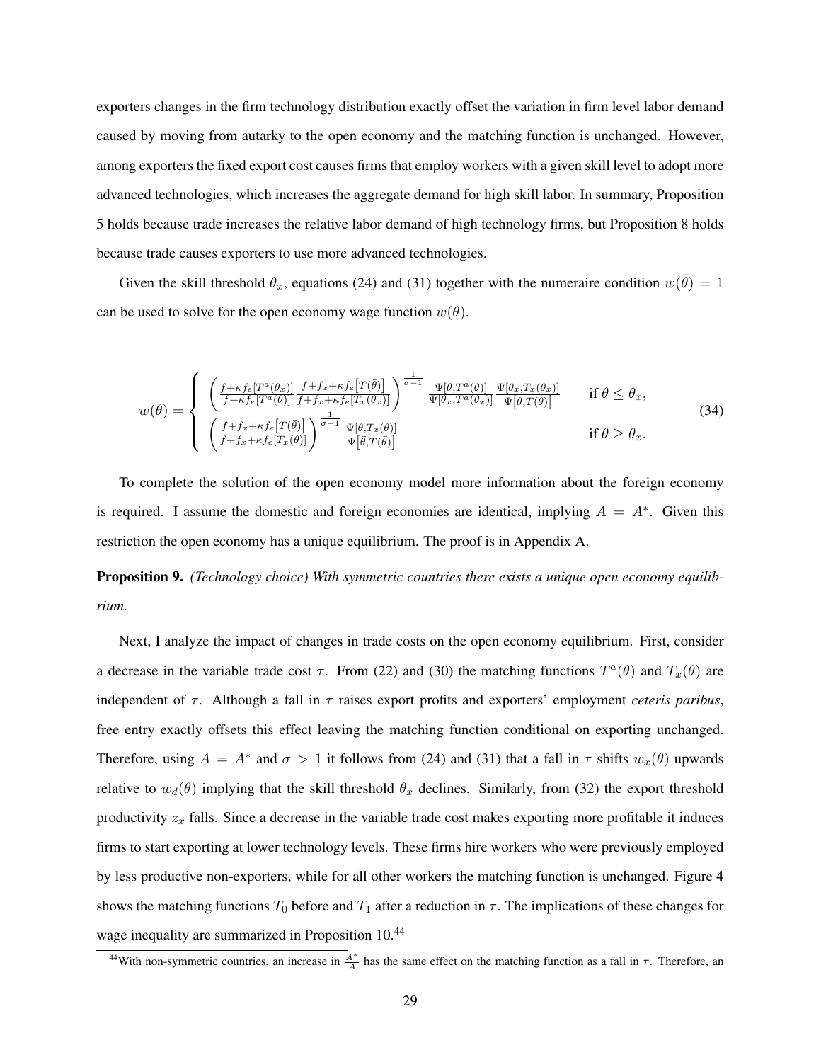exporters changes in the firm technology distribution exactly offset the variation in firm level labor demand caused by moving from autarky to the open economy and the matching function is unchanged. However, among exporters the fixed export cost causes firms that employ workers with a given skill level to adopt more advanced technologies, which increases the aggregate demand for high skill labor. In summary, Proposition 5 holds because trade increases the relative labor demand of high technology firms, but Proposition 8 holds because trade causes exporters to use more advanced technologies.

Given the skill threshold $\theta_x$, equations (24) and (31) together with the numeraire condition $w(\bar{\theta}) = 1$ can be used to solve for the open economy wage function $w(\theta)$.

$$w(\theta) = \begin{cases} \left( \frac{f+\kappa f_e[T^a(\theta_x)]}{f+\kappa f_e[T^a(\theta)]} \frac{f+f_x+\kappa f_e[T(\bar{\theta})]}{f+f_x+\kappa f_e[T_x(\theta_x)]} \right)^{\frac{1}{\sigma-1}} \frac{\Psi[\theta, T^a(\theta)]}{\Psi[\theta_x, T^a(\theta_x)]} \frac{\Psi[\theta_x, T_x(\theta_x)]}{\Psi[\bar{\theta}, T(\bar{\theta})]} & \text{if } \theta \leq \theta_x, \\ \left( \frac{f+f_x+\kappa f_e[T(\bar{\theta})]}{f+f_x+\kappa f_e[T_x(\theta)]} \right)^{\frac{1}{\sigma-1}} \frac{\Psi[\theta, T_x(\theta)]}{\Psi[\bar{\theta}, T(\bar{\theta})]} & \text{if } \theta \geq \theta_x. \end{cases} \tag{34}$$

To complete the solution of the open economy model more information about the foreign economy is required. I assume the domestic and foreign economies are identical, implying $A = A^*$. Given this restriction the open economy has a unique equilibrium. The proof is in Appendix A.

**Proposition 9.** *(Technology choice) With symmetric countries there exists a unique open economy equilibrium.*

Next, I analyze the impact of changes in trade costs on the open economy equilibrium. First, consider a decrease in the variable trade cost $\tau$. From (22) and (30) the matching functions $T^a(\theta)$ and $T_x(\theta)$ are independent of $\tau$. Although a fall in $\tau$ raises export profits and exporters' employment *ceteris paribus*, free entry exactly offsets this effect leaving the matching function conditional on exporting unchanged. Therefore, using $A = A^*$ and $\sigma > 1$ it follows from (24) and (31) that a fall in $\tau$ shifts $w_x(\theta)$ upwards relative to $w_d(\theta)$ implying that the skill threshold $\theta_x$ declines. Similarly, from (32) the export threshold productivity $z_x$ falls. Since a decrease in the variable trade cost makes exporting more profitable it induces firms to start exporting at lower technology levels. These firms hire workers who were previously employed by less productive non-exporters, while for all other workers the matching function is unchanged. Figure 4 shows the matching functions $T_0$ before and $T_1$ after a reduction in $\tau$. The implications of these changes for wage inequality are summarized in Proposition 10.[44]

[44]With non-symmetric countries, an increase in $\frac{A^*}{A}$ has the same effect on the matching function as a fall in $\tau$. Therefore, an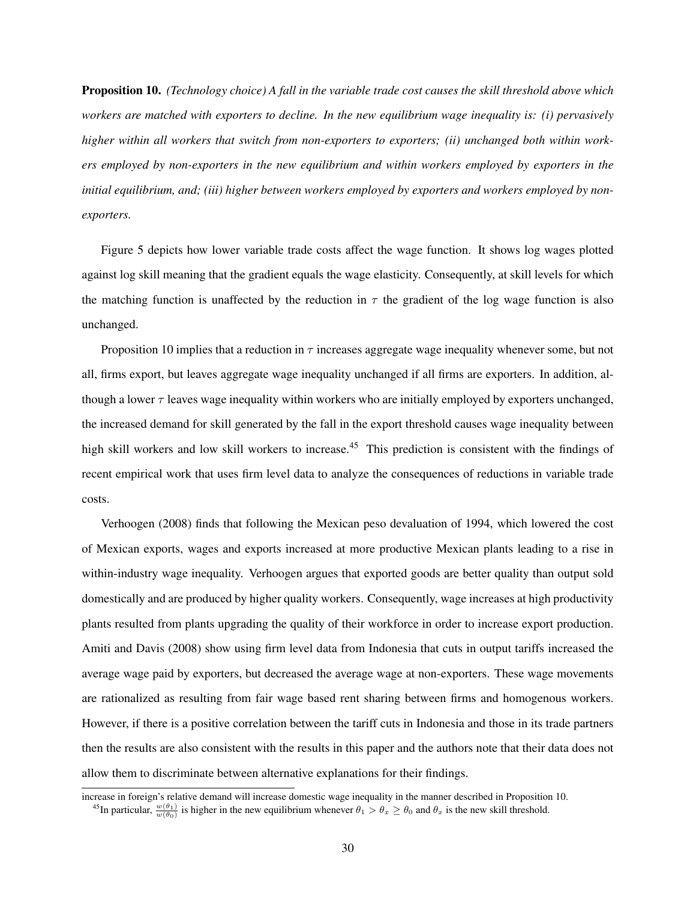**Proposition 10.** *(Technology choice) A fall in the variable trade cost causes the skill threshold above which workers are matched with exporters to decline. In the new equilibrium wage inequality is: (i) pervasively higher within all workers that switch from non-exporters to exporters; (ii) unchanged both within workers employed by non-exporters in the new equilibrium and within workers employed by exporters in the initial equilibrium, and; (iii) higher between workers employed by exporters and workers employed by non-exporters.*

Figure 5 depicts how lower variable trade costs affect the wage function. It shows log wages plotted against log skill meaning that the gradient equals the wage elasticity. Consequently, at skill levels for which the matching function is unaffected by the reduction in $\tau$ the gradient of the log wage function is also unchanged.

Proposition 10 implies that a reduction in $\tau$ increases aggregate wage inequality whenever some, but not all, firms export, but leaves aggregate wage inequality unchanged if all firms are exporters. In addition, although a lower $\tau$ leaves wage inequality within workers who are initially employed by exporters unchanged, the increased demand for skill generated by the fall in the export threshold causes wage inequality between high skill workers and low skill workers to increase.[45] This prediction is consistent with the findings of recent empirical work that uses firm level data to analyze the consequences of reductions in variable trade costs.

Verhoogen (2008) finds that following the Mexican peso devaluation of 1994, which lowered the cost of Mexican exports, wages and exports increased at more productive Mexican plants leading to a rise in within-industry wage inequality. Verhoogen argues that exported goods are better quality than output sold domestically and are produced by higher quality workers. Consequently, wage increases at high productivity plants resulted from plants upgrading the quality of their workforce in order to increase export production. Amiti and Davis (2008) show using firm level data from Indonesia that cuts in output tariffs increased the average wage paid by exporters, but decreased the average wage at non-exporters. These wage movements are rationalized as resulting from fair wage based rent sharing between firms and homogenous workers. However, if there is a positive correlation between the tariff cuts in Indonesia and those in its trade partners then the results are also consistent with the results in this paper and the authors note that their data does not allow them to discriminate between alternative explanations for their findings.

increase in foreign's relative demand will increase domestic wage inequality in the manner described in Proposition 10.

[45] In particular, $\frac{w(\theta_1)}{w(\theta_0)}$ is higher in the new equilibrium whenever $\theta_1 > \theta_x \geq \theta_0$ and $\theta_x$ is the new skill threshold.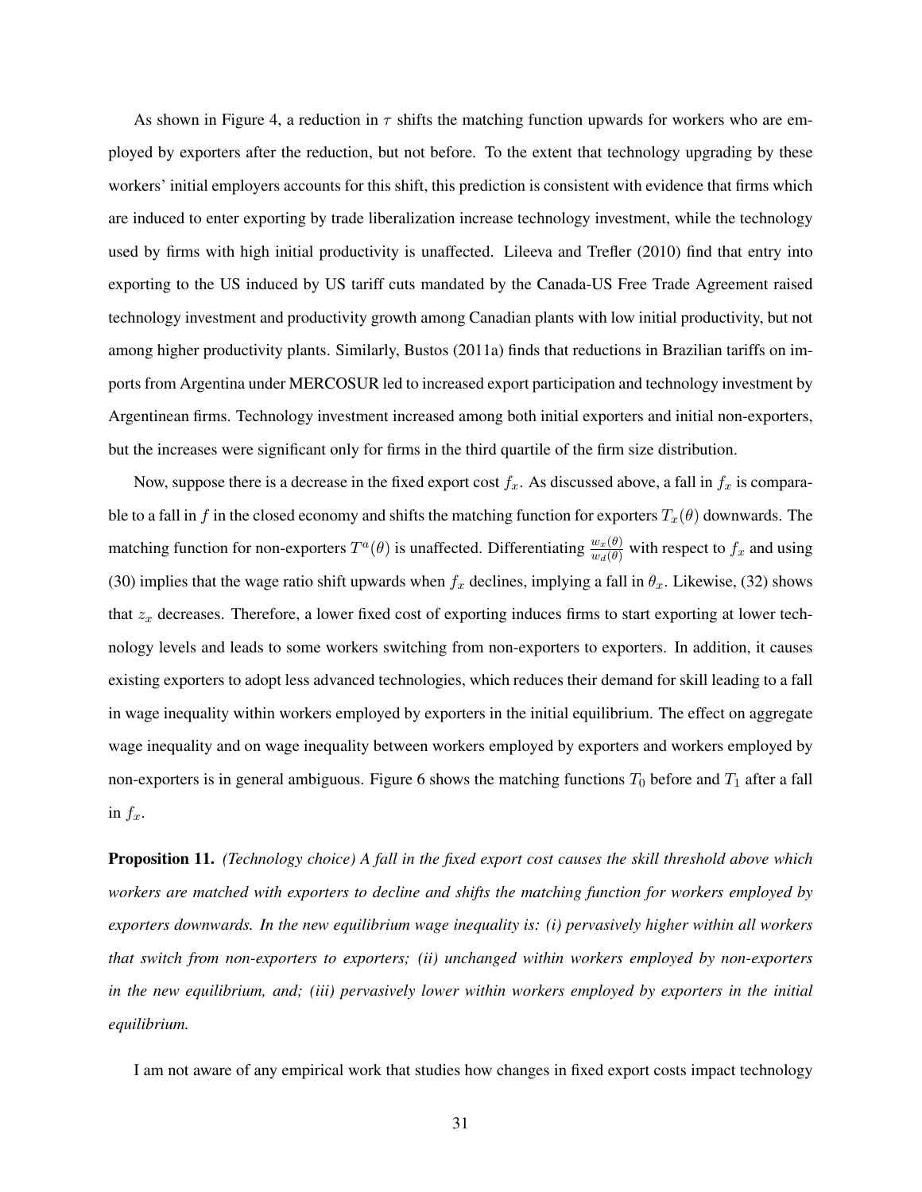As shown in Figure 4, a reduction in $\tau$ shifts the matching function upwards for workers who are employed by exporters after the reduction, but not before. To the extent that technology upgrading by these workers' initial employers accounts for this shift, this prediction is consistent with evidence that firms which are induced to enter exporting by trade liberalization increase technology investment, while the technology used by firms with high initial productivity is unaffected. Lileeva and Trefler (2010) find that entry into exporting to the US induced by US tariff cuts mandated by the Canada-US Free Trade Agreement raised technology investment and productivity growth among Canadian plants with low initial productivity, but not among higher productivity plants. Similarly, Bustos (2011a) finds that reductions in Brazilian tariffs on imports from Argentina under MERCOSUR led to increased export participation and technology investment by Argentinean firms. Technology investment increased among both initial exporters and initial non-exporters, but the increases were significant only for firms in the third quartile of the firm size distribution.

Now, suppose there is a decrease in the fixed export cost $f_x$. As discussed above, a fall in $f_x$ is comparable to a fall in $f$ in the closed economy and shifts the matching function for exporters $T_x(\theta)$ downwards. The matching function for non-exporters $T^a(\theta)$ is unaffected. Differentiating $\frac{w_x(\theta)}{w_d(\theta)}$ with respect to $f_x$ and using (30) implies that the wage ratio shift upwards when $f_x$ declines, implying a fall in $\theta_x$. Likewise, (32) shows that $z_x$ decreases. Therefore, a lower fixed cost of exporting induces firms to start exporting at lower technology levels and leads to some workers switching from non-exporters to exporters. In addition, it causes existing exporters to adopt less advanced technologies, which reduces their demand for skill leading to a fall in wage inequality within workers employed by exporters in the initial equilibrium. The effect on aggregate wage inequality and on wage inequality between workers employed by exporters and workers employed by non-exporters is in general ambiguous. Figure 6 shows the matching functions $T_0$ before and $T_1$ after a fall in $f_x$.

**Proposition 11.** *(Technology choice) A fall in the fixed export cost causes the skill threshold above which workers are matched with exporters to decline and shifts the matching function for workers employed by exporters downwards. In the new equilibrium wage inequality is: (i) pervasively higher within all workers that switch from non-exporters to exporters; (ii) unchanged within workers employed by non-exporters in the new equilibrium, and; (iii) pervasively lower within workers employed by exporters in the initial equilibrium.*

I am not aware of any empirical work that studies how changes in fixed export costs impact technology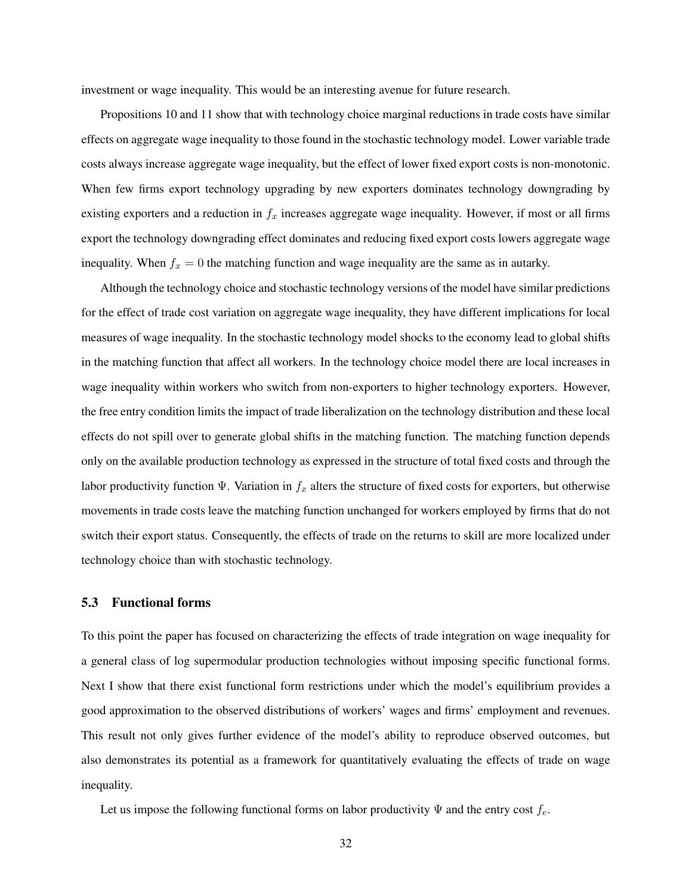investment or wage inequality. This would be an interesting avenue for future research.

Propositions 10 and 11 show that with technology choice marginal reductions in trade costs have similar effects on aggregate wage inequality to those found in the stochastic technology model. Lower variable trade costs always increase aggregate wage inequality, but the effect of lower fixed export costs is non-monotonic. When few firms export technology upgrading by new exporters dominates technology downgrading by existing exporters and a reduction in $f_x$ increases aggregate wage inequality. However, if most or all firms export the technology downgrading effect dominates and reducing fixed export costs lowers aggregate wage inequality. When $f_x = 0$ the matching function and wage inequality are the same as in autarky.

Although the technology choice and stochastic technology versions of the model have similar predictions for the effect of trade cost variation on aggregate wage inequality, they have different implications for local measures of wage inequality. In the stochastic technology model shocks to the economy lead to global shifts in the matching function that affect all workers. In the technology choice model there are local increases in wage inequality within workers who switch from non-exporters to higher technology exporters. However, the free entry condition limits the impact of trade liberalization on the technology distribution and these local effects do not spill over to generate global shifts in the matching function. The matching function depends only on the available production technology as expressed in the structure of total fixed costs and through the labor productivity function $\Psi$. Variation in $f_x$ alters the structure of fixed costs for exporters, but otherwise movements in trade costs leave the matching function unchanged for workers employed by firms that do not switch their export status. Consequently, the effects of trade on the returns to skill are more localized under technology choice than with stochastic technology.

### 5.3 Functional forms

To this point the paper has focused on characterizing the effects of trade integration on wage inequality for a general class of log supermodular production technologies without imposing specific functional forms. Next I show that there exist functional form restrictions under which the model's equilibrium provides a good approximation to the observed distributions of workers' wages and firms' employment and revenues. This result not only gives further evidence of the model's ability to reproduce observed outcomes, but also demonstrates its potential as a framework for quantitatively evaluating the effects of trade on wage inequality.

Let us impose the following functional forms on labor productivity $\Psi$ and the entry cost $f_e$.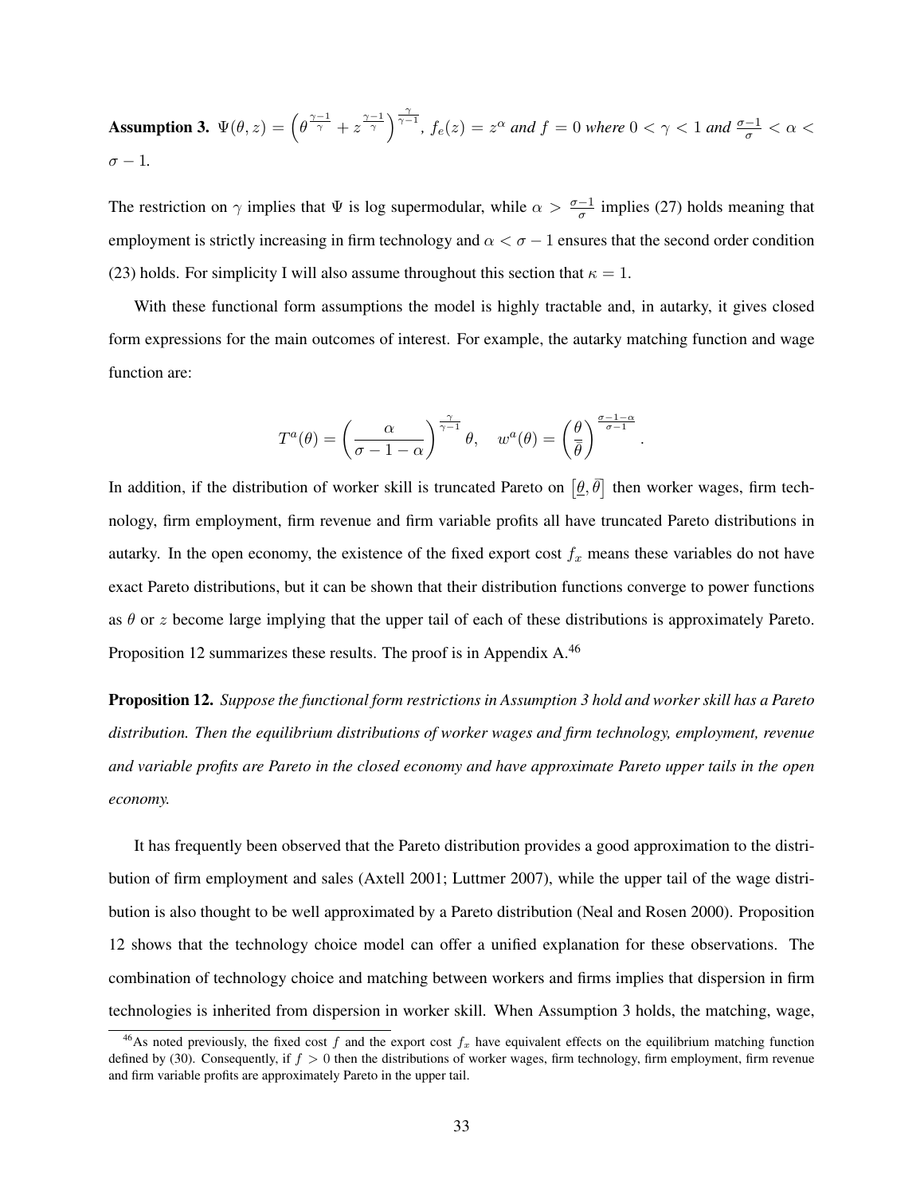**Assumption 3.** $\Psi(\theta, z) = \left(\theta^{\frac{\gamma-1}{\gamma}} + z^{\frac{\gamma-1}{\gamma}}\right)^{\frac{\gamma}{\gamma-1}}$, $f_e(z) = z^\alpha$ *and* $f = 0$ *where* $0 < \gamma < 1$ *and* $\frac{\sigma-1}{\sigma} < \alpha < \sigma - 1$.

The restriction on $\gamma$ implies that $\Psi$ is log supermodular, while $\alpha > \frac{\sigma-1}{\sigma}$ implies (27) holds meaning that employment is strictly increasing in firm technology and $\alpha < \sigma - 1$ ensures that the second order condition (23) holds. For simplicity I will also assume throughout this section that $\kappa = 1$.

With these functional form assumptions the model is highly tractable and, in autarky, it gives closed form expressions for the main outcomes of interest. For example, the autarky matching function and wage function are:

$$T^a(\theta) = \left(\frac{\alpha}{\sigma - 1 - \alpha}\right)^{\frac{\gamma}{\gamma-1}} \theta, \quad w^a(\theta) = \left(\frac{\theta}{\bar{\theta}}\right)^{\frac{\sigma-1-\alpha}{\sigma-1}}.$$

In addition, if the distribution of worker skill is truncated Pareto on $\left[\underline{\theta}, \bar{\theta}\right]$ then worker wages, firm technology, firm employment, firm revenue and firm variable profits all have truncated Pareto distributions in autarky. In the open economy, the existence of the fixed export cost $f_x$ means these variables do not have exact Pareto distributions, but it can be shown that their distribution functions converge to power functions as $\theta$ or $z$ become large implying that the upper tail of each of these distributions is approximately Pareto. Proposition 12 summarizes these results. The proof is in Appendix A.[46]

**Proposition 12.** *Suppose the functional form restrictions in Assumption 3 hold and worker skill has a Pareto distribution. Then the equilibrium distributions of worker wages and firm technology, employment, revenue and variable profits are Pareto in the closed economy and have approximate Pareto upper tails in the open economy.*

It has frequently been observed that the Pareto distribution provides a good approximation to the distribution of firm employment and sales (Axtell 2001; Luttmer 2007), while the upper tail of the wage distribution is also thought to be well approximated by a Pareto distribution (Neal and Rosen 2000). Proposition 12 shows that the technology choice model can offer a unified explanation for these observations. The combination of technology choice and matching between workers and firms implies that dispersion in firm technologies is inherited from dispersion in worker skill. When Assumption 3 holds, the matching, wage,

[46] As noted previously, the fixed cost $f$ and the export cost $f_x$ have equivalent effects on the equilibrium matching function defined by (30). Consequently, if $f > 0$ then the distributions of worker wages, firm technology, firm employment, firm revenue and firm variable profits are approximately Pareto in the upper tail.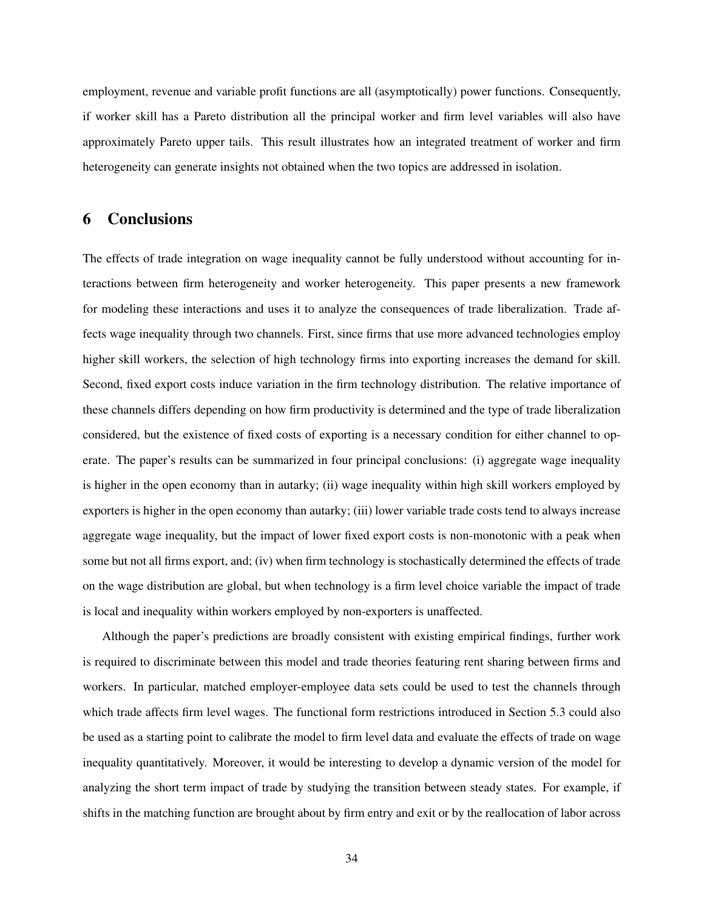employment, revenue and variable profit functions are all (asymptotically) power functions. Consequently, if worker skill has a Pareto distribution all the principal worker and firm level variables will also have approximately Pareto upper tails. This result illustrates how an integrated treatment of worker and firm heterogeneity can generate insights not obtained when the two topics are addressed in isolation.

# 6 Conclusions

The effects of trade integration on wage inequality cannot be fully understood without accounting for interactions between firm heterogeneity and worker heterogeneity. This paper presents a new framework for modeling these interactions and uses it to analyze the consequences of trade liberalization. Trade affects wage inequality through two channels. First, since firms that use more advanced technologies employ higher skill workers, the selection of high technology firms into exporting increases the demand for skill. Second, fixed export costs induce variation in the firm technology distribution. The relative importance of these channels differs depending on how firm productivity is determined and the type of trade liberalization considered, but the existence of fixed costs of exporting is a necessary condition for either channel to operate. The paper's results can be summarized in four principal conclusions: (i) aggregate wage inequality is higher in the open economy than in autarky; (ii) wage inequality within high skill workers employed by exporters is higher in the open economy than autarky; (iii) lower variable trade costs tend to always increase aggregate wage inequality, but the impact of lower fixed export costs is non-monotonic with a peak when some but not all firms export, and; (iv) when firm technology is stochastically determined the effects of trade on the wage distribution are global, but when technology is a firm level choice variable the impact of trade is local and inequality within workers employed by non-exporters is unaffected.

Although the paper's predictions are broadly consistent with existing empirical findings, further work is required to discriminate between this model and trade theories featuring rent sharing between firms and workers. In particular, matched employer-employee data sets could be used to test the channels through which trade affects firm level wages. The functional form restrictions introduced in Section 5.3 could also be used as a starting point to calibrate the model to firm level data and evaluate the effects of trade on wage inequality quantitatively. Moreover, it would be interesting to develop a dynamic version of the model for analyzing the short term impact of trade by studying the transition between steady states. For example, if shifts in the matching function are brought about by firm entry and exit or by the reallocation of labor across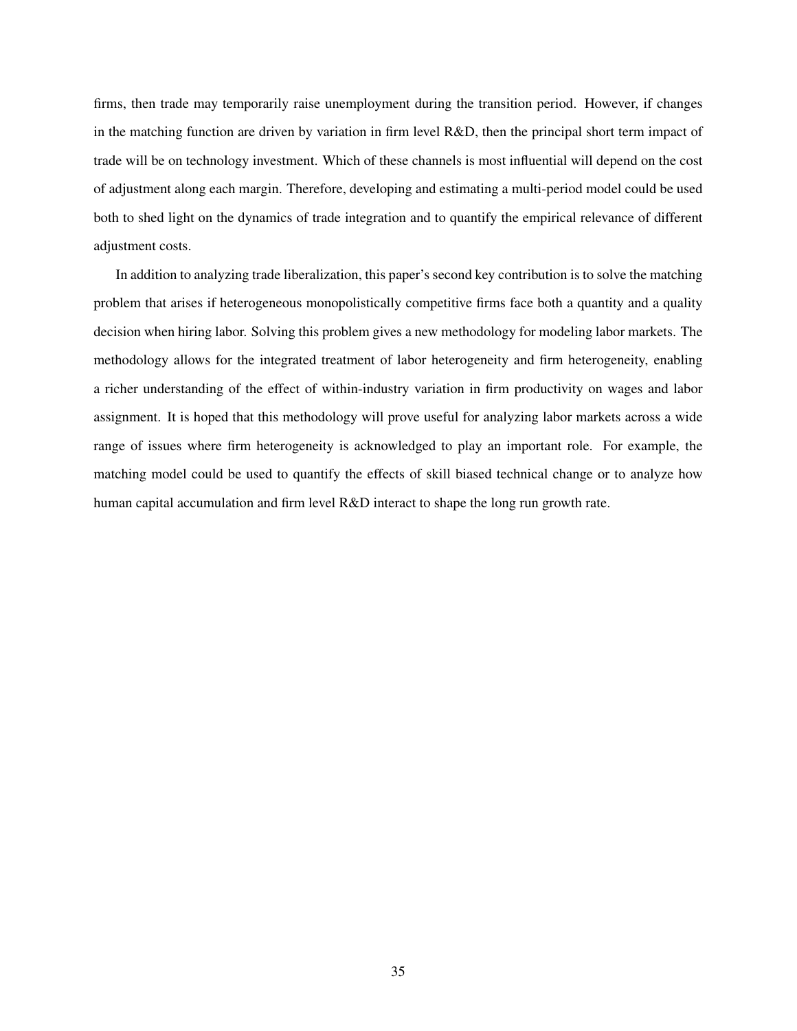firms, then trade may temporarily raise unemployment during the transition period. However, if changes in the matching function are driven by variation in firm level R&D, then the principal short term impact of trade will be on technology investment. Which of these channels is most influential will depend on the cost of adjustment along each margin. Therefore, developing and estimating a multi-period model could be used both to shed light on the dynamics of trade integration and to quantify the empirical relevance of different adjustment costs.

In addition to analyzing trade liberalization, this paper's second key contribution is to solve the matching problem that arises if heterogeneous monopolistically competitive firms face both a quantity and a quality decision when hiring labor. Solving this problem gives a new methodology for modeling labor markets. The methodology allows for the integrated treatment of labor heterogeneity and firm heterogeneity, enabling a richer understanding of the effect of within-industry variation in firm productivity on wages and labor assignment. It is hoped that this methodology will prove useful for analyzing labor markets across a wide range of issues where firm heterogeneity is acknowledged to play an important role. For example, the matching model could be used to quantify the effects of skill biased technical change or to analyze how human capital accumulation and firm level R&D interact to shape the long run growth rate.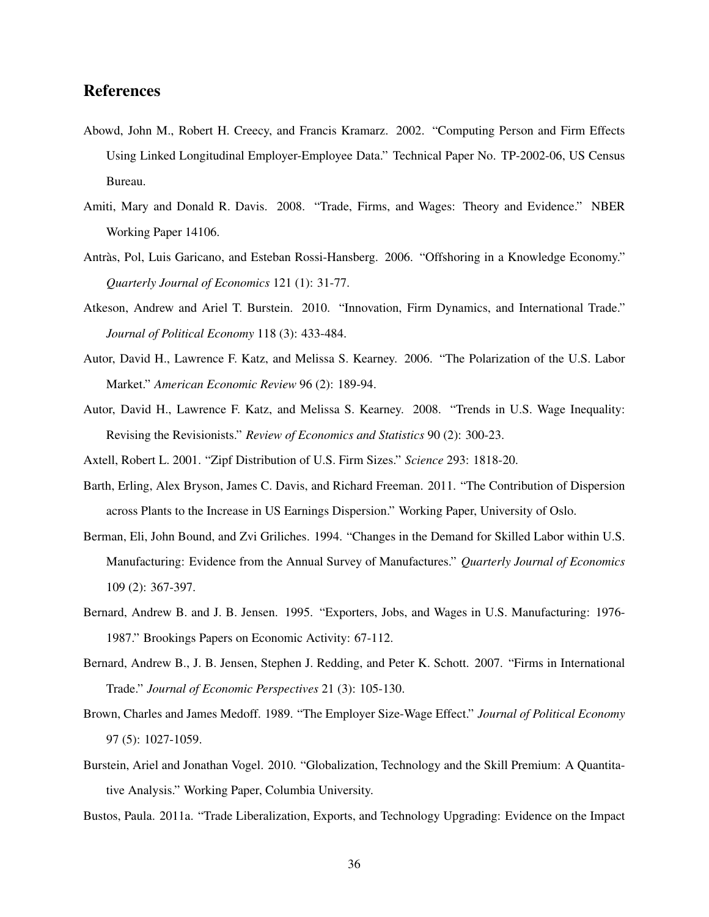## References

Abowd, John M., Robert H. Creecy, and Francis Kramarz. 2002. "Computing Person and Firm Effects Using Linked Longitudinal Employer-Employee Data." Technical Paper No. TP-2002-06, US Census Bureau.

Amiti, Mary and Donald R. Davis. 2008. "Trade, Firms, and Wages: Theory and Evidence." NBER Working Paper 14106.

Antràs, Pol, Luis Garicano, and Esteban Rossi-Hansberg. 2006. "Offshoring in a Knowledge Economy." *Quarterly Journal of Economics* 121 (1): 31-77.

Atkeson, Andrew and Ariel T. Burstein. 2010. "Innovation, Firm Dynamics, and International Trade." *Journal of Political Economy* 118 (3): 433-484.

Autor, David H., Lawrence F. Katz, and Melissa S. Kearney. 2006. "The Polarization of the U.S. Labor Market." *American Economic Review* 96 (2): 189-94.

Autor, David H., Lawrence F. Katz, and Melissa S. Kearney. 2008. "Trends in U.S. Wage Inequality: Revising the Revisionists." *Review of Economics and Statistics* 90 (2): 300-23.

Axtell, Robert L. 2001. "Zipf Distribution of U.S. Firm Sizes." *Science* 293: 1818-20.

Barth, Erling, Alex Bryson, James C. Davis, and Richard Freeman. 2011. "The Contribution of Dispersion across Plants to the Increase in US Earnings Dispersion." Working Paper, University of Oslo.

Berman, Eli, John Bound, and Zvi Griliches. 1994. "Changes in the Demand for Skilled Labor within U.S. Manufacturing: Evidence from the Annual Survey of Manufactures." *Quarterly Journal of Economics* 109 (2): 367-397.

Bernard, Andrew B. and J. B. Jensen. 1995. "Exporters, Jobs, and Wages in U.S. Manufacturing: 1976-1987." Brookings Papers on Economic Activity: 67-112.

Bernard, Andrew B., J. B. Jensen, Stephen J. Redding, and Peter K. Schott. 2007. "Firms in International Trade." *Journal of Economic Perspectives* 21 (3): 105-130.

Brown, Charles and James Medoff. 1989. "The Employer Size-Wage Effect." *Journal of Political Economy* 97 (5): 1027-1059.

Burstein, Ariel and Jonathan Vogel. 2010. "Globalization, Technology and the Skill Premium: A Quantitative Analysis." Working Paper, Columbia University.

Bustos, Paula. 2011a. "Trade Liberalization, Exports, and Technology Upgrading: Evidence on the Impact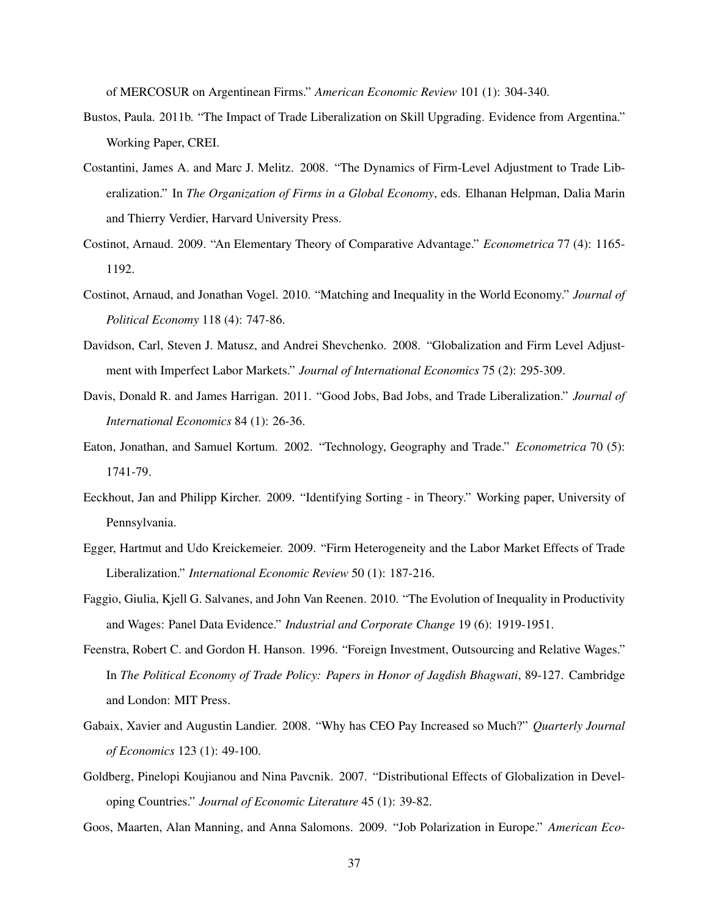of MERCOSUR on Argentinean Firms." *American Economic Review* 101 (1): 304-340.

Bustos, Paula. 2011b. "The Impact of Trade Liberalization on Skill Upgrading. Evidence from Argentina." Working Paper, CREI.

Costantini, James A. and Marc J. Melitz. 2008. "The Dynamics of Firm-Level Adjustment to Trade Liberalization." In *The Organization of Firms in a Global Economy*, eds. Elhanan Helpman, Dalia Marin and Thierry Verdier, Harvard University Press.

Costinot, Arnaud. 2009. "An Elementary Theory of Comparative Advantage." *Econometrica* 77 (4): 1165-1192.

Costinot, Arnaud, and Jonathan Vogel. 2010. "Matching and Inequality in the World Economy." *Journal of Political Economy* 118 (4): 747-86.

Davidson, Carl, Steven J. Matusz, and Andrei Shevchenko. 2008. "Globalization and Firm Level Adjustment with Imperfect Labor Markets." *Journal of International Economics* 75 (2): 295-309.

Davis, Donald R. and James Harrigan. 2011. "Good Jobs, Bad Jobs, and Trade Liberalization." *Journal of International Economics* 84 (1): 26-36.

Eaton, Jonathan, and Samuel Kortum. 2002. "Technology, Geography and Trade." *Econometrica* 70 (5): 1741-79.

Eeckhout, Jan and Philipp Kircher. 2009. "Identifying Sorting - in Theory." Working paper, University of Pennsylvania.

Egger, Hartmut and Udo Kreickemeier. 2009. "Firm Heterogeneity and the Labor Market Effects of Trade Liberalization." *International Economic Review* 50 (1): 187-216.

Faggio, Giulia, Kjell G. Salvanes, and John Van Reenen. 2010. "The Evolution of Inequality in Productivity and Wages: Panel Data Evidence." *Industrial and Corporate Change* 19 (6): 1919-1951.

Feenstra, Robert C. and Gordon H. Hanson. 1996. "Foreign Investment, Outsourcing and Relative Wages." In *The Political Economy of Trade Policy: Papers in Honor of Jagdish Bhagwati*, 89-127. Cambridge and London: MIT Press.

Gabaix, Xavier and Augustin Landier. 2008. "Why has CEO Pay Increased so Much?" *Quarterly Journal of Economics* 123 (1): 49-100.

Goldberg, Pinelopi Koujianou and Nina Pavcnik. 2007. "Distributional Effects of Globalization in Developing Countries." *Journal of Economic Literature* 45 (1): 39-82.

Goos, Maarten, Alan Manning, and Anna Salomons. 2009. "Job Polarization in Europe." *American Eco-*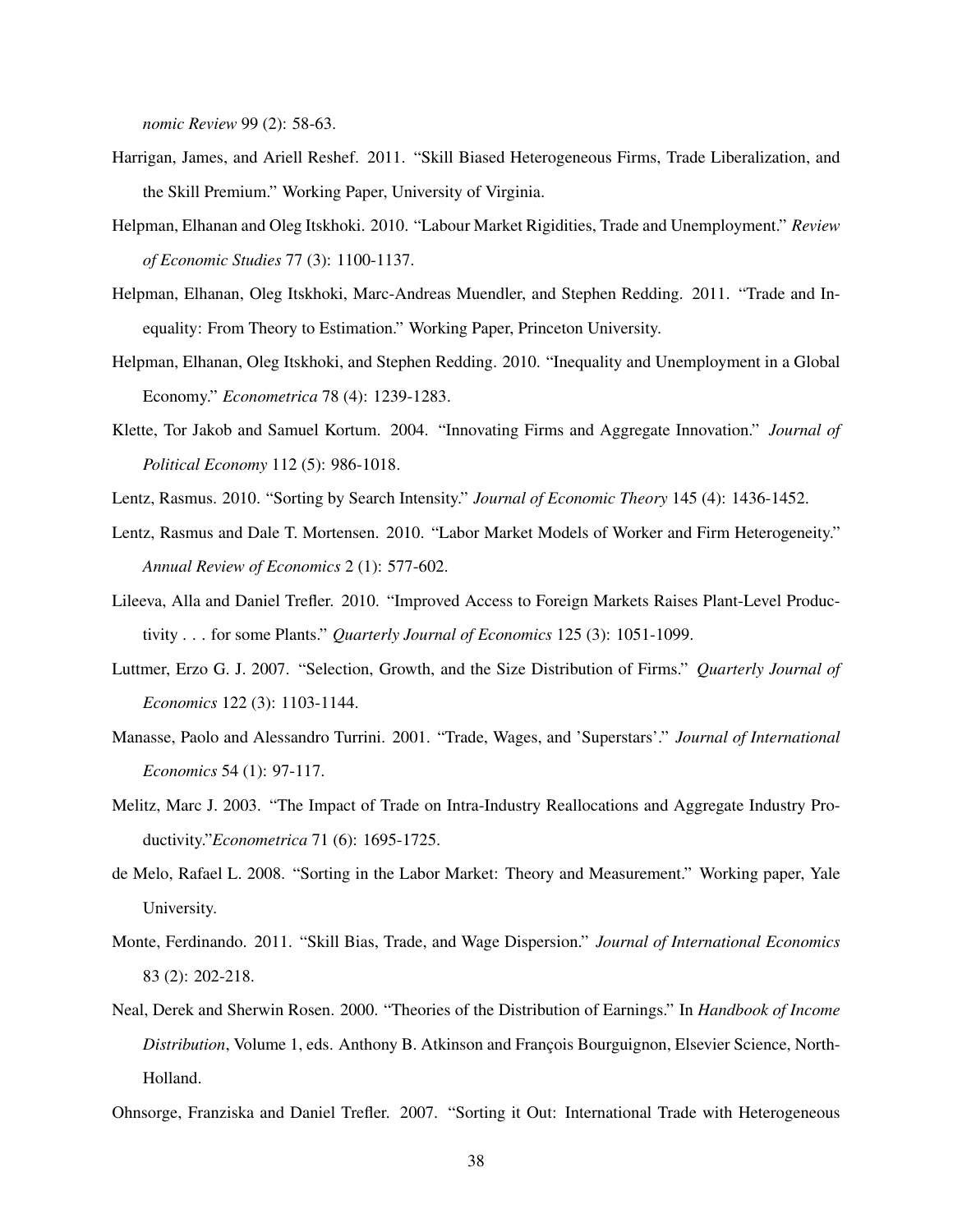*nomic Review* 99 (2): 58-63.

Harrigan, James, and Ariell Reshef. 2011. "Skill Biased Heterogeneous Firms, Trade Liberalization, and the Skill Premium." Working Paper, University of Virginia.

Helpman, Elhanan and Oleg Itskhoki. 2010. "Labour Market Rigidities, Trade and Unemployment." *Review of Economic Studies* 77 (3): 1100-1137.

Helpman, Elhanan, Oleg Itskhoki, Marc-Andreas Muendler, and Stephen Redding. 2011. "Trade and Inequality: From Theory to Estimation." Working Paper, Princeton University.

Helpman, Elhanan, Oleg Itskhoki, and Stephen Redding. 2010. "Inequality and Unemployment in a Global Economy." *Econometrica* 78 (4): 1239-1283.

Klette, Tor Jakob and Samuel Kortum. 2004. "Innovating Firms and Aggregate Innovation." *Journal of Political Economy* 112 (5): 986-1018.

Lentz, Rasmus. 2010. "Sorting by Search Intensity." *Journal of Economic Theory* 145 (4): 1436-1452.

Lentz, Rasmus and Dale T. Mortensen. 2010. "Labor Market Models of Worker and Firm Heterogeneity." *Annual Review of Economics* 2 (1): 577-602.

Lileeva, Alla and Daniel Trefler. 2010. "Improved Access to Foreign Markets Raises Plant-Level Productivity . . . for some Plants." *Quarterly Journal of Economics* 125 (3): 1051-1099.

Luttmer, Erzo G. J. 2007. "Selection, Growth, and the Size Distribution of Firms." *Quarterly Journal of Economics* 122 (3): 1103-1144.

Manasse, Paolo and Alessandro Turrini. 2001. "Trade, Wages, and 'Superstars'." *Journal of International Economics* 54 (1): 97-117.

Melitz, Marc J. 2003. "The Impact of Trade on Intra-Industry Reallocations and Aggregate Industry Productivity."*Econometrica* 71 (6): 1695-1725.

de Melo, Rafael L. 2008. "Sorting in the Labor Market: Theory and Measurement." Working paper, Yale University.

Monte, Ferdinando. 2011. "Skill Bias, Trade, and Wage Dispersion." *Journal of International Economics* 83 (2): 202-218.

Neal, Derek and Sherwin Rosen. 2000. "Theories of the Distribution of Earnings." In *Handbook of Income Distribution*, Volume 1, eds. Anthony B. Atkinson and François Bourguignon, Elsevier Science, North-Holland.

Ohnsorge, Franziska and Daniel Trefler. 2007. "Sorting it Out: International Trade with Heterogeneous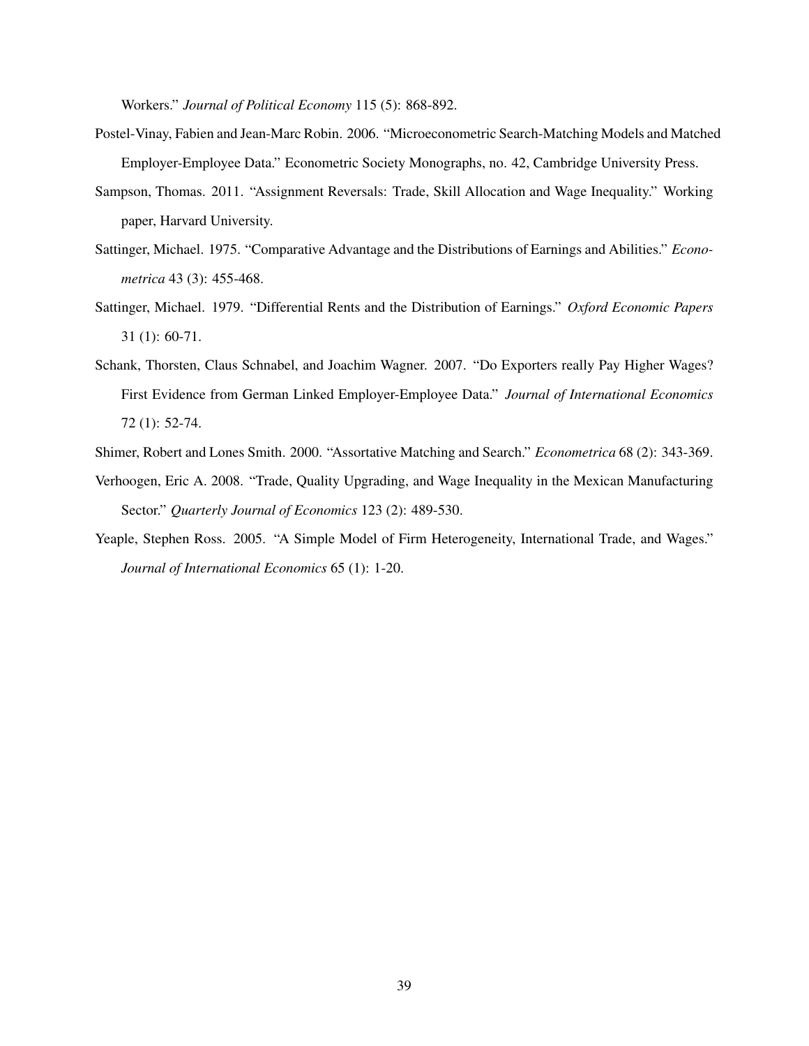Workers." *Journal of Political Economy* 115 (5): 868-892.

Postel-Vinay, Fabien and Jean-Marc Robin. 2006. "Microeconometric Search-Matching Models and Matched Employer-Employee Data." Econometric Society Monographs, no. 42, Cambridge University Press.

Sampson, Thomas. 2011. "Assignment Reversals: Trade, Skill Allocation and Wage Inequality." Working paper, Harvard University.

Sattinger, Michael. 1975. "Comparative Advantage and the Distributions of Earnings and Abilities." *Econometrica* 43 (3): 455-468.

Sattinger, Michael. 1979. "Differential Rents and the Distribution of Earnings." *Oxford Economic Papers* 31 (1): 60-71.

Schank, Thorsten, Claus Schnabel, and Joachim Wagner. 2007. "Do Exporters really Pay Higher Wages? First Evidence from German Linked Employer-Employee Data." *Journal of International Economics* 72 (1): 52-74.

Shimer, Robert and Lones Smith. 2000. "Assortative Matching and Search." *Econometrica* 68 (2): 343-369.

Verhoogen, Eric A. 2008. "Trade, Quality Upgrading, and Wage Inequality in the Mexican Manufacturing Sector." *Quarterly Journal of Economics* 123 (2): 489-530.

Yeaple, Stephen Ross. 2005. "A Simple Model of Firm Heterogeneity, International Trade, and Wages." *Journal of International Economics* 65 (1): 1-20.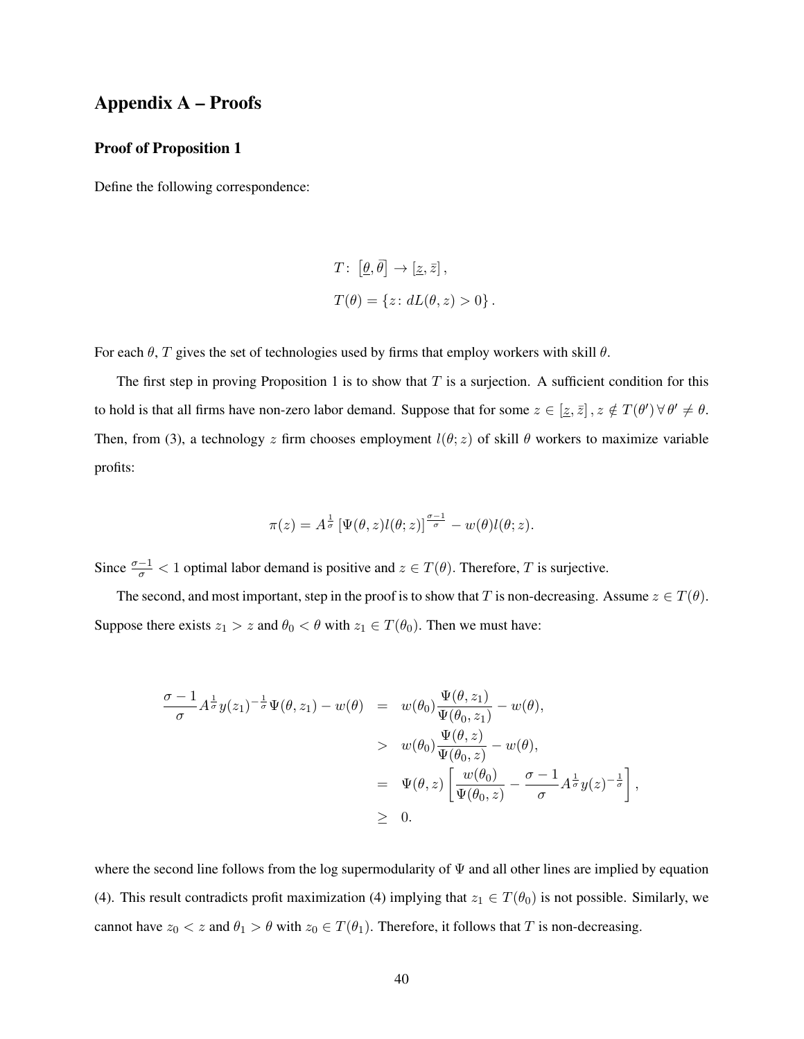## Appendix A – Proofs

### Proof of Proposition 1

Define the following correspondence:

$$
\begin{aligned}
T &: \left[\underline{\theta}, \bar{\theta}\right] \to \left[\underline{z}, \bar{z}\right], \\
T(\theta) &= \{z : dL(\theta, z) > 0\}.
\end{aligned}
$$

For each $\theta$, $T$ gives the set of technologies used by firms that employ workers with skill $\theta$.

The first step in proving Proposition 1 is to show that $T$ is a surjection. A sufficient condition for this to hold is that all firms have non-zero labor demand. Suppose that for some $z \in \left[\underline{z}, \bar{z}\right], z \notin T(\theta') \,\forall\, \theta' \neq \theta$. Then, from (3), a technology $z$ firm chooses employment $l(\theta; z)$ of skill $\theta$ workers to maximize variable profits:

$$
\pi(z) = A^{\frac{1}{\sigma}} \left[\Psi(\theta, z) l(\theta; z)\right]^{\frac{\sigma - 1}{\sigma}} - w(\theta) l(\theta; z).
$$

Since $\frac{\sigma-1}{\sigma} < 1$ optimal labor demand is positive and $z \in T(\theta)$. Therefore, $T$ is surjective.

The second, and most important, step in the proof is to show that $T$ is non-decreasing. Assume $z \in T(\theta)$. Suppose there exists $z_1 > z$ and $\theta_0 < \theta$ with $z_1 \in T(\theta_0)$. Then we must have:

$$
\begin{aligned}
\frac{\sigma - 1}{\sigma} A^{\frac{1}{\sigma}} y(z_1)^{-\frac{1}{\sigma}} \Psi(\theta, z_1) - w(\theta) &= w(\theta_0) \frac{\Psi(\theta, z_1)}{\Psi(\theta_0, z_1)} - w(\theta), \\
&> w(\theta_0) \frac{\Psi(\theta, z)}{\Psi(\theta_0, z)} - w(\theta), \\
&= \Psi(\theta, z) \left[ \frac{w(\theta_0)}{\Psi(\theta_0, z)} - \frac{\sigma - 1}{\sigma} A^{\frac{1}{\sigma}} y(z)^{-\frac{1}{\sigma}} \right], \\
&\geq 0.
\end{aligned}
$$

where the second line follows from the log supermodularity of $\Psi$ and all other lines are implied by equation (4). This result contradicts profit maximization (4) implying that $z_1 \in T(\theta_0)$ is not possible. Similarly, we cannot have $z_0 < z$ and $\theta_1 > \theta$ with $z_0 \in T(\theta_1)$. Therefore, it follows that $T$ is non-decreasing.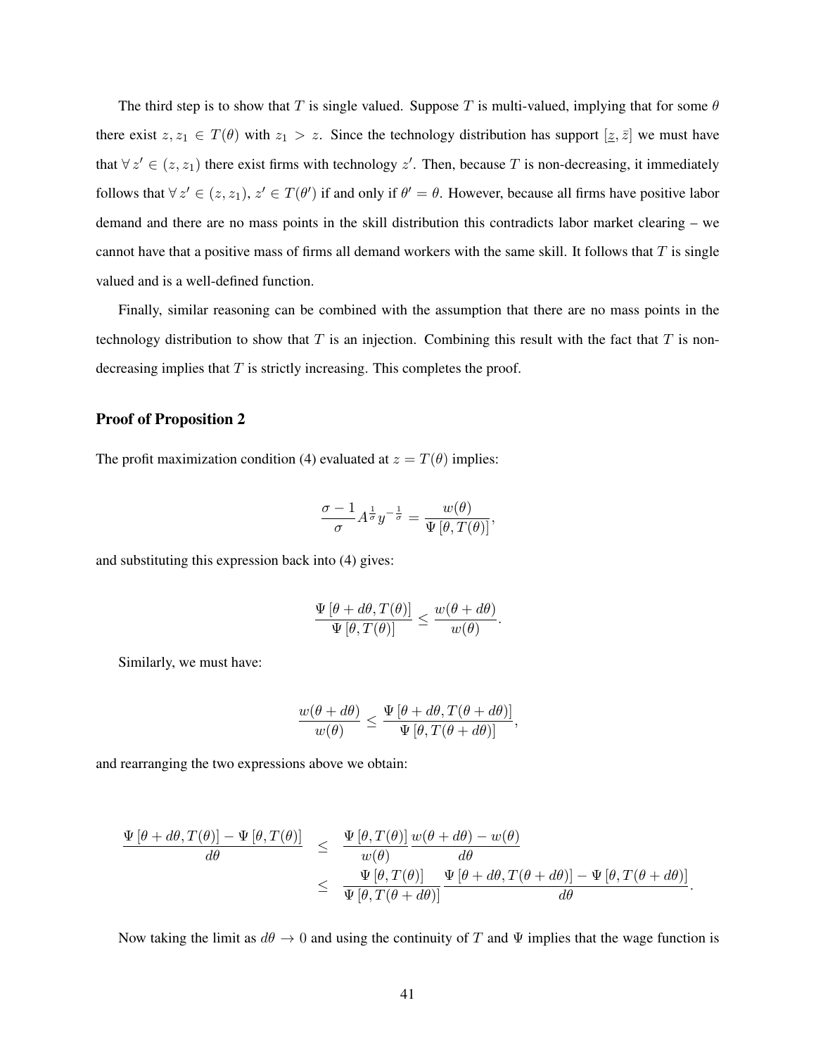The third step is to show that $T$ is single valued. Suppose $T$ is multi-valued, implying that for some $\theta$ there exist $z, z_1 \in T(\theta)$ with $z_1 > z$. Since the technology distribution has support $[\underline{z}, \bar{z}]$ we must have that $\forall\, z' \in (z, z_1)$ there exist firms with technology $z'$. Then, because $T$ is non-decreasing, it immediately follows that $\forall\, z' \in (z, z_1)$, $z' \in T(\theta')$ if and only if $\theta' = \theta$. However, because all firms have positive labor demand and there are no mass points in the skill distribution this contradicts labor market clearing – we cannot have that a positive mass of firms all demand workers with the same skill. It follows that $T$ is single valued and is a well-defined function.

Finally, similar reasoning can be combined with the assumption that there are no mass points in the technology distribution to show that $T$ is an injection. Combining this result with the fact that $T$ is non-decreasing implies that $T$ is strictly increasing. This completes the proof.

### Proof of Proposition 2

The profit maximization condition (4) evaluated at $z = T(\theta)$ implies:

$$\frac{\sigma - 1}{\sigma} A^{\frac{1}{\sigma}} y^{-\frac{1}{\sigma}} = \frac{w(\theta)}{\Psi\left[\theta, T(\theta)\right]},$$

and substituting this expression back into (4) gives:

$$\frac{\Psi\left[\theta + d\theta, T(\theta)\right]}{\Psi\left[\theta, T(\theta)\right]} \leq \frac{w(\theta + d\theta)}{w(\theta)}.$$

Similarly, we must have:

$$\frac{w(\theta + d\theta)}{w(\theta)} \leq \frac{\Psi\left[\theta + d\theta, T(\theta + d\theta)\right]}{\Psi\left[\theta, T(\theta + d\theta)\right]},$$

and rearranging the two expressions above we obtain:

$$\begin{aligned}
\frac{\Psi\left[\theta + d\theta, T(\theta)\right] - \Psi\left[\theta, T(\theta)\right]}{d\theta} &\leq \frac{\Psi\left[\theta, T(\theta)\right]}{w(\theta)} \frac{w(\theta + d\theta) - w(\theta)}{d\theta} \\
&\leq \frac{\Psi\left[\theta, T(\theta)\right]}{\Psi\left[\theta, T(\theta + d\theta)\right]} \frac{\Psi\left[\theta + d\theta, T(\theta + d\theta)\right] - \Psi\left[\theta, T(\theta + d\theta)\right]}{d\theta}.
\end{aligned}$$

Now taking the limit as $d\theta \to 0$ and using the continuity of $T$ and $\Psi$ implies that the wage function is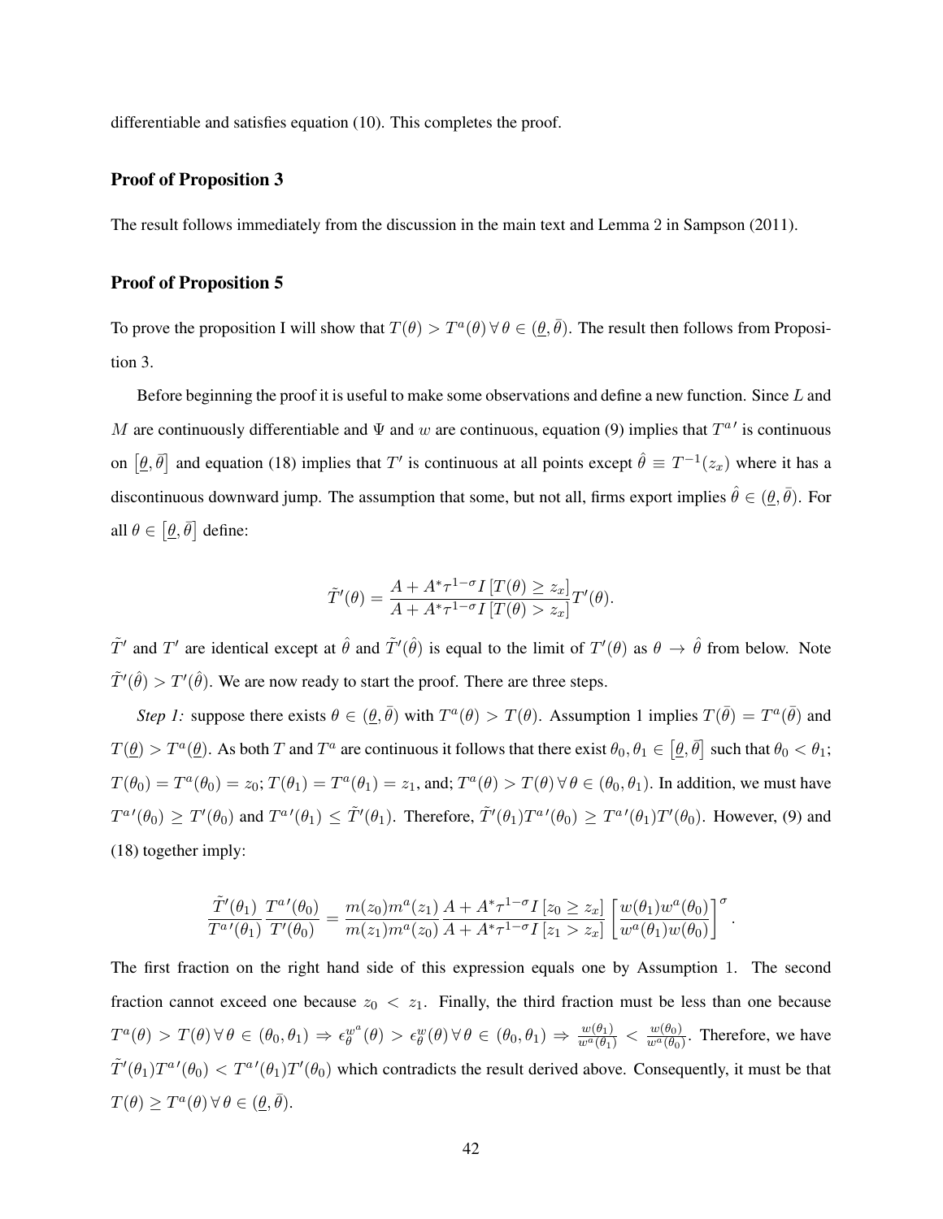differentiable and satisfies equation (10). This completes the proof.

### Proof of Proposition 3

The result follows immediately from the discussion in the main text and Lemma 2 in Sampson (2011).

### Proof of Proposition 5

To prove the proposition I will show that $T(\theta) > T^a(\theta) \, \forall \, \theta \in (\underline{\theta}, \bar{\theta})$. The result then follows from Proposition 3.

Before beginning the proof it is useful to make some observations and define a new function. Since $L$ and $M$ are continuously differentiable and $\Psi$ and $w$ are continuous, equation (9) implies that $T^{a\prime}$ is continuous on $[\underline{\theta}, \bar{\theta}]$ and equation (18) implies that $T'$ is continuous at all points except $\hat{\theta} \equiv T^{-1}(z_x)$ where it has a discontinuous downward jump. The assumption that some, but not all, firms export implies $\hat{\theta} \in (\underline{\theta}, \bar{\theta})$. For all $\theta \in [\underline{\theta}, \bar{\theta}]$ define:

$$\tilde{T}'(\theta) = \frac{A + A^* \tau^{1-\sigma} I \left[ T(\theta) \geq z_x \right]}{A + A^* \tau^{1-\sigma} I \left[ T(\theta) > z_x \right]} T'(\theta).$$

$\tilde{T}'$ and $T'$ are identical except at $\hat{\theta}$ and $\tilde{T}'(\hat{\theta})$ is equal to the limit of $T'(\theta)$ as $\theta \to \hat{\theta}$ from below. Note $\tilde{T}'(\hat{\theta}) > T'(\hat{\theta})$. We are now ready to start the proof. There are three steps.

*Step 1:* suppose there exists $\theta \in (\underline{\theta}, \bar{\theta})$ with $T^a(\theta) > T(\theta)$. Assumption 1 implies $T(\bar{\theta}) = T^a(\bar{\theta})$ and $T(\underline{\theta}) > T^a(\underline{\theta})$. As both $T$ and $T^a$ are continuous it follows that there exist $\theta_0, \theta_1 \in [\underline{\theta}, \bar{\theta}]$ such that $\theta_0 < \theta_1$; $T(\theta_0) = T^a(\theta_0) = z_0$; $T(\theta_1) = T^a(\theta_1) = z_1$, and; $T^a(\theta) > T(\theta) \, \forall \, \theta \in (\theta_0, \theta_1)$. In addition, we must have $T^{a\prime}(\theta_0) \geq T'(\theta_0)$ and $T^{a\prime}(\theta_1) \leq \tilde{T}'(\theta_1)$. Therefore, $\tilde{T}'(\theta_1) T^{a\prime}(\theta_0) \geq T^{a\prime}(\theta_1) T'(\theta_0)$. However, (9) and (18) together imply:

$$\frac{\tilde{T}'(\theta_1)}{T^{a\prime}(\theta_1)} \frac{T^{a\prime}(\theta_0)}{T'(\theta_0)} = \frac{m(z_0) m^a(z_1)}{m(z_1) m^a(z_0)} \frac{A + A^* \tau^{1-\sigma} I \left[ z_0 \geq z_x \right]}{A + A^* \tau^{1-\sigma} I \left[ z_1 > z_x \right]} \left[ \frac{w(\theta_1) w^a(\theta_0)}{w^a(\theta_1) w(\theta_0)} \right]^{\sigma}.$$

The first fraction on the right hand side of this expression equals one by Assumption 1. The second fraction cannot exceed one because $z_0 < z_1$. Finally, the third fraction must be less than one because $T^a(\theta) > T(\theta) \, \forall \, \theta \in (\theta_0, \theta_1) \Rightarrow \epsilon_\theta^{w^a}(\theta) > \epsilon_\theta^{w}(\theta) \, \forall \, \theta \in (\theta_0, \theta_1) \Rightarrow \frac{w(\theta_1)}{w^a(\theta_1)} < \frac{w(\theta_0)}{w^a(\theta_0)}$. Therefore, we have $\tilde{T}'(\theta_1) T^{a\prime}(\theta_0) < T^{a\prime}(\theta_1) T'(\theta_0)$ which contradicts the result derived above. Consequently, it must be that $T(\theta) \geq T^a(\theta) \, \forall \, \theta \in (\underline{\theta}, \bar{\theta})$.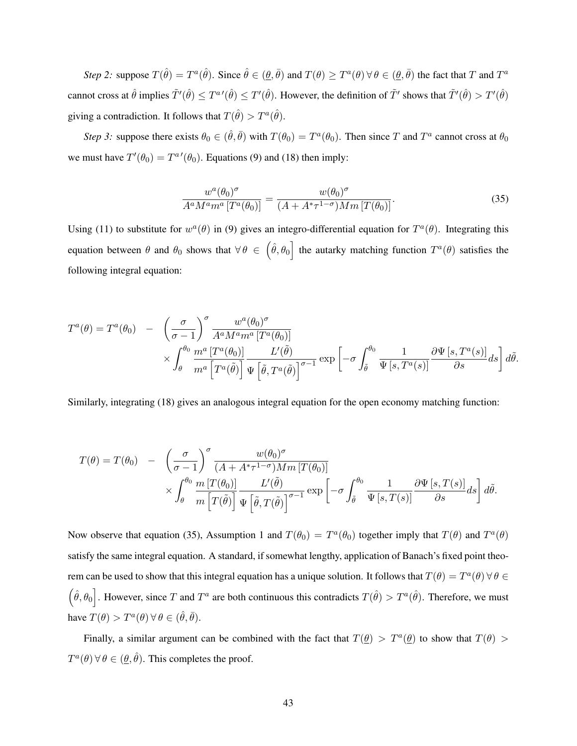*Step 2:* suppose $T(\hat{\theta}) = T^a(\hat{\theta})$. Since $\hat{\theta} \in (\underline{\theta}, \bar{\theta})$ and $T(\theta) \geq T^a(\theta) \, \forall \, \theta \in (\underline{\theta}, \bar{\theta})$ the fact that $T$ and $T^a$ cannot cross at $\hat{\theta}$ implies $\tilde{T}'(\hat{\theta}) \leq T^{a\prime}(\hat{\theta}) \leq T'(\hat{\theta})$. However, the definition of $\tilde{T}'$ shows that $\tilde{T}'(\hat{\theta}) > T'(\hat{\theta})$ giving a contradiction. It follows that $T(\hat{\theta}) > T^a(\hat{\theta})$.

*Step 3:* suppose there exists $\theta_0 \in (\hat{\theta}, \bar{\theta})$ with $T(\theta_0) = T^a(\theta_0)$. Then since $T$ and $T^a$ cannot cross at $\theta_0$ we must have $T'(\theta_0) = T^{a\prime}(\theta_0)$. Equations (9) and (18) then imply:

$$\frac{w^a(\theta_0)^\sigma}{A^a M^a m^a \left[T^a(\theta_0)\right]} = \frac{w(\theta_0)^\sigma}{(A + A^* \tau^{1-\sigma}) M m \left[T(\theta_0)\right]}. \tag{35}$$

Using (11) to substitute for $w^a(\theta)$ in (9) gives an integro-differential equation for $T^a(\theta)$. Integrating this equation between $\theta$ and $\theta_0$ shows that $\forall \, \theta \in \left(\hat{\theta}, \theta_0\right]$ the autarky matching function $T^a(\theta)$ satisfies the following integral equation:

$$\begin{aligned} T^a(\theta) = T^a(\theta_0) \quad - \quad & \left(\frac{\sigma}{\sigma - 1}\right)^\sigma \frac{w^a(\theta_0)^\sigma}{A^a M^a m^a \left[T^a(\theta_0)\right]} \\ & \times \int_\theta^{\theta_0} \frac{m^a \left[T^a(\theta_0)\right]}{m^a \left[T^a(\tilde{\theta})\right]} \frac{L'(\tilde{\theta})}{\Psi\left[\tilde{\theta}, T^a(\tilde{\theta})\right]^{\sigma-1}} \exp\left[-\sigma \int_{\tilde{\theta}}^{\theta_0} \frac{1}{\Psi\left[s, T^a(s)\right]} \frac{\partial \Psi\left[s, T^a(s)\right]}{\partial s} ds\right] d\tilde{\theta}. \end{aligned}$$

Similarly, integrating (18) gives an analogous integral equation for the open economy matching function:

$$\begin{aligned} T(\theta) = T(\theta_0) \quad - \quad & \left(\frac{\sigma}{\sigma - 1}\right)^\sigma \frac{w(\theta_0)^\sigma}{(A + A^* \tau^{1-\sigma}) M m \left[T(\theta_0)\right]} \\ & \times \int_\theta^{\theta_0} \frac{m \left[T(\theta_0)\right]}{m \left[T(\tilde{\theta})\right]} \frac{L'(\tilde{\theta})}{\Psi\left[\tilde{\theta}, T(\tilde{\theta})\right]^{\sigma-1}} \exp\left[-\sigma \int_{\tilde{\theta}}^{\theta_0} \frac{1}{\Psi\left[s, T(s)\right]} \frac{\partial \Psi\left[s, T(s)\right]}{\partial s} ds\right] d\tilde{\theta}. \end{aligned}$$

Now observe that equation (35), Assumption 1 and $T(\theta_0) = T^a(\theta_0)$ together imply that $T(\theta)$ and $T^a(\theta)$ satisfy the same integral equation. A standard, if somewhat lengthy, application of Banach's fixed point theorem can be used to show that this integral equation has a unique solution. It follows that $T(\theta) = T^a(\theta) \, \forall \, \theta \in \left(\hat{\theta}, \theta_0\right]$. However, since $T$ and $T^a$ are both continuous this contradicts $T(\hat{\theta}) > T^a(\hat{\theta})$. Therefore, we must have $T(\theta) > T^a(\theta) \, \forall \, \theta \in (\hat{\theta}, \bar{\theta})$.

Finally, a similar argument can be combined with the fact that $T(\underline{\theta}) > T^a(\underline{\theta})$ to show that $T(\theta) > T^a(\theta) \, \forall \, \theta \in (\underline{\theta}, \hat{\theta})$. This completes the proof.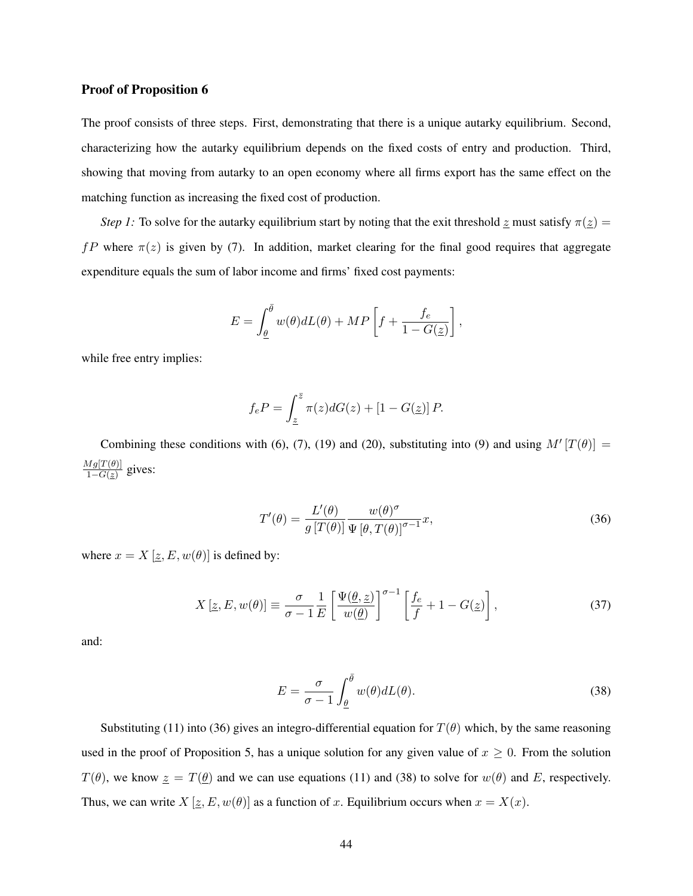### Proof of Proposition 6

The proof consists of three steps. First, demonstrating that there is a unique autarky equilibrium. Second, characterizing how the autarky equilibrium depends on the fixed costs of entry and production. Third, showing that moving from autarky to an open economy where all firms export has the same effect on the matching function as increasing the fixed cost of production.

*Step 1:* To solve for the autarky equilibrium start by noting that the exit threshold $\underline{z}$ must satisfy $\pi(\underline{z}) = fP$ where $\pi(z)$ is given by (7). In addition, market clearing for the final good requires that aggregate expenditure equals the sum of labor income and firms' fixed cost payments:

$$E = \int_{\underline{\theta}}^{\bar{\theta}} w(\theta) dL(\theta) + MP \left[ f + \frac{f_e}{1 - G(\underline{z})} \right],$$

while free entry implies:

$$f_e P = \int_{\underline{z}}^{\bar{z}} \pi(z) dG(z) + [1 - G(\underline{z})] P.$$

Combining these conditions with (6), (7), (19) and (20), substituting into (9) and using $M'[T(\theta)] = \frac{Mg[T(\theta)]}{1-G(\underline{z})}$ gives:

$$T'(\theta) = \frac{L'(\theta)}{g[T(\theta)]} \frac{w(\theta)^\sigma}{\Psi[\theta, T(\theta)]^{\sigma-1}} x, \tag{36}$$

where $x = X[\underline{z}, E, w(\theta)]$ is defined by:

$$X[\underline{z}, E, w(\theta)] \equiv \frac{\sigma}{\sigma - 1} \frac{1}{E} \left[ \frac{\Psi(\underline{\theta}, \underline{z})}{w(\underline{\theta})} \right]^{\sigma-1} \left[ \frac{f_e}{f} + 1 - G(\underline{z}) \right], \tag{37}$$

and:

$$E = \frac{\sigma}{\sigma - 1} \int_{\underline{\theta}}^{\bar{\theta}} w(\theta) dL(\theta). \tag{38}$$

Substituting (11) into (36) gives an integro-differential equation for $T(\theta)$ which, by the same reasoning used in the proof of Proposition 5, has a unique solution for any given value of $x \geq 0$. From the solution $T(\theta)$, we know $\underline{z} = T(\underline{\theta})$ and we can use equations (11) and (38) to solve for $w(\theta)$ and $E$, respectively. Thus, we can write $X[\underline{z}, E, w(\theta)]$ as a function of $x$. Equilibrium occurs when $x = X(x)$.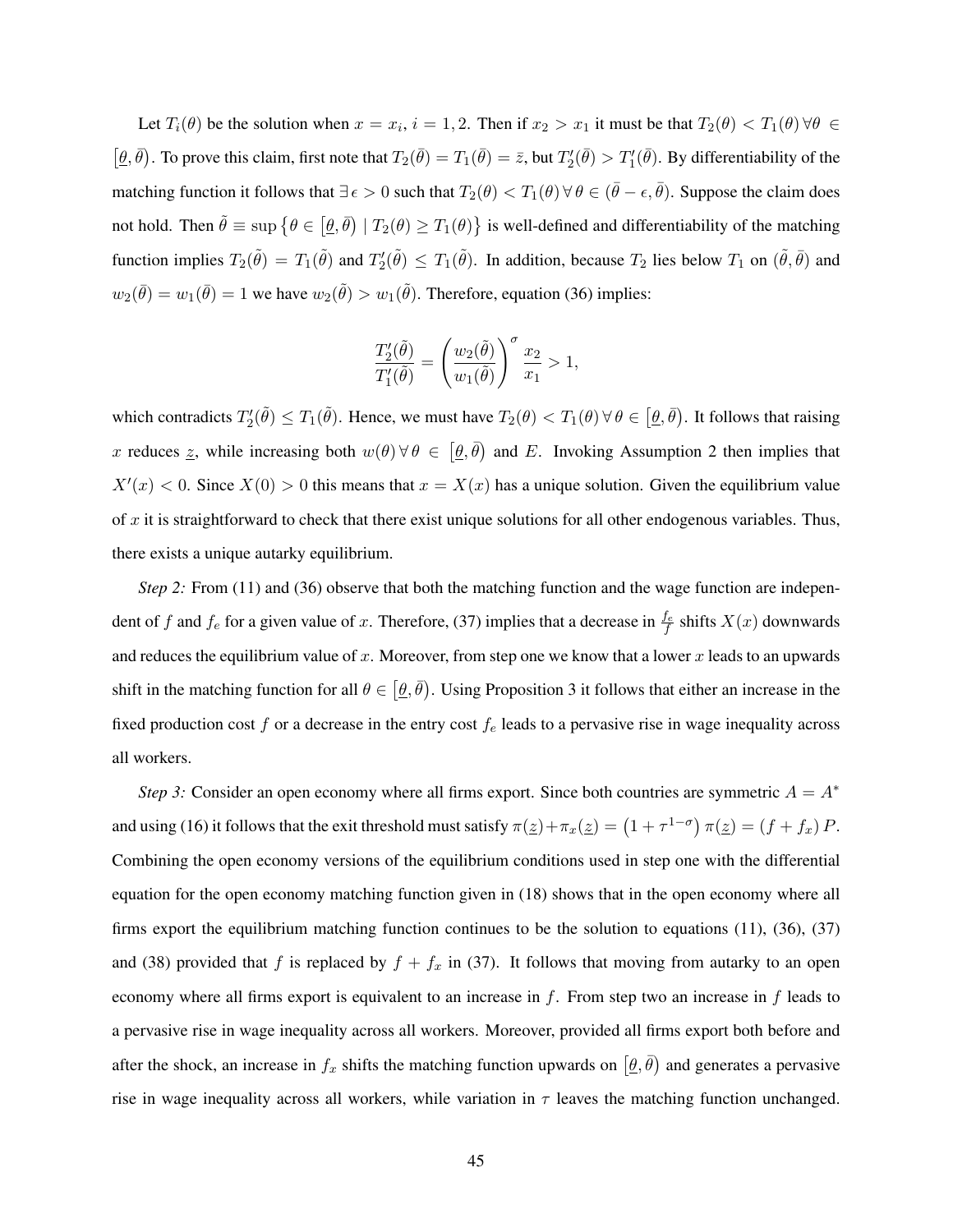Let $T_i(\theta)$ be the solution when $x = x_i$, $i = 1, 2$. Then if $x_2 > x_1$ it must be that $T_2(\theta) < T_1(\theta) \, \forall \theta \in [\underline{\theta}, \bar{\theta})$. To prove this claim, first note that $T_2(\bar{\theta}) = T_1(\bar{\theta}) = \bar{z}$, but $T_2'(\bar{\theta}) > T_1'(\bar{\theta})$. By differentiability of the matching function it follows that $\exists \, \epsilon > 0$ such that $T_2(\theta) < T_1(\theta) \, \forall \, \theta \in (\bar{\theta} - \epsilon, \bar{\theta})$. Suppose the claim does not hold. Then $\tilde{\theta} \equiv \sup \{ \theta \in [\underline{\theta}, \bar{\theta}) \mid T_2(\theta) \geq T_1(\theta) \}$ is well-defined and differentiability of the matching function implies $T_2(\tilde{\theta}) = T_1(\tilde{\theta})$ and $T_2'(\tilde{\theta}) \leq T_1(\tilde{\theta})$. In addition, because $T_2$ lies below $T_1$ on $(\tilde{\theta}, \bar{\theta})$ and $w_2(\bar{\theta}) = w_1(\bar{\theta}) = 1$ we have $w_2(\tilde{\theta}) > w_1(\tilde{\theta})$. Therefore, equation (36) implies:

$$\frac{T_2'(\tilde{\theta})}{T_1'(\tilde{\theta})} = \left( \frac{w_2(\tilde{\theta})}{w_1(\tilde{\theta})} \right)^{\sigma} \frac{x_2}{x_1} > 1,$$

which contradicts $T_2'(\tilde{\theta}) \leq T_1(\tilde{\theta})$. Hence, we must have $T_2(\theta) < T_1(\theta) \, \forall \, \theta \in [\underline{\theta}, \bar{\theta})$. It follows that raising $x$ reduces $\underline{z}$, while increasing both $w(\theta) \, \forall \, \theta \in [\underline{\theta}, \bar{\theta})$ and $E$. Invoking Assumption 2 then implies that $X'(x) < 0$. Since $X(0) > 0$ this means that $x = X(x)$ has a unique solution. Given the equilibrium value of $x$ it is straightforward to check that there exist unique solutions for all other endogenous variables. Thus, there exists a unique autarky equilibrium.

*Step 2:* From (11) and (36) observe that both the matching function and the wage function are independent of $f$ and $f_e$ for a given value of $x$. Therefore, (37) implies that a decrease in $\frac{f_e}{f}$ shifts $X(x)$ downwards and reduces the equilibrium value of $x$. Moreover, from step one we know that a lower $x$ leads to an upwards shift in the matching function for all $\theta \in [\underline{\theta}, \bar{\theta})$. Using Proposition 3 it follows that either an increase in the fixed production cost $f$ or a decrease in the entry cost $f_e$ leads to a pervasive rise in wage inequality across all workers.

*Step 3:* Consider an open economy where all firms export. Since both countries are symmetric $A = A^*$ and using (16) it follows that the exit threshold must satisfy $\pi(\underline{z}) + \pi_x(\underline{z}) = (1 + \tau^{1-\sigma}) \, \pi(\underline{z}) = (f + f_x) \, P$. Combining the open economy versions of the equilibrium conditions used in step one with the differential equation for the open economy matching function given in (18) shows that in the open economy where all firms export the equilibrium matching function continues to be the solution to equations (11), (36), (37) and (38) provided that $f$ is replaced by $f + f_x$ in (37). It follows that moving from autarky to an open economy where all firms export is equivalent to an increase in $f$. From step two an increase in $f$ leads to a pervasive rise in wage inequality across all workers. Moreover, provided all firms export both before and after the shock, an increase in $f_x$ shifts the matching function upwards on $[\underline{\theta}, \bar{\theta})$ and generates a pervasive rise in wage inequality across all workers, while variation in $\tau$ leaves the matching function unchanged.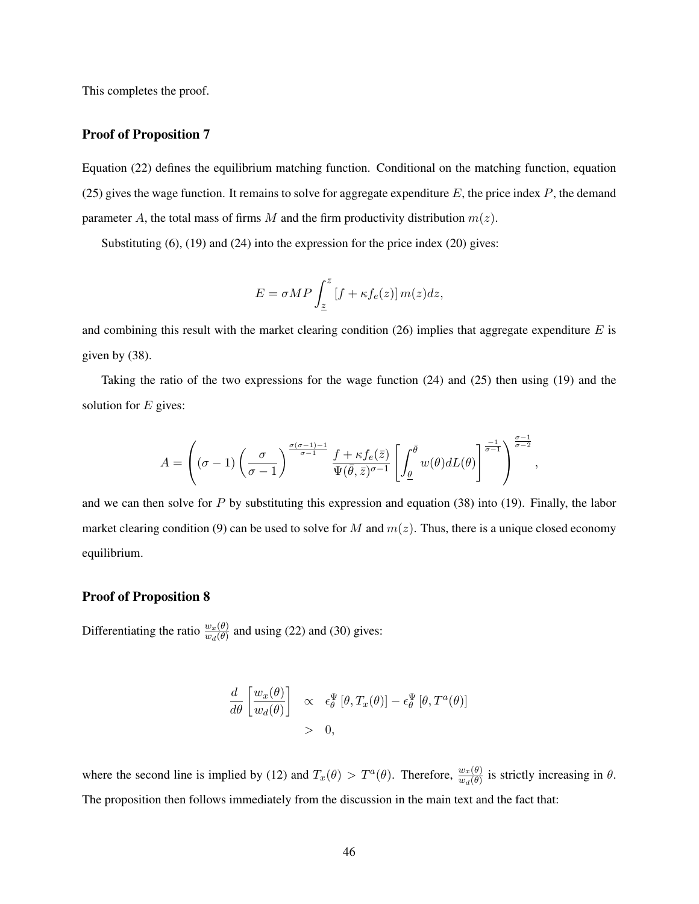This completes the proof.

### Proof of Proposition 7

Equation (22) defines the equilibrium matching function. Conditional on the matching function, equation (25) gives the wage function. It remains to solve for aggregate expenditure $E$, the price index $P$, the demand parameter $A$, the total mass of firms $M$ and the firm productivity distribution $m(z)$.

Substituting (6), (19) and (24) into the expression for the price index (20) gives:

$$E = \sigma MP \int_{\underline{z}}^{\bar{z}} [f + \kappa f_e(z)] \, m(z)dz,$$

and combining this result with the market clearing condition (26) implies that aggregate expenditure $E$ is given by (38).

Taking the ratio of the two expressions for the wage function (24) and (25) then using (19) and the solution for $E$ gives:

$$A = \left( (\sigma - 1) \left( \frac{\sigma}{\sigma - 1} \right)^{\frac{\sigma(\sigma-1)-1}{\sigma-1}} \frac{f + \kappa f_e(\bar{z})}{\Psi(\bar{\theta}, \bar{z})^{\sigma-1}} \left[ \int_{\underline{\theta}}^{\bar{\theta}} w(\theta) dL(\theta) \right]^{\frac{-1}{\sigma-1}} \right)^{\frac{\sigma-1}{\sigma-2}},$$

and we can then solve for $P$ by substituting this expression and equation (38) into (19). Finally, the labor market clearing condition (9) can be used to solve for $M$ and $m(z)$. Thus, there is a unique closed economy equilibrium.

### Proof of Proposition 8

Differentiating the ratio $\frac{w_x(\theta)}{w_d(\theta)}$ and using (22) and (30) gives:

$$\begin{aligned}
\frac{d}{d\theta}\left[\frac{w_x(\theta)}{w_d(\theta)}\right] &\propto \epsilon_\theta^\Psi\left[\theta, T_x(\theta)\right] - \epsilon_\theta^\Psi\left[\theta, T^a(\theta)\right] \\
&> 0,
\end{aligned}$$

where the second line is implied by (12) and $T_x(\theta) > T^a(\theta)$. Therefore, $\frac{w_x(\theta)}{w_d(\theta)}$ is strictly increasing in $\theta$. The proposition then follows immediately from the discussion in the main text and the fact that: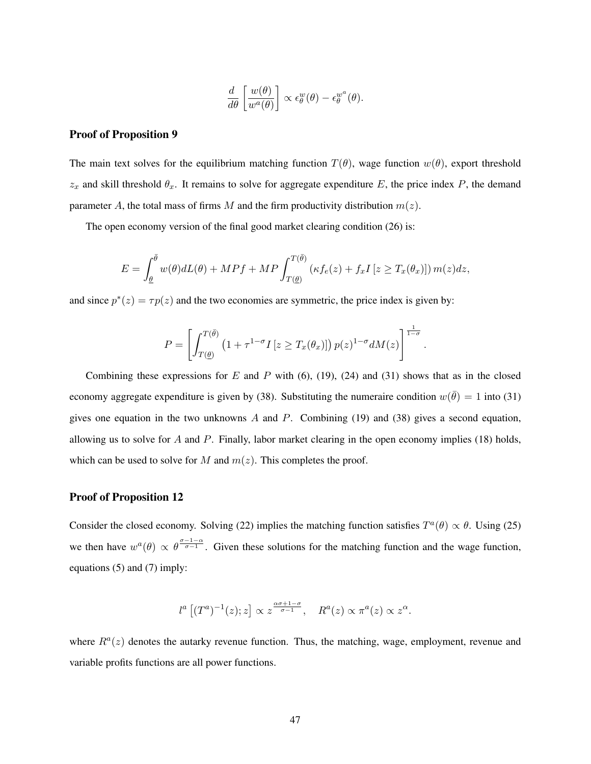$$\frac{d}{d\theta}\left[\frac{w(\theta)}{w^a(\theta)}\right] \propto \epsilon_\theta^w(\theta) - \epsilon_\theta^{w^a}(\theta).$$

### Proof of Proposition 9

The main text solves for the equilibrium matching function $T(\theta)$, wage function $w(\theta)$, export threshold $z_x$ and skill threshold $\theta_x$. It remains to solve for aggregate expenditure $E$, the price index $P$, the demand parameter $A$, the total mass of firms $M$ and the firm productivity distribution $m(z)$.

The open economy version of the final good market clearing condition (26) is:

$$E = \int_{\underline{\theta}}^{\bar{\theta}} w(\theta)dL(\theta) + MPf + MP\int_{T(\underline{\theta})}^{T(\bar{\theta})} \left(\kappa f_e(z) + f_x I\left[z \geq T_x(\theta_x)\right]\right) m(z)dz,$$

and since $p^*(z) = \tau p(z)$ and the two economies are symmetric, the price index is given by:

$$P = \left[\int_{T(\underline{\theta})}^{T(\bar{\theta})} \left(1 + \tau^{1-\sigma} I\left[z \geq T_x(\theta_x)\right]\right) p(z)^{1-\sigma} dM(z)\right]^{\frac{1}{1-\sigma}}.$$

Combining these expressions for $E$ and $P$ with (6), (19), (24) and (31) shows that as in the closed economy aggregate expenditure is given by (38). Substituting the numeraire condition $w(\bar{\theta}) = 1$ into (31) gives one equation in the two unknowns $A$ and $P$. Combining (19) and (38) gives a second equation, allowing us to solve for $A$ and $P$. Finally, labor market clearing in the open economy implies (18) holds, which can be used to solve for $M$ and $m(z)$. This completes the proof.

### Proof of Proposition 12

Consider the closed economy. Solving (22) implies the matching function satisfies $T^a(\theta) \propto \theta$. Using (25) we then have $w^a(\theta) \propto \theta^{\frac{\sigma-1-\alpha}{\sigma-1}}$. Given these solutions for the matching function and the wage function, equations (5) and (7) imply:

$$l^a\left[(T^a)^{-1}(z); z\right] \propto z^{\frac{\alpha\sigma+1-\sigma}{\sigma-1}}, \quad R^a(z) \propto \pi^a(z) \propto z^\alpha.$$

where $R^a(z)$ denotes the autarky revenue function. Thus, the matching, wage, employment, revenue and variable profits functions are all power functions.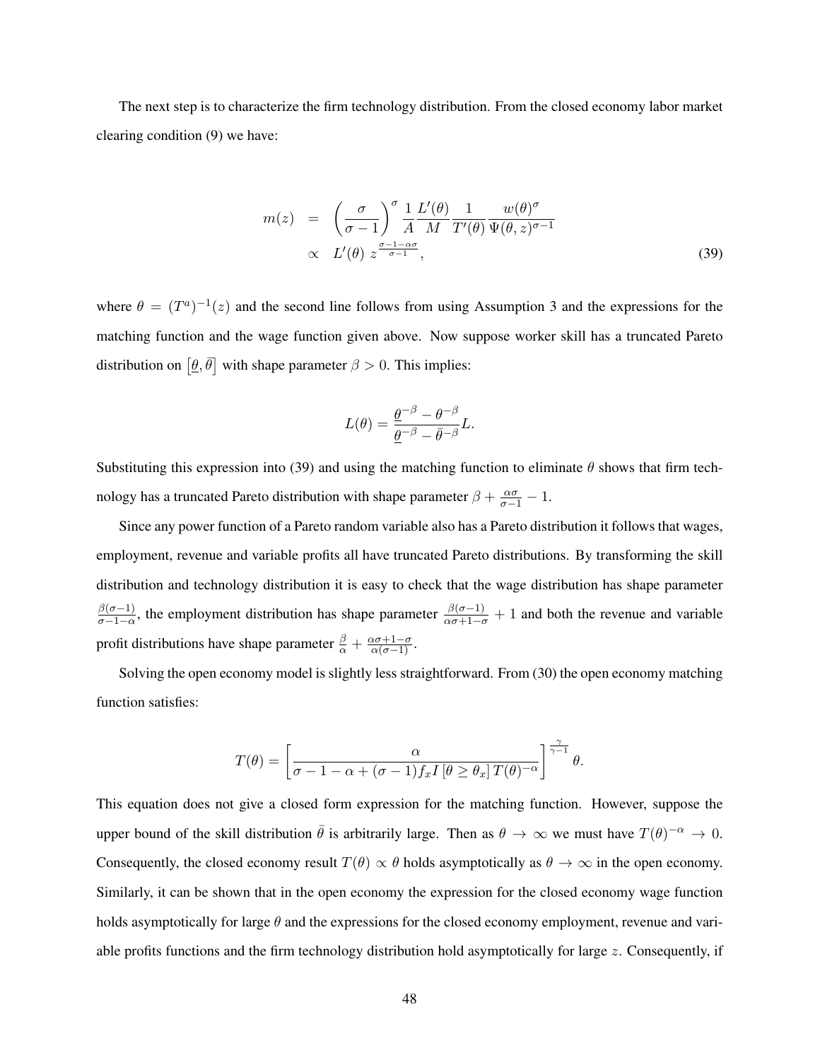The next step is to characterize the firm technology distribution. From the closed economy labor market clearing condition (9) we have:

$$
\begin{aligned}
m(z) &= \left(\frac{\sigma}{\sigma-1}\right)^{\sigma} \frac{1}{A} \frac{L'(\theta)}{M} \frac{1}{T'(\theta)} \frac{w(\theta)^{\sigma}}{\Psi(\theta, z)^{\sigma-1}} \\
&\propto L'(\theta)\, z^{\frac{\sigma-1-\alpha\sigma}{\sigma-1}},
\end{aligned}
\tag{39}
$$

where $\theta = (T^a)^{-1}(z)$ and the second line follows from using Assumption 3 and the expressions for the matching function and the wage function given above. Now suppose worker skill has a truncated Pareto distribution on $\left[\underline{\theta}, \bar{\theta}\right]$ with shape parameter $\beta > 0$. This implies:

$$
L(\theta) = \frac{\underline{\theta}^{-\beta} - \theta^{-\beta}}{\underline{\theta}^{-\beta} - \bar{\theta}^{-\beta}} L.
$$

Substituting this expression into (39) and using the matching function to eliminate $\theta$ shows that firm technology has a truncated Pareto distribution with shape parameter $\beta + \frac{\alpha\sigma}{\sigma-1} - 1$.

Since any power function of a Pareto random variable also has a Pareto distribution it follows that wages, employment, revenue and variable profits all have truncated Pareto distributions. By transforming the skill distribution and technology distribution it is easy to check that the wage distribution has shape parameter $\frac{\beta(\sigma-1)}{\sigma-1-\alpha}$, the employment distribution has shape parameter $\frac{\beta(\sigma-1)}{\alpha\sigma+1-\sigma} + 1$ and both the revenue and variable profit distributions have shape parameter $\frac{\beta}{\alpha} + \frac{\alpha\sigma+1-\sigma}{\alpha(\sigma-1)}$.

Solving the open economy model is slightly less straightforward. From (30) the open economy matching function satisfies:

$$
T(\theta) = \left[\frac{\alpha}{\sigma - 1 - \alpha + (\sigma-1) f_x I\left[\theta \geq \theta_x\right] T(\theta)^{-\alpha}}\right]^{\frac{\gamma}{\gamma-1}} \theta.
$$

This equation does not give a closed form expression for the matching function. However, suppose the upper bound of the skill distribution $\bar{\theta}$ is arbitrarily large. Then as $\theta \to \infty$ we must have $T(\theta)^{-\alpha} \to 0$. Consequently, the closed economy result $T(\theta) \propto \theta$ holds asymptotically as $\theta \to \infty$ in the open economy. Similarly, it can be shown that in the open economy the expression for the closed economy wage function holds asymptotically for large $\theta$ and the expressions for the closed economy employment, revenue and variable profits functions and the firm technology distribution hold asymptotically for large $z$. Consequently, if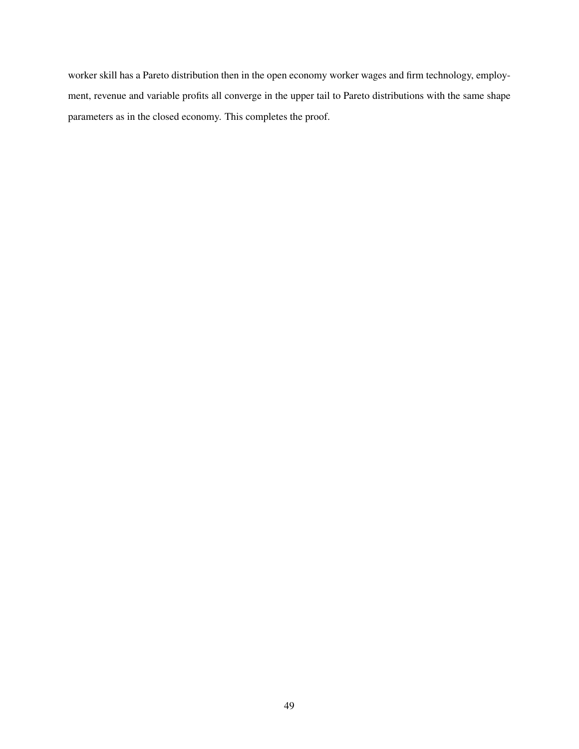worker skill has a Pareto distribution then in the open economy worker wages and firm technology, employment, revenue and variable profits all converge in the upper tail to Pareto distributions with the same shape parameters as in the closed economy. This completes the proof.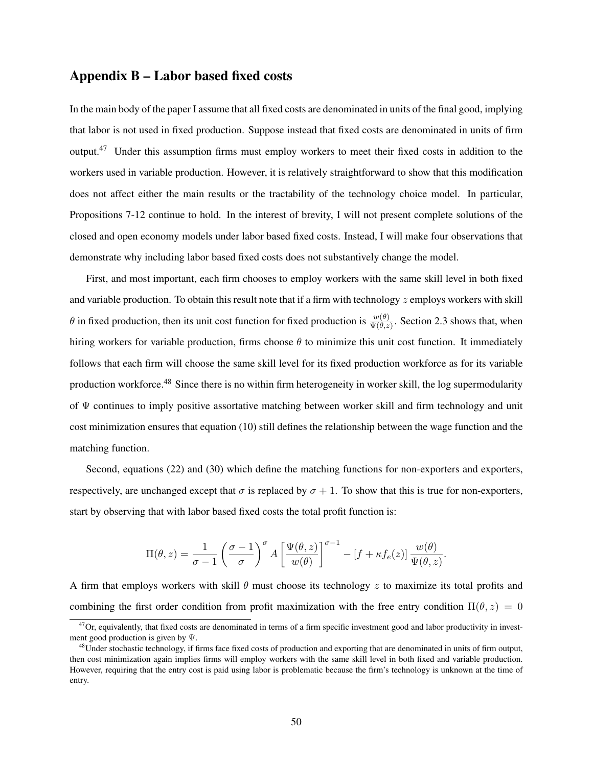## Appendix B – Labor based fixed costs

In the main body of the paper I assume that all fixed costs are denominated in units of the final good, implying that labor is not used in fixed production. Suppose instead that fixed costs are denominated in units of firm output.[47] Under this assumption firms must employ workers to meet their fixed costs in addition to the workers used in variable production. However, it is relatively straightforward to show that this modification does not affect either the main results or the tractability of the technology choice model. In particular, Propositions 7-12 continue to hold. In the interest of brevity, I will not present complete solutions of the closed and open economy models under labor based fixed costs. Instead, I will make four observations that demonstrate why including labor based fixed costs does not substantively change the model.

First, and most important, each firm chooses to employ workers with the same skill level in both fixed and variable production. To obtain this result note that if a firm with technology $z$ employs workers with skill $\theta$ in fixed production, then its unit cost function for fixed production is $\frac{w(\theta)}{\Psi(\theta,z)}$. Section 2.3 shows that, when hiring workers for variable production, firms choose $\theta$ to minimize this unit cost function. It immediately follows that each firm will choose the same skill level for its fixed production workforce as for its variable production workforce.[48] Since there is no within firm heterogeneity in worker skill, the log supermodularity of $\Psi$ continues to imply positive assortative matching between worker skill and firm technology and unit cost minimization ensures that equation (10) still defines the relationship between the wage function and the matching function.

Second, equations (22) and (30) which define the matching functions for non-exporters and exporters, respectively, are unchanged except that $\sigma$ is replaced by $\sigma + 1$. To show that this is true for non-exporters, start by observing that with labor based fixed costs the total profit function is:

$$\Pi(\theta, z) = \frac{1}{\sigma - 1}\left(\frac{\sigma - 1}{\sigma}\right)^{\sigma} A\left[\frac{\Psi(\theta, z)}{w(\theta)}\right]^{\sigma-1} - [f + \kappa f_e(z)]\,\frac{w(\theta)}{\Psi(\theta, z)}.$$

A firm that employs workers with skill $\theta$ must choose its technology $z$ to maximize its total profits and combining the first order condition from profit maximization with the free entry condition $\Pi(\theta, z) = 0$

[47] Or, equivalently, that fixed costs are denominated in terms of a firm specific investment good and labor productivity in investment good production is given by $\Psi$.

[48] Under stochastic technology, if firms face fixed costs of production and exporting that are denominated in units of firm output, then cost minimization again implies firms will employ workers with the same skill level in both fixed and variable production. However, requiring that the entry cost is paid using labor is problematic because the firm's technology is unknown at the time of entry.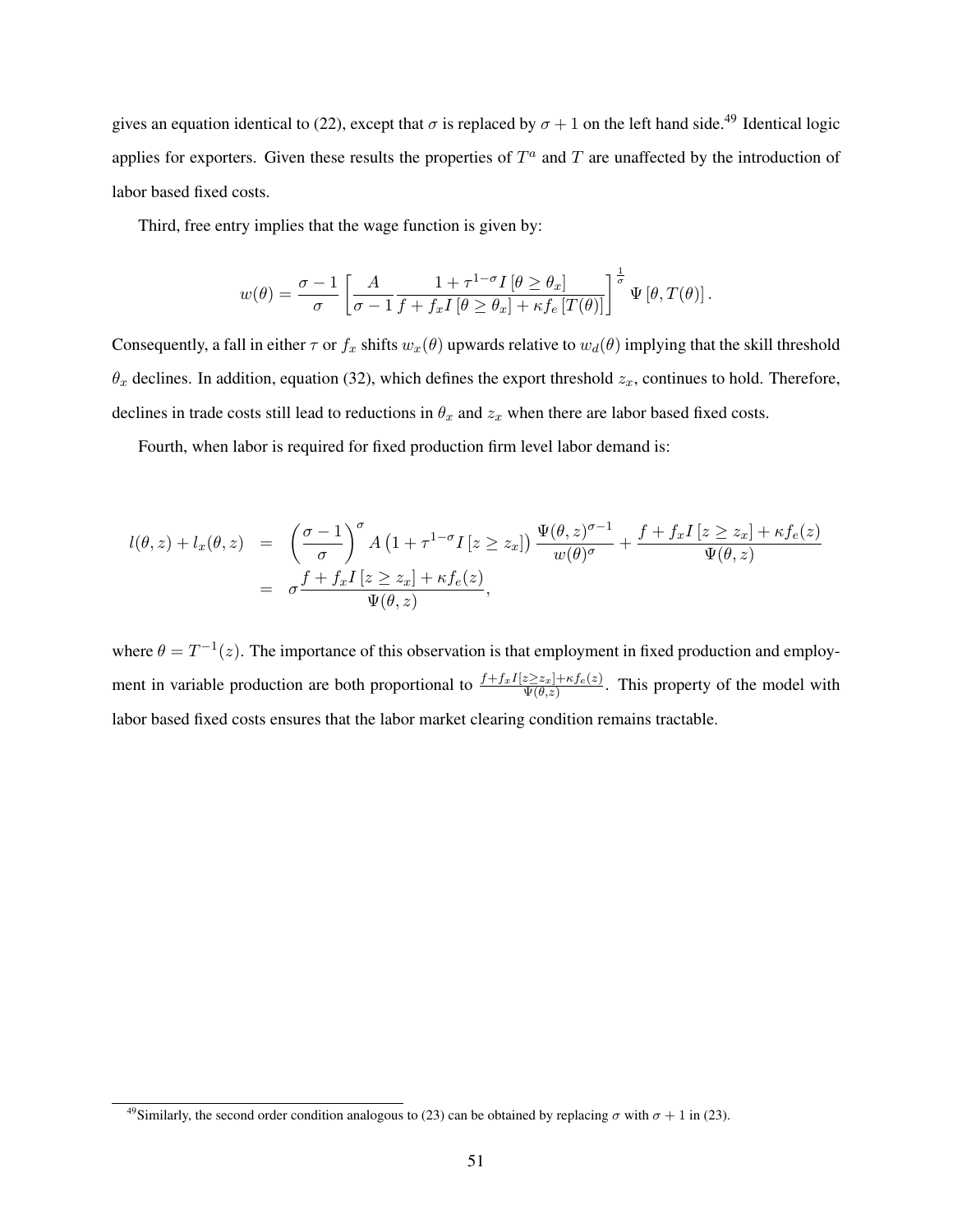gives an equation identical to (22), except that $\sigma$ is replaced by $\sigma+1$ on the left hand side.[49] Identical logic applies for exporters. Given these results the properties of $T^a$ and $T$ are unaffected by the introduction of labor based fixed costs.

Third, free entry implies that the wage function is given by:

$$w(\theta) = \frac{\sigma-1}{\sigma}\left[\frac{A}{\sigma-1}\frac{1+\tau^{1-\sigma}I\left[\theta \geq \theta_x\right]}{f+f_x I\left[\theta \geq \theta_x\right] + \kappa f_e\left[T(\theta)\right]}\right]^{\frac{1}{\sigma}} \Psi\left[\theta, T(\theta)\right].$$

Consequently, a fall in either $\tau$ or $f_x$ shifts $w_x(\theta)$ upwards relative to $w_d(\theta)$ implying that the skill threshold $\theta_x$ declines. In addition, equation (32), which defines the export threshold $z_x$, continues to hold. Therefore, declines in trade costs still lead to reductions in $\theta_x$ and $z_x$ when there are labor based fixed costs.

Fourth, when labor is required for fixed production firm level labor demand is:

$$\begin{aligned}
l(\theta,z) + l_x(\theta,z) &= \left(\frac{\sigma-1}{\sigma}\right)^{\sigma} A\left(1+\tau^{1-\sigma}I\left[z \geq z_x\right]\right)\frac{\Psi(\theta,z)^{\sigma-1}}{w(\theta)^{\sigma}} + \frac{f+f_x I\left[z \geq z_x\right] + \kappa f_e(z)}{\Psi(\theta,z)} \\
&= \sigma\frac{f+f_x I\left[z \geq z_x\right] + \kappa f_e(z)}{\Psi(\theta,z)},
\end{aligned}$$

where $\theta = T^{-1}(z)$. The importance of this observation is that employment in fixed production and employment in variable production are both proportional to $\frac{f+f_x I[z \geq z_x] + \kappa f_e(z)}{\Psi(\theta,z)}$. This property of the model with labor based fixed costs ensures that the labor market clearing condition remains tractable.

[49] Similarly, the second order condition analogous to (23) can be obtained by replacing $\sigma$ with $\sigma+1$ in (23).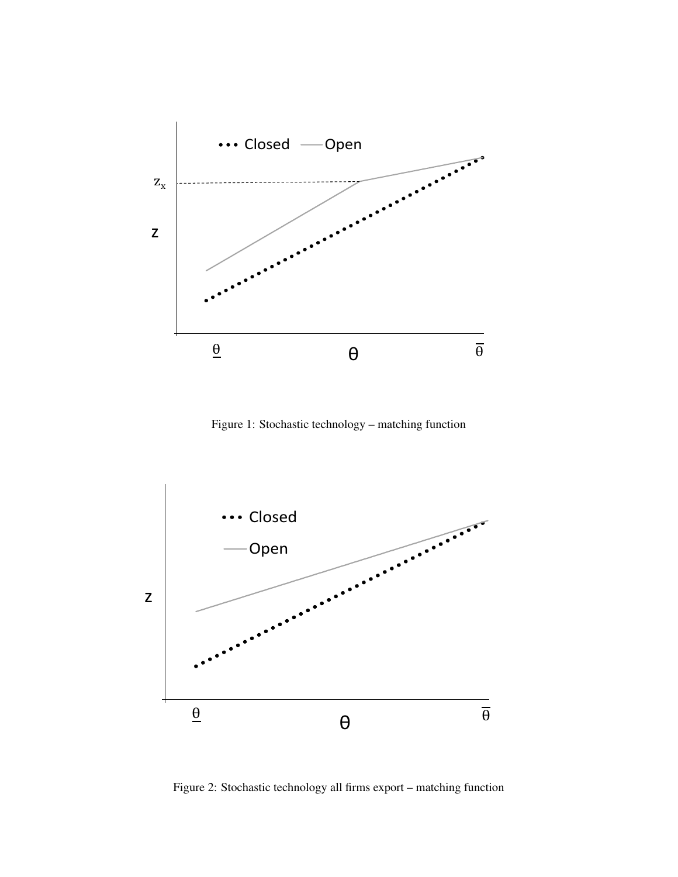Figure 1: Stochastic technology – matching function

Figure 2: Stochastic technology all firms export – matching function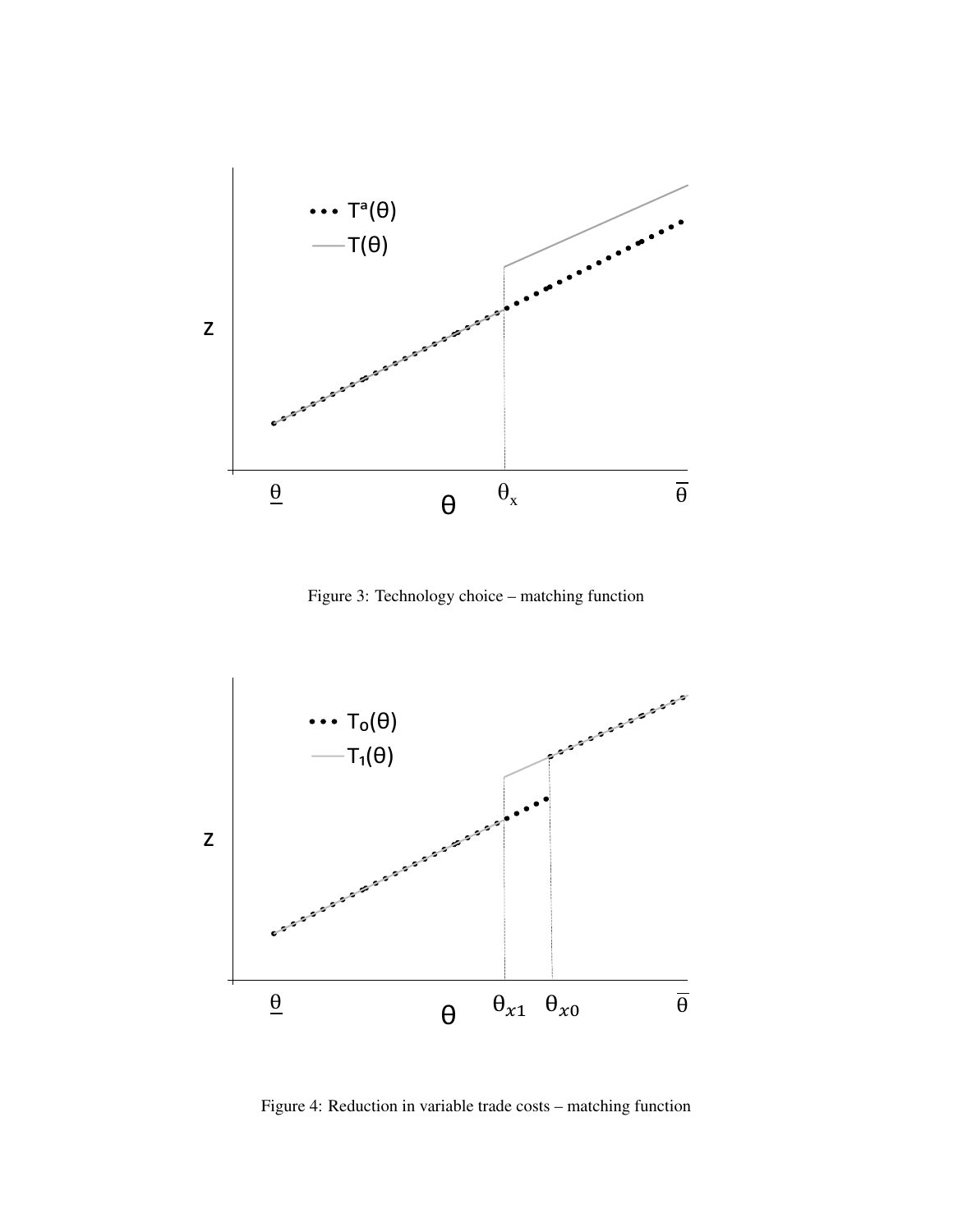Figure 3: Technology choice – matching function

Figure 4: Reduction in variable trade costs – matching function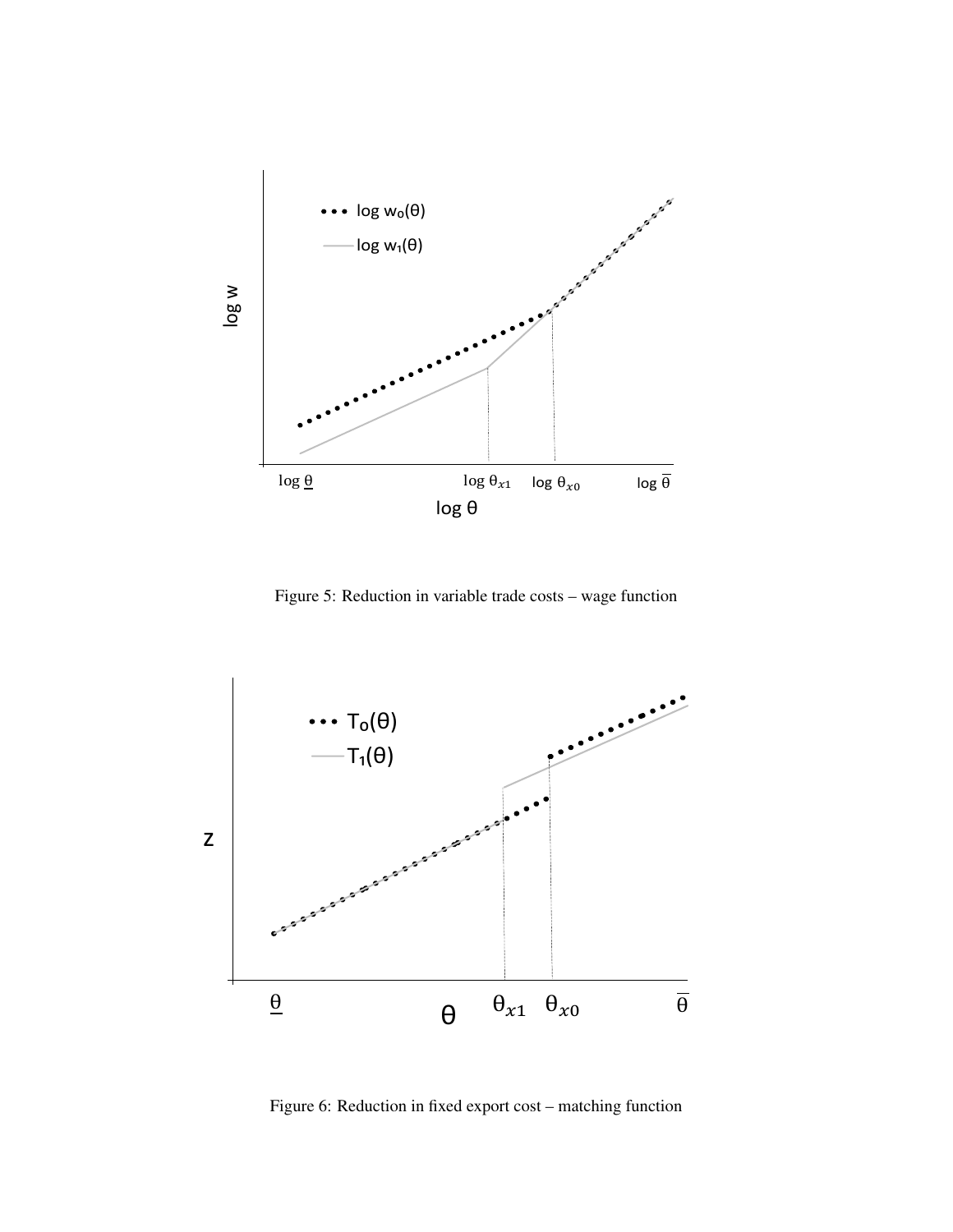$\log w_0(\theta)$

$\log w_1(\theta)$

log w

$\log \underline{\theta}$

$\log \theta_{x1}$

$\log \theta_{x0}$

$\log \overline{\theta}$

log θ

Figure 5: Reduction in variable trade costs – wage function

$T_0(\theta)$

$T_1(\theta)$

z

$\underline{\theta}$

θ

$\theta_{x1}$

$\theta_{x0}$

$\overline{\theta}$

Figure 6: Reduction in fixed export cost – matching function